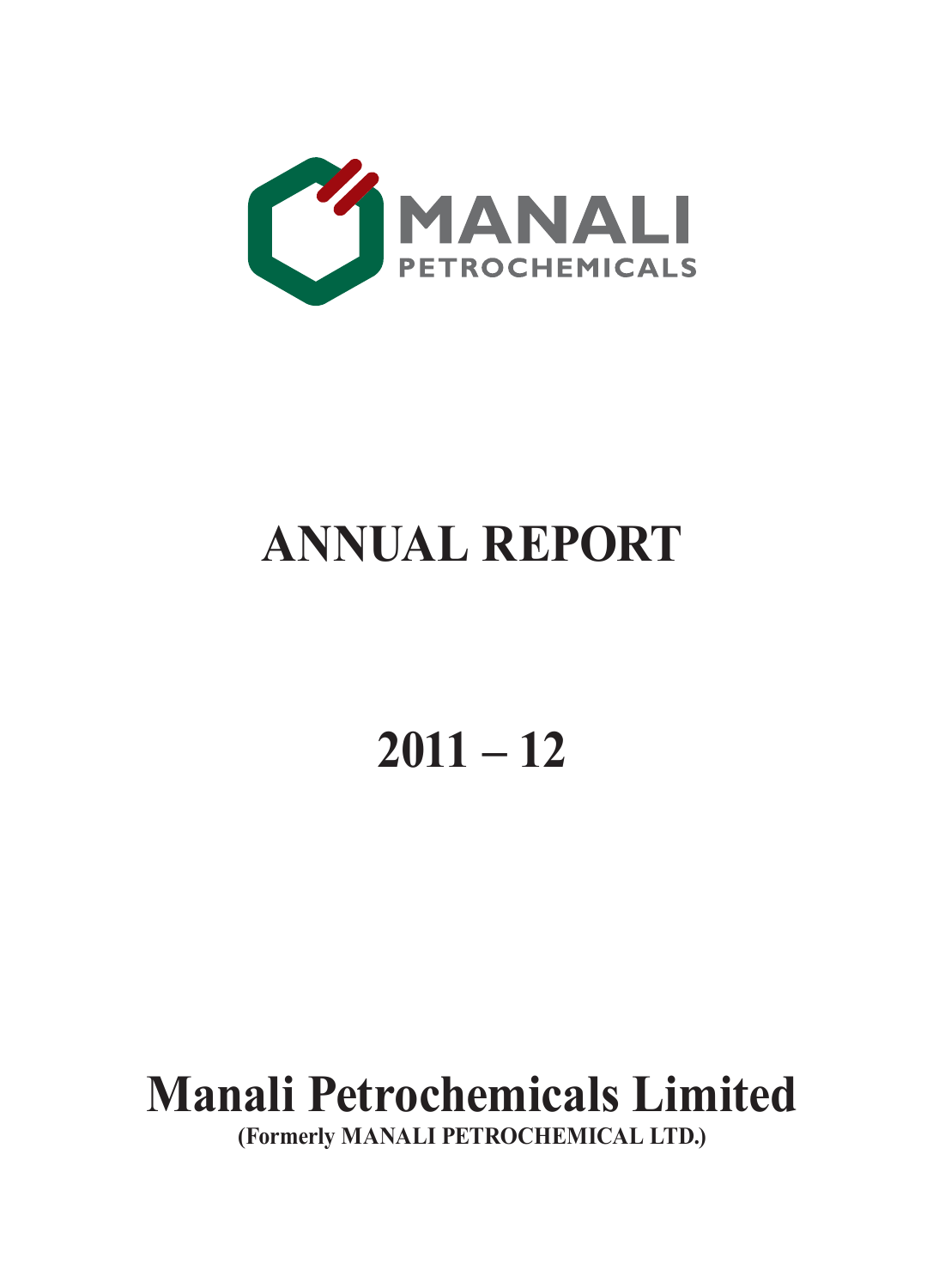MANALI
PETROCHEMICALS

# ANNUAL REPORT

# 2011 – 12

# Manali Petrochemicals Limited

**(Formerly MANALI PETROCHEMICAL LTD.)**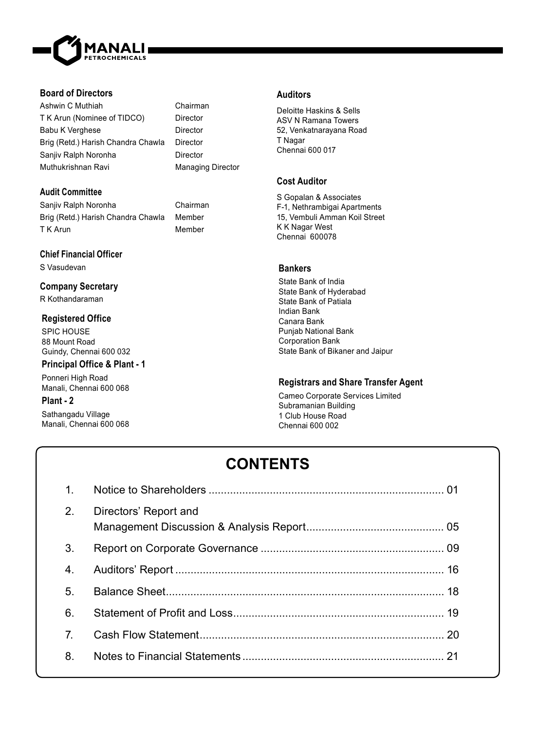## Board of Directors

| | |
|---|---|
| Ashwin C Muthiah | Chairman |
| T K Arun (Nominee of TIDCO) | Director |
| Babu K Verghese | Director |
| Brig (Retd.) Harish Chandra Chawla | Director |
| Sanjiv Ralph Noronha | Director |
| Muthukrishnan Ravi | Managing Director |

## Audit Committee

| | |
|---|---|
| Sanjiv Ralph Noronha | Chairman |
| Brig (Retd.) Harish Chandra Chawla | Member |
| T K Arun | Member |

## Chief Financial Officer

S Vasudevan

## Company Secretary

R Kothandaraman

## Registered Office

SPIC HOUSE
88 Mount Road
Guindy, Chennai 600 032

## Principal Office & Plant - 1

Ponneri High Road
Manali, Chennai 600 068

## Plant - 2

Sathangadu Village
Manali, Chennai 600 068

## Auditors

Deloitte Haskins & Sells
ASV N Ramana Towers
52, Venkatnarayana Road
T Nagar
Chennai 600 017

## Cost Auditor

S Gopalan & Associates
F-1, Nethrambigai Apartments
15, Vembuli Amman Koil Street
K K Nagar West
Chennai 600078

## Bankers

State Bank of India
State Bank of Hyderabad
State Bank of Patiala
Indian Bank
Canara Bank
Punjab National Bank
Corporation Bank
State Bank of Bikaner and Jaipur

## Registrars and Share Transfer Agent

Cameo Corporate Services Limited
Subramanian Building
1 Club House Road
Chennai 600 002

# CONTENTS

| | | |
|---|---|---|
| 1. | Notice to Shareholders | 01 |
| 2. | Directors' Report and Management Discussion & Analysis Report | 05 |
| 3. | Report on Corporate Governance | 09 |
| 4. | Auditors' Report | 16 |
| 5. | Balance Sheet | 18 |
| 6. | Statement of Profit and Loss | 19 |
| 7. | Cash Flow Statement | 20 |
| 8. | Notes to Financial Statements | 21 |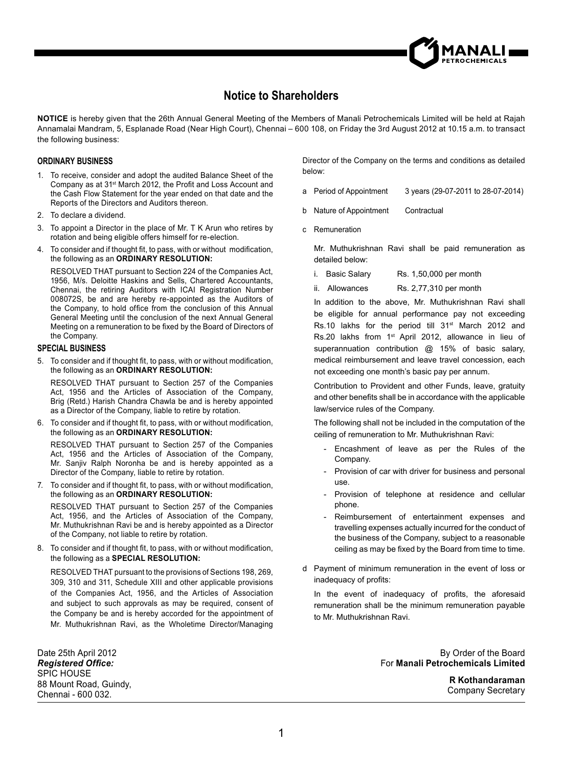# Notice to Shareholders

**NOTICE** is hereby given that the 26th Annual General Meeting of the Members of Manali Petrochemicals Limited will be held at Rajah Annamalai Mandram, 5, Esplanade Road (Near High Court), Chennai – 600 108, on Friday the 3rd August 2012 at 10.15 a.m. to transact the following business:

## ORDINARY BUSINESS

1. To receive, consider and adopt the audited Balance Sheet of the Company as at 31st March 2012, the Profit and Loss Account and the Cash Flow Statement for the year ended on that date and the Reports of the Directors and Auditors thereon.
2. To declare a dividend.
3. To appoint a Director in the place of Mr. T K Arun who retires by rotation and being eligible offers himself for re-election.
4. To consider and if thought fit, to pass, with or without modification, the following as an **ORDINARY RESOLUTION:**

   RESOLVED THAT pursuant to Section 224 of the Companies Act, 1956, M/s. Deloitte Haskins and Sells, Chartered Accountants, Chennai, the retiring Auditors with ICAI Registration Number 008072S, be and are hereby re-appointed as the Auditors of the Company, to hold office from the conclusion of this Annual General Meeting until the conclusion of the next Annual General Meeting on a remuneration to be fixed by the Board of Directors of the Company.

## SPECIAL BUSINESS

5. To consider and if thought fit, to pass, with or without modification, the following as an **ORDINARY RESOLUTION:**

   RESOLVED THAT pursuant to Section 257 of the Companies Act, 1956 and the Articles of Association of the Company, Brig (Retd.) Harish Chandra Chawla be and is hereby appointed as a Director of the Company, liable to retire by rotation.
6. To consider and if thought fit, to pass, with or without modification, the following as an **ORDINARY RESOLUTION:**

   RESOLVED THAT pursuant to Section 257 of the Companies Act, 1956 and the Articles of Association of the Company, Mr. Sanjiv Ralph Noronha be and is hereby appointed as a Director of the Company, liable to retire by rotation.
7. To consider and if thought fit, to pass, with or without modification, the following as an **ORDINARY RESOLUTION:**

   RESOLVED THAT pursuant to Section 257 of the Companies Act, 1956, and the Articles of Association of the Company, Mr. Muthukrishnan Ravi be and is hereby appointed as a Director of the Company, not liable to retire by rotation.
8. To consider and if thought fit, to pass, with or without modification, the following as a **SPECIAL RESOLUTION:**

   RESOLVED THAT pursuant to the provisions of Sections 198, 269, 309, 310 and 311, Schedule XIII and other applicable provisions of the Companies Act, 1956, and the Articles of Association and subject to such approvals as may be required, consent of the Company be and is hereby accorded for the appointment of Mr. Muthukrishnan Ravi, as the Wholetime Director/Managing Director of the Company on the terms and conditions as detailed below:

   a Period of Appointment — 3 years (29-07-2011 to 28-07-2014)

   b Nature of Appointment — Contractual

   c Remuneration

   Mr. Muthukrishnan Ravi shall be paid remuneration as detailed below:

   i. Basic Salary — Rs. 1,50,000 per month

   ii. Allowances — Rs. 2,77,310 per month

   In addition to the above, Mr. Muthukrishnan Ravi shall be eligible for annual performance pay not exceeding Rs.10 lakhs for the period till 31st March 2012 and Rs.20 lakhs from 1st April 2012, allowance in lieu of superannuation contribution @ 15% of basic salary, medical reimbursement and leave travel concession, each not exceeding one month's basic pay per annum.

   Contribution to Provident and other Funds, leave, gratuity and other benefits shall be in accordance with the applicable law/service rules of the Company.

   The following shall not be included in the computation of the ceiling of remuneration to Mr. Muthukrishnan Ravi:

   - Encashment of leave as per the Rules of the Company.
   - Provision of car with driver for business and personal use.
   - Provision of telephone at residence and cellular phone.
   - Reimbursement of entertainment expenses and travelling expenses actually incurred for the conduct of the business of the Company, subject to a reasonable ceiling as may be fixed by the Board from time to time.

   d Payment of minimum remuneration in the event of loss or inadequacy of profits:

   In the event of inadequacy of profits, the aforesaid remuneration shall be the minimum remuneration payable to Mr. Muthukrishnan Ravi.

Date 25th April 2012
***Registered Office:***
SPIC HOUSE
88 Mount Road, Guindy,
Chennai - 600 032.

By Order of the Board
For **Manali Petrochemicals Limited**

**R Kothandaraman**
Company Secretary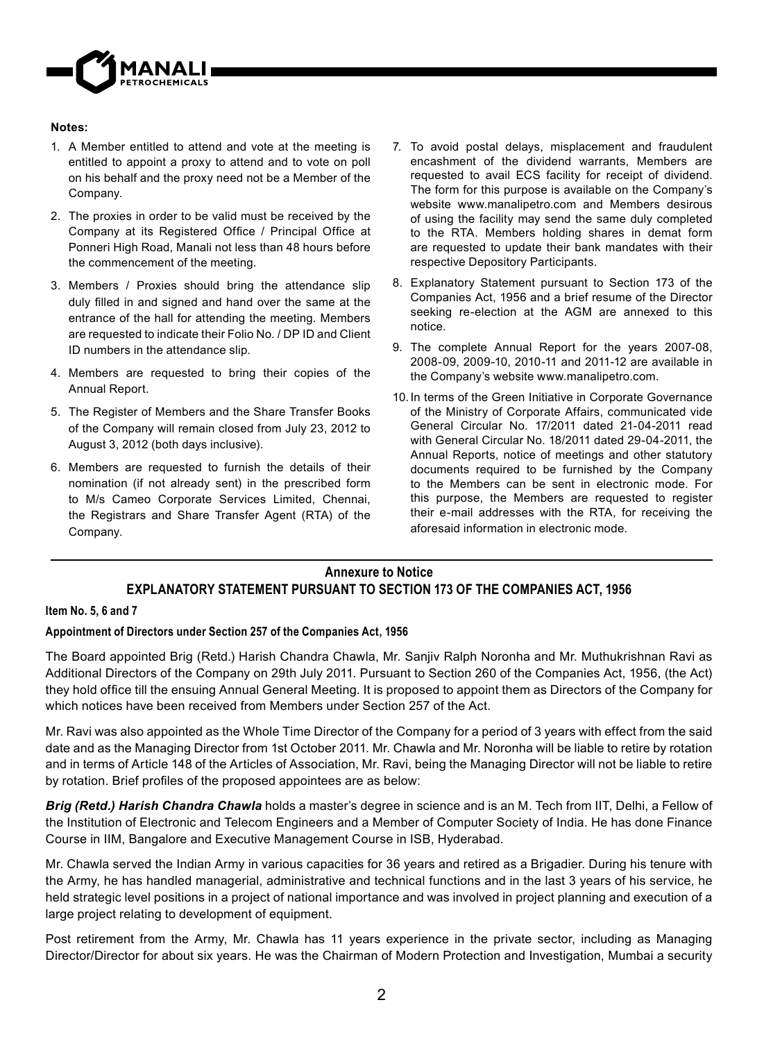**Notes:**

1. A Member entitled to attend and vote at the meeting is entitled to appoint a proxy to attend and to vote on poll on his behalf and the proxy need not be a Member of the Company.
2. The proxies in order to be valid must be received by the Company at its Registered Office / Principal Office at Ponneri High Road, Manali not less than 48 hours before the commencement of the meeting.
3. Members / Proxies should bring the attendance slip duly filled in and signed and hand over the same at the entrance of the hall for attending the meeting. Members are requested to indicate their Folio No. / DP ID and Client ID numbers in the attendance slip.
4. Members are requested to bring their copies of the Annual Report.
5. The Register of Members and the Share Transfer Books of the Company will remain closed from July 23, 2012 to August 3, 2012 (both days inclusive).
6. Members are requested to furnish the details of their nomination (if not already sent) in the prescribed form to M/s Cameo Corporate Services Limited, Chennai, the Registrars and Share Transfer Agent (RTA) of the Company.
7. To avoid postal delays, misplacement and fraudulent encashment of the dividend warrants, Members are requested to avail ECS facility for receipt of dividend. The form for this purpose is available on the Company's website www.manalipetro.com and Members desirous of using the facility may send the same duly completed to the RTA. Members holding shares in demat form are requested to update their bank mandates with their respective Depository Participants.
8. Explanatory Statement pursuant to Section 173 of the Companies Act, 1956 and a brief resume of the Director seeking re-election at the AGM are annexed to this notice.
9. The complete Annual Report for the years 2007-08, 2008-09, 2009-10, 2010-11 and 2011-12 are available in the Company's website www.manalipetro.com.
10. In terms of the Green Initiative in Corporate Governance of the Ministry of Corporate Affairs, communicated vide General Circular No. 17/2011 dated 21-04-2011 read with General Circular No. 18/2011 dated 29-04-2011, the Annual Reports, notice of meetings and other statutory documents required to be furnished by the Company to the Members can be sent in electronic mode. For this purpose, the Members are requested to register their e-mail addresses with the RTA, for receiving the aforesaid information in electronic mode.

## Annexure to Notice

## EXPLANATORY STATEMENT PURSUANT TO SECTION 173 OF THE COMPANIES ACT, 1956

**Item No. 5, 6 and 7**

**Appointment of Directors under Section 257 of the Companies Act, 1956**

The Board appointed Brig (Retd.) Harish Chandra Chawla, Mr. Sanjiv Ralph Noronha and Mr. Muthukrishnan Ravi as Additional Directors of the Company on 29th July 2011. Pursuant to Section 260 of the Companies Act, 1956, (the Act) they hold office till the ensuing Annual General Meeting. It is proposed to appoint them as Directors of the Company for which notices have been received from Members under Section 257 of the Act.

Mr. Ravi was also appointed as the Whole Time Director of the Company for a period of 3 years with effect from the said date and as the Managing Director from 1st October 2011. Mr. Chawla and Mr. Noronha will be liable to retire by rotation and in terms of Article 148 of the Articles of Association, Mr. Ravi, being the Managing Director will not be liable to retire by rotation. Brief profiles of the proposed appointees are as below:

***Brig (Retd.) Harish Chandra Chawla*** holds a master's degree in science and is an M. Tech from IIT, Delhi, a Fellow of the Institution of Electronic and Telecom Engineers and a Member of Computer Society of India. He has done Finance Course in IIM, Bangalore and Executive Management Course in ISB, Hyderabad.

Mr. Chawla served the Indian Army in various capacities for 36 years and retired as a Brigadier. During his tenure with the Army, he has handled managerial, administrative and technical functions and in the last 3 years of his service, he held strategic level positions in a project of national importance and was involved in project planning and execution of a large project relating to development of equipment.

Post retirement from the Army, Mr. Chawla has 11 years experience in the private sector, including as Managing Director/Director for about six years. He was the Chairman of Modern Protection and Investigation, Mumbai a security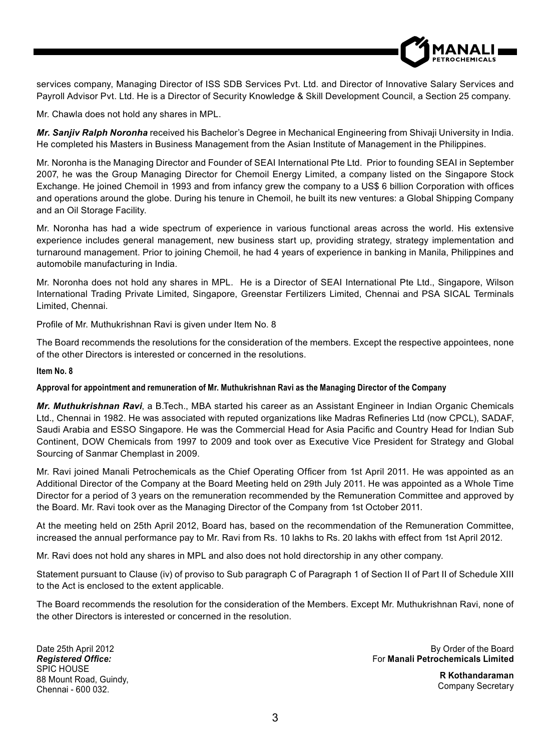services company, Managing Director of ISS SDB Services Pvt. Ltd. and Director of Innovative Salary Services and Payroll Advisor Pvt. Ltd. He is a Director of Security Knowledge & Skill Development Council, a Section 25 company.

Mr. Chawla does not hold any shares in MPL.

***Mr. Sanjiv Ralph Noronha*** received his Bachelor's Degree in Mechanical Engineering from Shivaji University in India. He completed his Masters in Business Management from the Asian Institute of Management in the Philippines.

Mr. Noronha is the Managing Director and Founder of SEAI International Pte Ltd. Prior to founding SEAI in September 2007, he was the Group Managing Director for Chemoil Energy Limited, a company listed on the Singapore Stock Exchange. He joined Chemoil in 1993 and from infancy grew the company to a US$ 6 billion Corporation with offices and operations around the globe. During his tenure in Chemoil, he built its new ventures: a Global Shipping Company and an Oil Storage Facility.

Mr. Noronha has had a wide spectrum of experience in various functional areas across the world. His extensive experience includes general management, new business start up, providing strategy, strategy implementation and turnaround management. Prior to joining Chemoil, he had 4 years of experience in banking in Manila, Philippines and automobile manufacturing in India.

Mr. Noronha does not hold any shares in MPL. He is a Director of SEAI International Pte Ltd., Singapore, Wilson International Trading Private Limited, Singapore, Greenstar Fertilizers Limited, Chennai and PSA SICAL Terminals Limited, Chennai.

Profile of Mr. Muthukrishnan Ravi is given under Item No. 8

The Board recommends the resolutions for the consideration of the members. Except the respective appointees, none of the other Directors is interested or concerned in the resolutions.

**Item No. 8**

**Approval for appointment and remuneration of Mr. Muthukrishnan Ravi as the Managing Director of the Company**

***Mr. Muthukrishnan Ravi***, a B.Tech., MBA started his career as an Assistant Engineer in Indian Organic Chemicals Ltd., Chennai in 1982. He was associated with reputed organizations like Madras Refineries Ltd (now CPCL), SADAF, Saudi Arabia and ESSO Singapore. He was the Commercial Head for Asia Pacific and Country Head for Indian Sub Continent, DOW Chemicals from 1997 to 2009 and took over as Executive Vice President for Strategy and Global Sourcing of Sanmar Chemplast in 2009.

Mr. Ravi joined Manali Petrochemicals as the Chief Operating Officer from 1st April 2011. He was appointed as an Additional Director of the Company at the Board Meeting held on 29th July 2011. He was appointed as a Whole Time Director for a period of 3 years on the remuneration recommended by the Remuneration Committee and approved by the Board. Mr. Ravi took over as the Managing Director of the Company from 1st October 2011.

At the meeting held on 25th April 2012, Board has, based on the recommendation of the Remuneration Committee, increased the annual performance pay to Mr. Ravi from Rs. 10 lakhs to Rs. 20 lakhs with effect from 1st April 2012.

Mr. Ravi does not hold any shares in MPL and also does not hold directorship in any other company.

Statement pursuant to Clause (iv) of proviso to Sub paragraph C of Paragraph 1 of Section II of Part II of Schedule XIII to the Act is enclosed to the extent applicable.

The Board recommends the resolution for the consideration of the Members. Except Mr. Muthukrishnan Ravi, none of the other Directors is interested or concerned in the resolution.

Date 25th April 2012
***Registered Office:***
SPIC HOUSE
88 Mount Road, Guindy,
Chennai - 600 032.

By Order of the Board
For **Manali Petrochemicals Limited**

**R Kothandaraman**
Company Secretary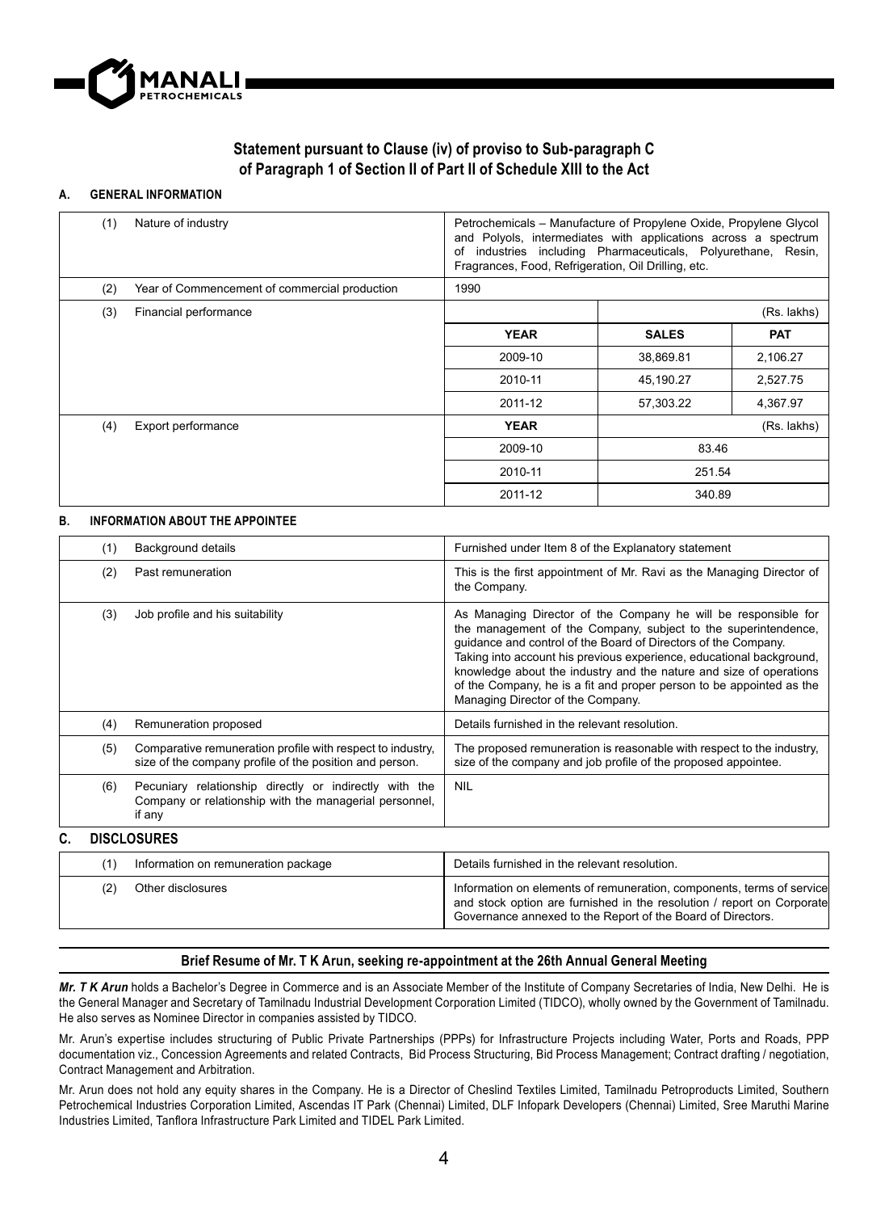## Statement pursuant to Clause (iv) of proviso to Sub-paragraph C of Paragraph 1 of Section II of Part II of Schedule XIII to the Act

### A. GENERAL INFORMATION

| | | | | |
|---|---|---|---|---|
| (1) | Nature of industry | Petrochemicals – Manufacture of Propylene Oxide, Propylene Glycol and Polyols, intermediates with applications across a spectrum of industries including Pharmaceuticals, Polyurethane, Resin, Fragrances, Food, Refrigeration, Oil Drilling, etc. | | |
| (2) | Year of Commencement of commercial production | 1990 | | |
| (3) | Financial performance | | | (Rs. lakhs) |
| | | **YEAR** | **SALES** | **PAT** |
| | | 2009-10 | 38,869.81 | 2,106.27 |
| | | 2010-11 | 45,190.27 | 2,527.75 |
| | | 2011-12 | 57,303.22 | 4,367.97 |
| (4) | Export performance | **YEAR** | | (Rs. lakhs) |
| | | 2009-10 | 83.46 | |
| | | 2010-11 | 251.54 | |
| | | 2011-12 | 340.89 | |

### B. INFORMATION ABOUT THE APPOINTEE

| | | |
|---|---|---|
| (1) | Background details | Furnished under Item 8 of the Explanatory statement |
| (2) | Past remuneration | This is the first appointment of Mr. Ravi as the Managing Director of the Company. |
| (3) | Job profile and his suitability | As Managing Director of the Company he will be responsible for the management of the Company, subject to the superintendence, guidance and control of the Board of Directors of the Company. Taking into account his previous experience, educational background, knowledge about the industry and the nature and size of operations of the Company, he is a fit and proper person to be appointed as the Managing Director of the Company. |
| (4) | Remuneration proposed | Details furnished in the relevant resolution. |
| (5) | Comparative remuneration profile with respect to industry, size of the company profile of the position and person. | The proposed remuneration is reasonable with respect to the industry, size of the company and job profile of the proposed appointee. |
| (6) | Pecuniary relationship directly or indirectly with the Company or relationship with the managerial personnel, if any | NIL |

### C. DISCLOSURES

| | | |
|---|---|---|
| (1) | Information on remuneration package | Details furnished in the relevant resolution. |
| (2) | Other disclosures | Information on elements of remuneration, components, terms of service and stock option are furnished in the resolution / report on Corporate Governance annexed to the Report of the Board of Directors. |

## Brief Resume of Mr. T K Arun, seeking re-appointment at the 26th Annual General Meeting

***Mr. T K Arun*** holds a Bachelor's Degree in Commerce and is an Associate Member of the Institute of Company Secretaries of India, New Delhi. He is the General Manager and Secretary of Tamilnadu Industrial Development Corporation Limited (TIDCO), wholly owned by the Government of Tamilnadu. He also serves as Nominee Director in companies assisted by TIDCO.

Mr. Arun's expertise includes structuring of Public Private Partnerships (PPPs) for Infrastructure Projects including Water, Ports and Roads, PPP documentation viz., Concession Agreements and related Contracts, Bid Process Structuring, Bid Process Management; Contract drafting / negotiation, Contract Management and Arbitration.

Mr. Arun does not hold any equity shares in the Company. He is a Director of Cheslind Textiles Limited, Tamilnadu Petroproducts Limited, Southern Petrochemical Industries Corporation Limited, Ascendas IT Park (Chennai) Limited, DLF Infopark Developers (Chennai) Limited, Sree Maruthi Marine Industries Limited, Tanflora Infrastructure Park Limited and TIDEL Park Limited.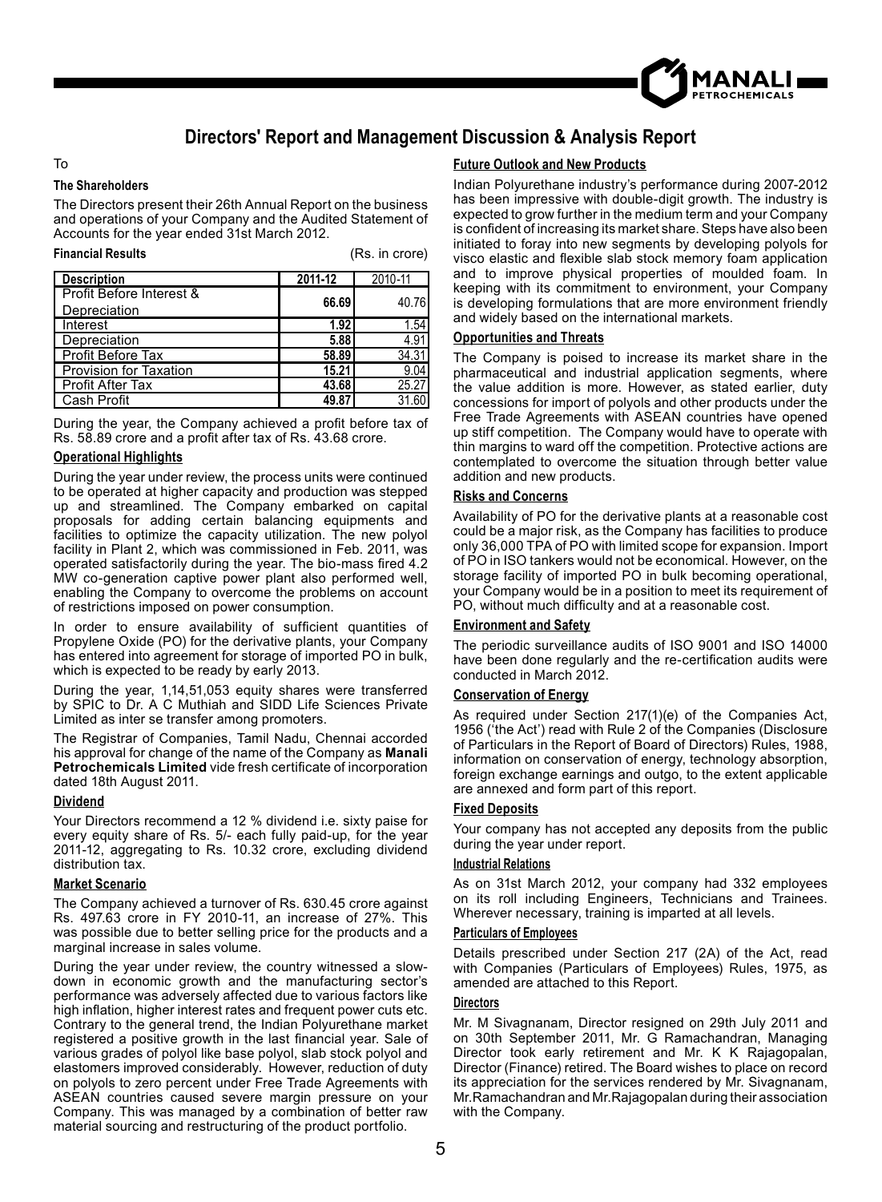# Directors' Report and Management Discussion & Analysis Report

To

**The Shareholders**

The Directors present their 26th Annual Report on the business and operations of your Company and the Audited Statement of Accounts for the year ended 31st March 2012.

**Financial Results** (Rs. in crore)

| Description | 2011-12 | 2010-11 |
|---|---|---|
| Profit Before Interest & Depreciation | **66.69** | 40.76 |
| Interest | **1.92** | 1.54 |
| Depreciation | **5.88** | 4.91 |
| Profit Before Tax | **58.89** | 34.31 |
| Provision for Taxation | **15.21** | 9.04 |
| Profit After Tax | **43.68** | 25.27 |
| Cash Profit | **49.87** | 31.60 |

During the year, the Company achieved a profit before tax of Rs. 58.89 crore and a profit after tax of Rs. 43.68 crore.

**Operational Highlights**

During the year under review, the process units were continued to be operated at higher capacity and production was stepped up and streamlined. The Company embarked on capital proposals for adding certain balancing equipments and facilities to optimize the capacity utilization. The new polyol facility in Plant 2, which was commissioned in Feb. 2011, was operated satisfactorily during the year. The bio-mass fired 4.2 MW co-generation captive power plant also performed well, enabling the Company to overcome the problems on account of restrictions imposed on power consumption.

In order to ensure availability of sufficient quantities of Propylene Oxide (PO) for the derivative plants, your Company has entered into agreement for storage of imported PO in bulk, which is expected to be ready by early 2013.

During the year, 1,14,51,053 equity shares were transferred by SPIC to Dr. A C Muthiah and SIDD Life Sciences Private Limited as inter se transfer among promoters.

The Registrar of Companies, Tamil Nadu, Chennai accorded his approval for change of the name of the Company as **Manali Petrochemicals Limited** vide fresh certificate of incorporation dated 18th August 2011.

**Dividend**

Your Directors recommend a 12 % dividend i.e. sixty paise for every equity share of Rs. 5/- each fully paid-up, for the year 2011-12, aggregating to Rs. 10.32 crore, excluding dividend distribution tax.

**Market Scenario**

The Company achieved a turnover of Rs. 630.45 crore against Rs. 497.63 crore in FY 2010-11, an increase of 27%. This was possible due to better selling price for the products and a marginal increase in sales volume.

During the year under review, the country witnessed a slow-down in economic growth and the manufacturing sector's performance was adversely affected due to various factors like high inflation, higher interest rates and frequent power cuts etc. Contrary to the general trend, the Indian Polyurethane market registered a positive growth in the last financial year. Sale of various grades of polyol like base polyol, slab stock polyol and elastomers improved considerably. However, reduction of duty on polyols to zero percent under Free Trade Agreements with ASEAN countries caused severe margin pressure on your Company. This was managed by a combination of better raw material sourcing and restructuring of the product portfolio.

**Future Outlook and New Products**

Indian Polyurethane industry's performance during 2007-2012 has been impressive with double-digit growth. The industry is expected to grow further in the medium term and your Company is confident of increasing its market share. Steps have also been initiated to foray into new segments by developing polyols for visco elastic and flexible slab stock memory foam application and to improve physical properties of moulded foam. In keeping with its commitment to environment, your Company is developing formulations that are more environment friendly and widely based on the international markets.

**Opportunities and Threats**

The Company is poised to increase its market share in the pharmaceutical and industrial application segments, where the value addition is more. However, as stated earlier, duty concessions for import of polyols and other products under the Free Trade Agreements with ASEAN countries have opened up stiff competition. The Company would have to operate with thin margins to ward off the competition. Protective actions are contemplated to overcome the situation through better value addition and new products.

**Risks and Concerns**

Availability of PO for the derivative plants at a reasonable cost could be a major risk, as the Company has facilities to produce only 36,000 TPA of PO with limited scope for expansion. Import of PO in ISO tankers would not be economical. However, on the storage facility of imported PO in bulk becoming operational, your Company would be in a position to meet its requirement of PO, without much difficulty and at a reasonable cost.

**Environment and Safety**

The periodic surveillance audits of ISO 9001 and ISO 14000 have been done regularly and the re-certification audits were conducted in March 2012.

**Conservation of Energy**

As required under Section 217(1)(e) of the Companies Act, 1956 ('the Act') read with Rule 2 of the Companies (Disclosure of Particulars in the Report of Board of Directors) Rules, 1988, information on conservation of energy, technology absorption, foreign exchange earnings and outgo, to the extent applicable are annexed and form part of this report.

**Fixed Deposits**

Your company has not accepted any deposits from the public during the year under report.

**Industrial Relations**

As on 31st March 2012, your company had 332 employees on its roll including Engineers, Technicians and Trainees. Wherever necessary, training is imparted at all levels.

**Particulars of Employees**

Details prescribed under Section 217 (2A) of the Act, read with Companies (Particulars of Employees) Rules, 1975, as amended are attached to this Report.

**Directors**

Mr. M Sivagnanam, Director resigned on 29th July 2011 and on 30th September 2011, Mr. G Ramachandran, Managing Director took early retirement and Mr. K K Rajagopalan, Director (Finance) retired. The Board wishes to place on record its appreciation for the services rendered by Mr. Sivagnanam, Mr.Ramachandran and Mr.Rajagopalan during their association with the Company.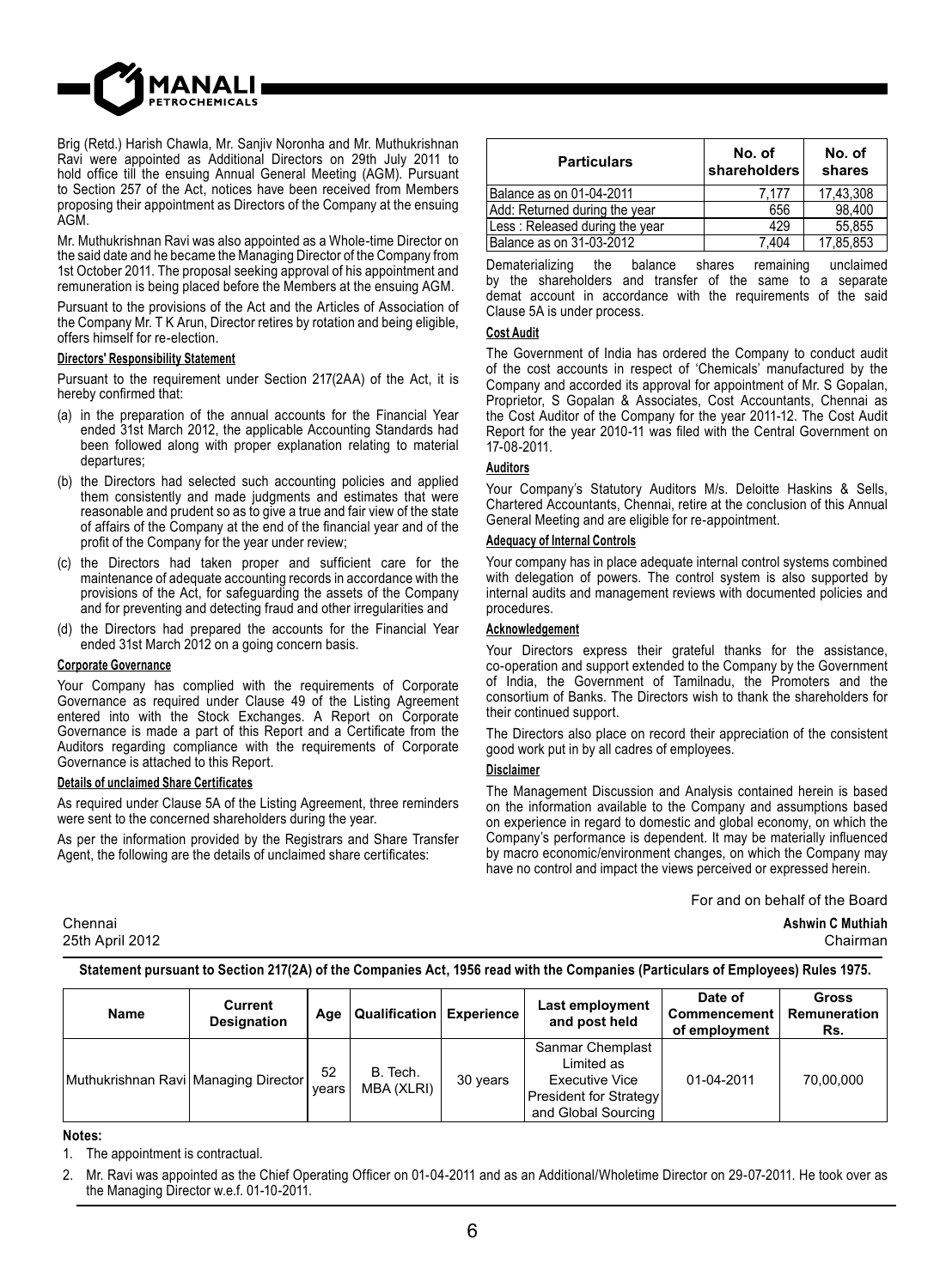Brig (Retd.) Harish Chawla, Mr. Sanjiv Noronha and Mr. Muthukrishnan Ravi were appointed as Additional Directors on 29th July 2011 to hold office till the ensuing Annual General Meeting (AGM). Pursuant to Section 257 of the Act, notices have been received from Members proposing their appointment as Directors of the Company at the ensuing AGM.

Mr. Muthukrishnan Ravi was also appointed as a Whole-time Director on the said date and he became the Managing Director of the Company from 1st October 2011. The proposal seeking approval of his appointment and remuneration is being placed before the Members at the ensuing AGM.

Pursuant to the provisions of the Act and the Articles of Association of the Company Mr. T K Arun, Director retires by rotation and being eligible, offers himself for re-election.

#### Directors' Responsibility Statement

Pursuant to the requirement under Section 217(2AA) of the Act, it is hereby confirmed that:

(a) in the preparation of the annual accounts for the Financial Year ended 31st March 2012, the applicable Accounting Standards had been followed along with proper explanation relating to material departures;

(b) the Directors had selected such accounting policies and applied them consistently and made judgments and estimates that were reasonable and prudent so as to give a true and fair view of the state of affairs of the Company at the end of the financial year and of the profit of the Company for the year under review;

(c) the Directors had taken proper and sufficient care for the maintenance of adequate accounting records in accordance with the provisions of the Act, for safeguarding the assets of the Company and for preventing and detecting fraud and other irregularities and

(d) the Directors had prepared the accounts for the Financial Year ended 31st March 2012 on a going concern basis.

#### Corporate Governance

Your Company has complied with the requirements of Corporate Governance as required under Clause 49 of the Listing Agreement entered into with the Stock Exchanges. A Report on Corporate Governance is made a part of this Report and a Certificate from the Auditors regarding compliance with the requirements of Corporate Governance is attached to this Report.

#### Details of unclaimed Share Certificates

As required under Clause 5A of the Listing Agreement, three reminders were sent to the concerned shareholders during the year.

As per the information provided by the Registrars and Share Transfer Agent, the following are the details of unclaimed share certificates:

| Particulars | No. of shareholders | No. of shares |
|---|---|---|
| Balance as on 01-04-2011 | 7,177 | 17,43,308 |
| Add: Returned during the year | 656 | 98,400 |
| Less : Released during the year | 429 | 55,855 |
| Balance as on 31-03-2012 | 7,404 | 17,85,853 |

Dematerializing the balance shares remaining unclaimed by the shareholders and transfer of the same to a separate demat account in accordance with the requirements of the said Clause 5A is under process.

#### Cost Audit

The Government of India has ordered the Company to conduct audit of the cost accounts in respect of 'Chemicals' manufactured by the Company and accorded its approval for appointment of Mr. S Gopalan, Proprietor, S Gopalan & Associates, Cost Accountants, Chennai as the Cost Auditor of the Company for the year 2011-12. The Cost Audit Report for the year 2010-11 was filed with the Central Government on 17-08-2011.

#### Auditors

Your Company's Statutory Auditors M/s. Deloitte Haskins & Sells, Chartered Accountants, Chennai, retire at the conclusion of this Annual General Meeting and are eligible for re-appointment.

#### Adequacy of Internal Controls

Your company has in place adequate internal control systems combined with delegation of powers. The control system is also supported by internal audits and management reviews with documented policies and procedures.

#### Acknowledgement

Your Directors express their grateful thanks for the assistance, co-operation and support extended to the Company by the Government of India, the Government of Tamilnadu, the Promoters and the consortium of Banks. The Directors wish to thank the shareholders for their continued support.

The Directors also place on record their appreciation of the consistent good work put in by all cadres of employees.

#### Disclaimer

The Management Discussion and Analysis contained herein is based on the information available to the Company and assumptions based on experience in regard to domestic and global economy, on which the Company's performance is dependent. It may be materially influenced by macro economic/environment changes, on which the Company may have no control and impact the views perceived or expressed herein.

For and on behalf of the Board

Chennai
25th April 2012

**Ashwin C Muthiah**
Chairman

**Statement pursuant to Section 217(2A) of the Companies Act, 1956 read with the Companies (Particulars of Employees) Rules 1975.**

| Name | Current Designation | Age | Qualification | Experience | Last employment and post held | Date of Commencement of employment | Gross Remuneration Rs. |
|---|---|---|---|---|---|---|---|
| Muthukrishnan Ravi | Managing Director | 52 years | B. Tech. MBA (XLRI) | 30 years | Sanmar Chemplast Limited as Executive Vice President for Strategy and Global Sourcing | 01-04-2011 | 70,00,000 |

**Notes:**

1. The appointment is contractual.
2. Mr. Ravi was appointed as the Chief Operating Officer on 01-04-2011 and as an Additional/Wholetime Director on 29-07-2011. He took over as the Managing Director w.e.f. 01-10-2011.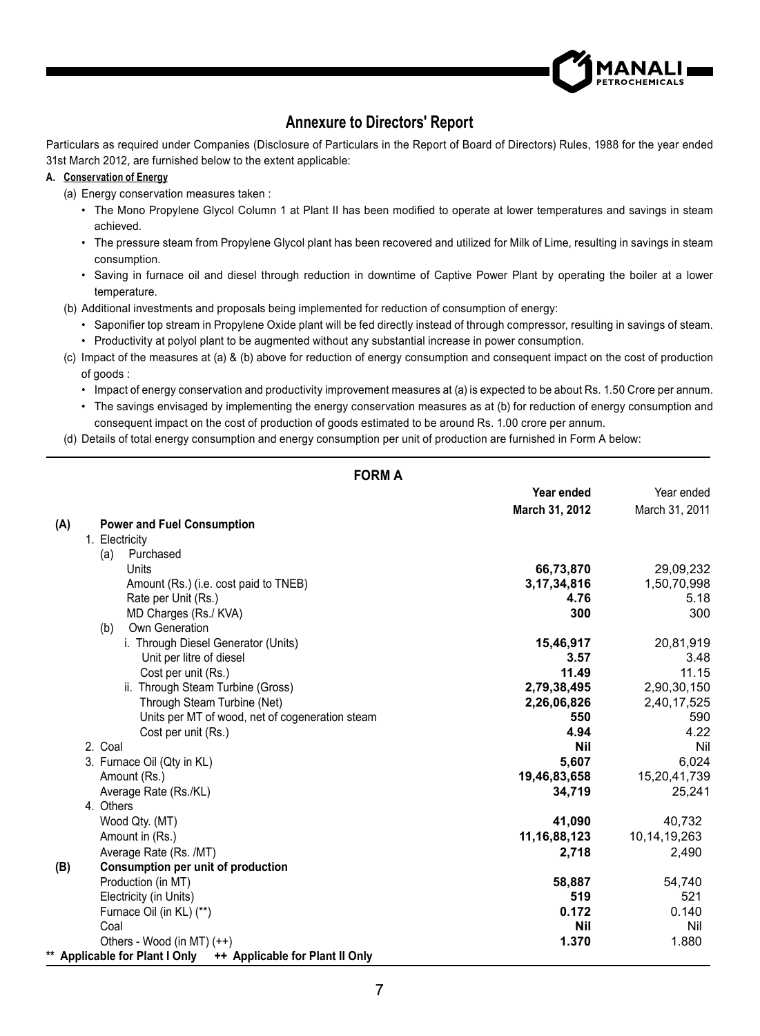## Annexure to Directors' Report

Particulars as required under Companies (Disclosure of Particulars in the Report of Board of Directors) Rules, 1988 for the year ended 31st March 2012, are furnished below to the extent applicable:

### A. Conservation of Energy

(a) Energy conservation measures taken :

- The Mono Propylene Glycol Column 1 at Plant II has been modified to operate at lower temperatures and savings in steam achieved.
- The pressure steam from Propylene Glycol plant has been recovered and utilized for Milk of Lime, resulting in savings in steam consumption.
- Saving in furnace oil and diesel through reduction in downtime of Captive Power Plant by operating the boiler at a lower temperature.

(b) Additional investments and proposals being implemented for reduction of consumption of energy:

- Saponifier top stream in Propylene Oxide plant will be fed directly instead of through compressor, resulting in savings of steam.
- Productivity at polyol plant to be augmented without any substantial increase in power consumption.

(c) Impact of the measures at (a) & (b) above for reduction of energy consumption and consequent impact on the cost of production of goods :

- Impact of energy conservation and productivity improvement measures at (a) is expected to be about Rs. 1.50 Crore per annum.
- The savings envisaged by implementing the energy conservation measures as at (b) for reduction of energy consumption and consequent impact on the cost of production of goods estimated to be around Rs. 1.00 crore per annum.

(d) Details of total energy consumption and energy consumption per unit of production are furnished in Form A below:

### FORM A

| | | Year ended March 31, 2012 | Year ended March 31, 2011 |
|---|---|---|---|
| **(A)** | **Power and Fuel Consumption** | | |
| | 1. Electricity | | |
| | (a) Purchased | | |
| | Units | **66,73,870** | 29,09,232 |
| | Amount (Rs.) (i.e. cost paid to TNEB) | **3,17,34,816** | 1,50,70,998 |
| | Rate per Unit (Rs.) | **4.76** | 5.18 |
| | MD Charges (Rs./ KVA) | **300** | 300 |
| | (b) Own Generation | | |
| | i. Through Diesel Generator (Units) | **15,46,917** | 20,81,919 |
| | Unit per litre of diesel | **3.57** | 3.48 |
| | Cost per unit (Rs.) | **11.49** | 11.15 |
| | ii. Through Steam Turbine (Gross) | **2,79,38,495** | 2,90,30,150 |
| | Through Steam Turbine (Net) | **2,26,06,826** | 2,40,17,525 |
| | Units per MT of wood, net of cogeneration steam | **550** | 590 |
| | Cost per unit (Rs.) | **4.94** | 4.22 |
| | 2. Coal | **Nil** | Nil |
| | 3. Furnace Oil (Qty in KL) | **5,607** | 6,024 |
| | Amount (Rs.) | **19,46,83,658** | 15,20,41,739 |
| | Average Rate (Rs./KL) | **34,719** | 25,241 |
| | 4. Others | | |
| | Wood Qty. (MT) | **41,090** | 40,732 |
| | Amount in (Rs.) | **11,16,88,123** | 10,14,19,263 |
| | Average Rate (Rs. /MT) | **2,718** | 2,490 |
| **(B)** | **Consumption per unit of production** | | |
| | Production (in MT) | **58,887** | 54,740 |
| | Electricity (in Units) | **519** | 521 |
| | Furnace Oil (in KL) (**) | **0.172** | 0.140 |
| | Coal | **Nil** | Nil |
| | Others - Wood (in MT) (++) | **1.370** | 1.880 |

**\*\* Applicable for Plant I Only ++ Applicable for Plant II Only**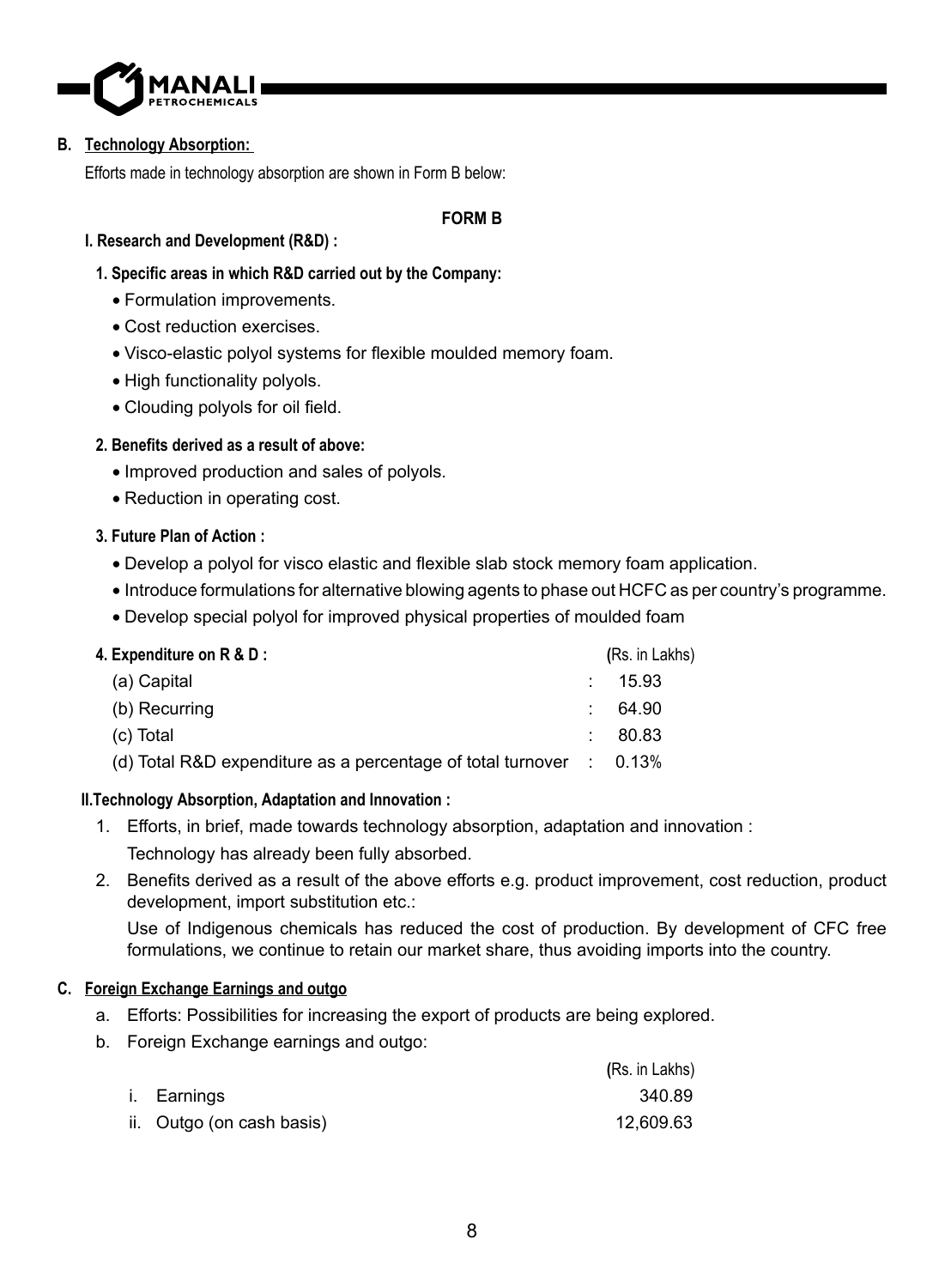## B. Technology Absorption:

Efforts made in technology absorption are shown in Form B below:

### FORM B

**I. Research and Development (R&D) :**

**1. Specific areas in which R&D carried out by the Company:**

- Formulation improvements.
- Cost reduction exercises.
- Visco-elastic polyol systems for flexible moulded memory foam.
- High functionality polyols.
- Clouding polyols for oil field.

**2. Benefits derived as a result of above:**

- Improved production and sales of polyols.
- Reduction in operating cost.

**3. Future Plan of Action :**

- Develop a polyol for visco elastic and flexible slab stock memory foam application.
- Introduce formulations for alternative blowing agents to phase out HCFC as per country's programme.
- Develop special polyol for improved physical properties of moulded foam

**4. Expenditure on R & D :**

| | | (Rs. in Lakhs) |
|---|---|---|
| (a) Capital | : | 15.93 |
| (b) Recurring | : | 64.90 |
| (c) Total | : | 80.83 |
| (d) Total R&D expenditure as a percentage of total turnover | : | 0.13% |

**II.Technology Absorption, Adaptation and Innovation :**

1. Efforts, in brief, made towards technology absorption, adaptation and innovation :

   Technology has already been fully absorbed.

2. Benefits derived as a result of the above efforts e.g. product improvement, cost reduction, product development, import substitution etc.:

   Use of Indigenous chemicals has reduced the cost of production. By development of CFC free formulations, we continue to retain our market share, thus avoiding imports into the country.

## C. Foreign Exchange Earnings and outgo

a. Efforts: Possibilities for increasing the export of products are being explored.

b. Foreign Exchange earnings and outgo:

| | (Rs. in Lakhs) |
|---|---|
| i. Earnings | 340.89 |
| ii. Outgo (on cash basis) | 12,609.63 |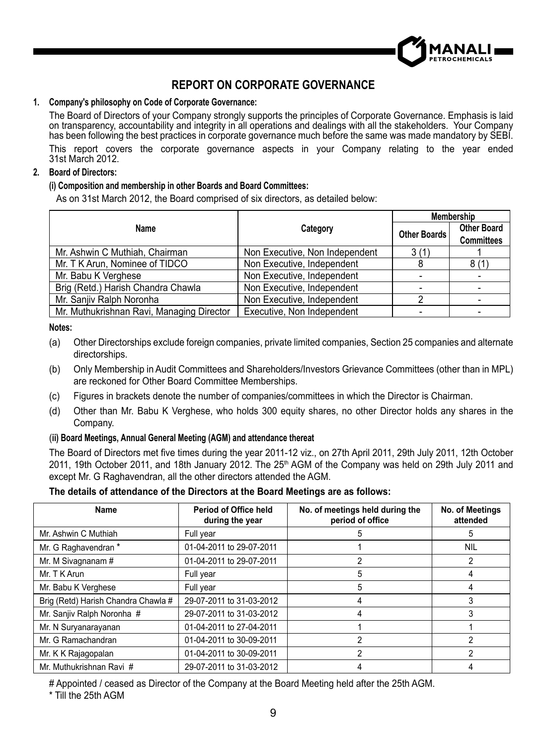# REPORT ON CORPORATE GOVERNANCE

**1. Company's philosophy on Code of Corporate Governance:**

The Board of Directors of your Company strongly supports the principles of Corporate Governance. Emphasis is laid on transparency, accountability and integrity in all operations and dealings with all the stakeholders. Your Company has been following the best practices in corporate governance much before the same was made mandatory by SEBI.

This report covers the corporate governance aspects in your Company relating to the year ended 31st March 2012.

**2. Board of Directors:**

**(i) Composition and membership in other Boards and Board Committees:**

As on 31st March 2012, the Board comprised of six directors, as detailed below:

| Name | Category | Membership | |
|---|---|---|---|
| | | Other Boards | Other Board Committees |
| Mr. Ashwin C Muthiah, Chairman | Non Executive, Non Independent | 3 (1) | 1 |
| Mr. T K Arun, Nominee of TIDCO | Non Executive, Independent | 8 | 8 (1) |
| Mr. Babu K Verghese | Non Executive, Independent | - | - |
| Brig (Retd.) Harish Chandra Chawla | Non Executive, Independent | - | - |
| Mr. Sanjiv Ralph Noronha | Non Executive, Independent | 2 | - |
| Mr. Muthukrishnan Ravi, Managing Director | Executive, Non Independent | - | - |

**Notes:**

(a) Other Directorships exclude foreign companies, private limited companies, Section 25 companies and alternate directorships.

(b) Only Membership in Audit Committees and Shareholders/Investors Grievance Committees (other than in MPL) are reckoned for Other Board Committee Memberships.

(c) Figures in brackets denote the number of companies/committees in which the Director is Chairman.

(d) Other than Mr. Babu K Verghese, who holds 300 equity shares, no other Director holds any shares in the Company.

**(ii) Board Meetings, Annual General Meeting (AGM) and attendance thereat**

The Board of Directors met five times during the year 2011-12 viz., on 27th April 2011, 29th July 2011, 12th October 2011, 19th October 2011, and 18th January 2012. The 25th AGM of the Company was held on 29th July 2011 and except Mr. G Raghavendran, all the other directors attended the AGM.

**The details of attendance of the Directors at the Board Meetings are as follows:**

| Name | Period of Office held during the year | No. of meetings held during the period of office | No. of Meetings attended |
|---|---|---|---|
| Mr. Ashwin C Muthiah | Full year | 5 | 5 |
| Mr. G Raghavendran * | 01-04-2011 to 29-07-2011 | 1 | NIL |
| Mr. M Sivagnanam # | 01-04-2011 to 29-07-2011 | 2 | 2 |
| Mr. T K Arun | Full year | 5 | 4 |
| Mr. Babu K Verghese | Full year | 5 | 4 |
| Brig (Retd) Harish Chandra Chawla # | 29-07-2011 to 31-03-2012 | 4 | 3 |
| Mr. Sanjiv Ralph Noronha # | 29-07-2011 to 31-03-2012 | 4 | 3 |
| Mr. N Suryanarayanan | 01-04-2011 to 27-04-2011 | 1 | 1 |
| Mr. G Ramachandran | 01-04-2011 to 30-09-2011 | 2 | 2 |
| Mr. K K Rajagopalan | 01-04-2011 to 30-09-2011 | 2 | 2 |
| Mr. Muthukrishnan Ravi # | 29-07-2011 to 31-03-2012 | 4 | 4 |

# Appointed / ceased as Director of the Company at the Board Meeting held after the 25th AGM.

* Till the 25th AGM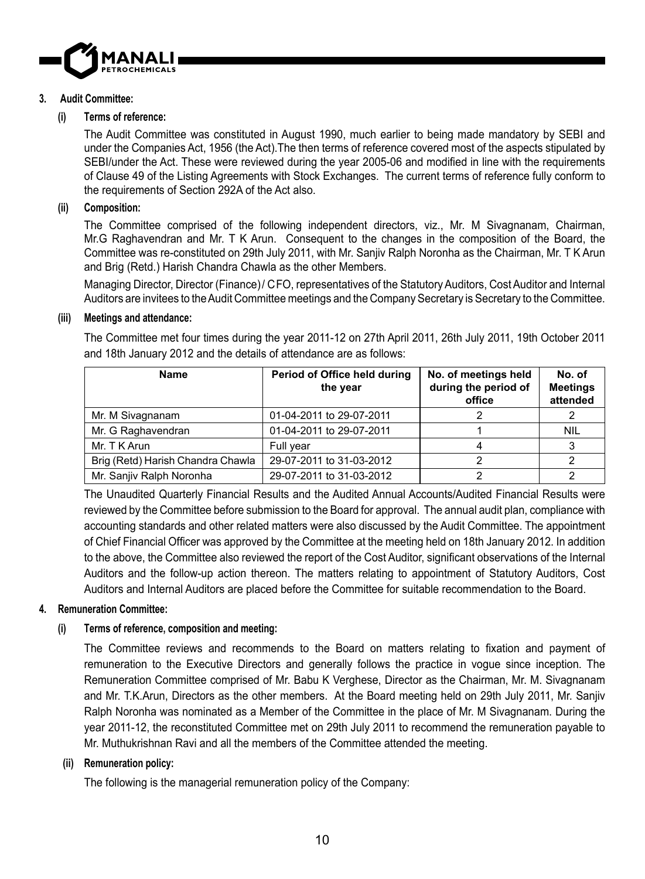### 3. Audit Committee:

#### (i) Terms of reference:

The Audit Committee was constituted in August 1990, much earlier to being made mandatory by SEBI and under the Companies Act, 1956 (the Act).The then terms of reference covered most of the aspects stipulated by SEBI/under the Act. These were reviewed during the year 2005-06 and modified in line with the requirements of Clause 49 of the Listing Agreements with Stock Exchanges. The current terms of reference fully conform to the requirements of Section 292A of the Act also.

#### (ii) Composition:

The Committee comprised of the following independent directors, viz., Mr. M Sivagnanam, Chairman, Mr.G Raghavendran and Mr. T K Arun. Consequent to the changes in the composition of the Board, the Committee was re-constituted on 29th July 2011, with Mr. Sanjiv Ralph Noronha as the Chairman, Mr. T K Arun and Brig (Retd.) Harish Chandra Chawla as the other Members.

Managing Director, Director (Finance) / CFO, representatives of the Statutory Auditors, Cost Auditor and Internal Auditors are invitees to the Audit Committee meetings and the Company Secretary is Secretary to the Committee.

#### (iii) Meetings and attendance:

The Committee met four times during the year 2011-12 on 27th April 2011, 26th July 2011, 19th October 2011 and 18th January 2012 and the details of attendance are as follows:

| Name | Period of Office held during the year | No. of meetings held during the period of office | No. of Meetings attended |
|---|---|---|---|
| Mr. M Sivagnanam | 01-04-2011 to 29-07-2011 | 2 | 2 |
| Mr. G Raghavendran | 01-04-2011 to 29-07-2011 | 1 | NIL |
| Mr. T K Arun | Full year | 4 | 3 |
| Brig (Retd) Harish Chandra Chawla | 29-07-2011 to 31-03-2012 | 2 | 2 |
| Mr. Sanjiv Ralph Noronha | 29-07-2011 to 31-03-2012 | 2 | 2 |

The Unaudited Quarterly Financial Results and the Audited Annual Accounts/Audited Financial Results were reviewed by the Committee before submission to the Board for approval. The annual audit plan, compliance with accounting standards and other related matters were also discussed by the Audit Committee. The appointment of Chief Financial Officer was approved by the Committee at the meeting held on 18th January 2012. In addition to the above, the Committee also reviewed the report of the Cost Auditor, significant observations of the Internal Auditors and the follow-up action thereon. The matters relating to appointment of Statutory Auditors, Cost Auditors and Internal Auditors are placed before the Committee for suitable recommendation to the Board.

### 4. Remuneration Committee:

#### (i) Terms of reference, composition and meeting:

The Committee reviews and recommends to the Board on matters relating to fixation and payment of remuneration to the Executive Directors and generally follows the practice in vogue since inception. The Remuneration Committee comprised of Mr. Babu K Verghese, Director as the Chairman, Mr. M. Sivagnanam and Mr. T.K.Arun, Directors as the other members. At the Board meeting held on 29th July 2011, Mr. Sanjiv Ralph Noronha was nominated as a Member of the Committee in the place of Mr. M Sivagnanam. During the year 2011-12, the reconstituted Committee met on 29th July 2011 to recommend the remuneration payable to Mr. Muthukrishnan Ravi and all the members of the Committee attended the meeting.

#### (ii) Remuneration policy:

The following is the managerial remuneration policy of the Company: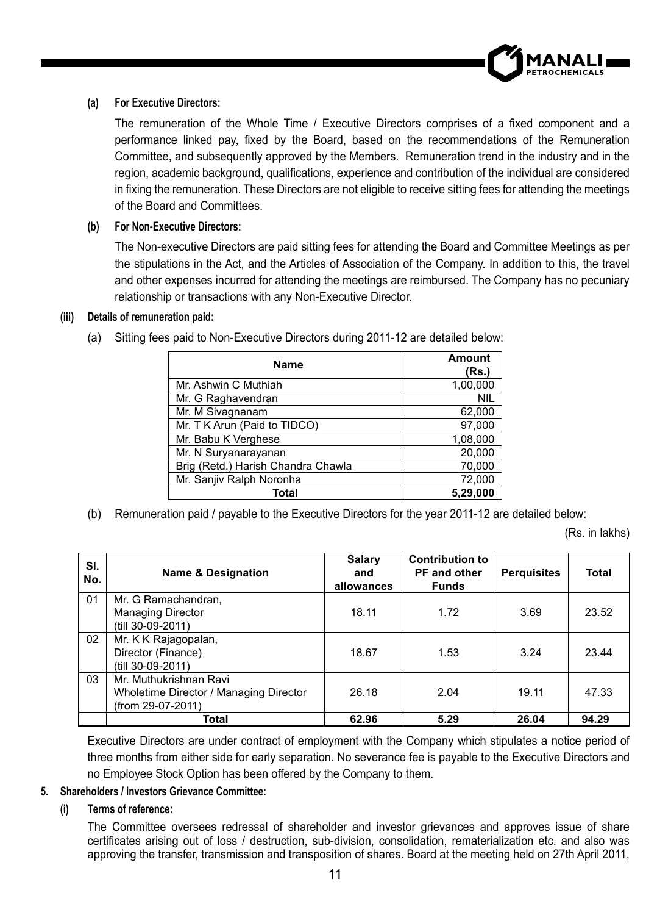**(a) For Executive Directors:**

The remuneration of the Whole Time / Executive Directors comprises of a fixed component and a performance linked pay, fixed by the Board, based on the recommendations of the Remuneration Committee, and subsequently approved by the Members. Remuneration trend in the industry and in the region, academic background, qualifications, experience and contribution of the individual are considered in fixing the remuneration. These Directors are not eligible to receive sitting fees for attending the meetings of the Board and Committees.

**(b) For Non-Executive Directors:**

The Non-executive Directors are paid sitting fees for attending the Board and Committee Meetings as per the stipulations in the Act, and the Articles of Association of the Company. In addition to this, the travel and other expenses incurred for attending the meetings are reimbursed. The Company has no pecuniary relationship or transactions with any Non-Executive Director.

**(iii) Details of remuneration paid:**

(a) Sitting fees paid to Non-Executive Directors during 2011-12 are detailed below:

| Name | Amount (Rs.) |
|---|---|
| Mr. Ashwin C Muthiah | 1,00,000 |
| Mr. G Raghavendran | NIL |
| Mr. M Sivagnanam | 62,000 |
| Mr. T K Arun (Paid to TIDCO) | 97,000 |
| Mr. Babu K Verghese | 1,08,000 |
| Mr. N Suryanarayanan | 20,000 |
| Brig (Retd.) Harish Chandra Chawla | 70,000 |
| Mr. Sanjiv Ralph Noronha | 72,000 |
| **Total** | **5,29,000** |

(b) Remuneration paid / payable to the Executive Directors for the year 2011-12 are detailed below:

(Rs. in lakhs)

| Sl. No. | Name & Designation | Salary and allowances | Contribution to PF and other Funds | Perquisites | Total |
|---|---|---|---|---|---|
| 01 | Mr. G Ramachandran, Managing Director (till 30-09-2011) | 18.11 | 1.72 | 3.69 | 23.52 |
| 02 | Mr. K K Rajagopalan, Director (Finance) (till 30-09-2011) | 18.67 | 1.53 | 3.24 | 23.44 |
| 03 | Mr. Muthukrishnan Ravi Wholetime Director / Managing Director (from 29-07-2011) | 26.18 | 2.04 | 19.11 | 47.33 |
| | **Total** | **62.96** | **5.29** | **26.04** | **94.29** |

Executive Directors are under contract of employment with the Company which stipulates a notice period of three months from either side for early separation. No severance fee is payable to the Executive Directors and no Employee Stock Option has been offered by the Company to them.

**5. Shareholders / Investors Grievance Committee:**

**(i) Terms of reference:**

The Committee oversees redressal of shareholder and investor grievances and approves issue of share certificates arising out of loss / destruction, sub-division, consolidation, rematerialization etc. and also was approving the transfer, transmission and transposition of shares. Board at the meeting held on 27th April 2011,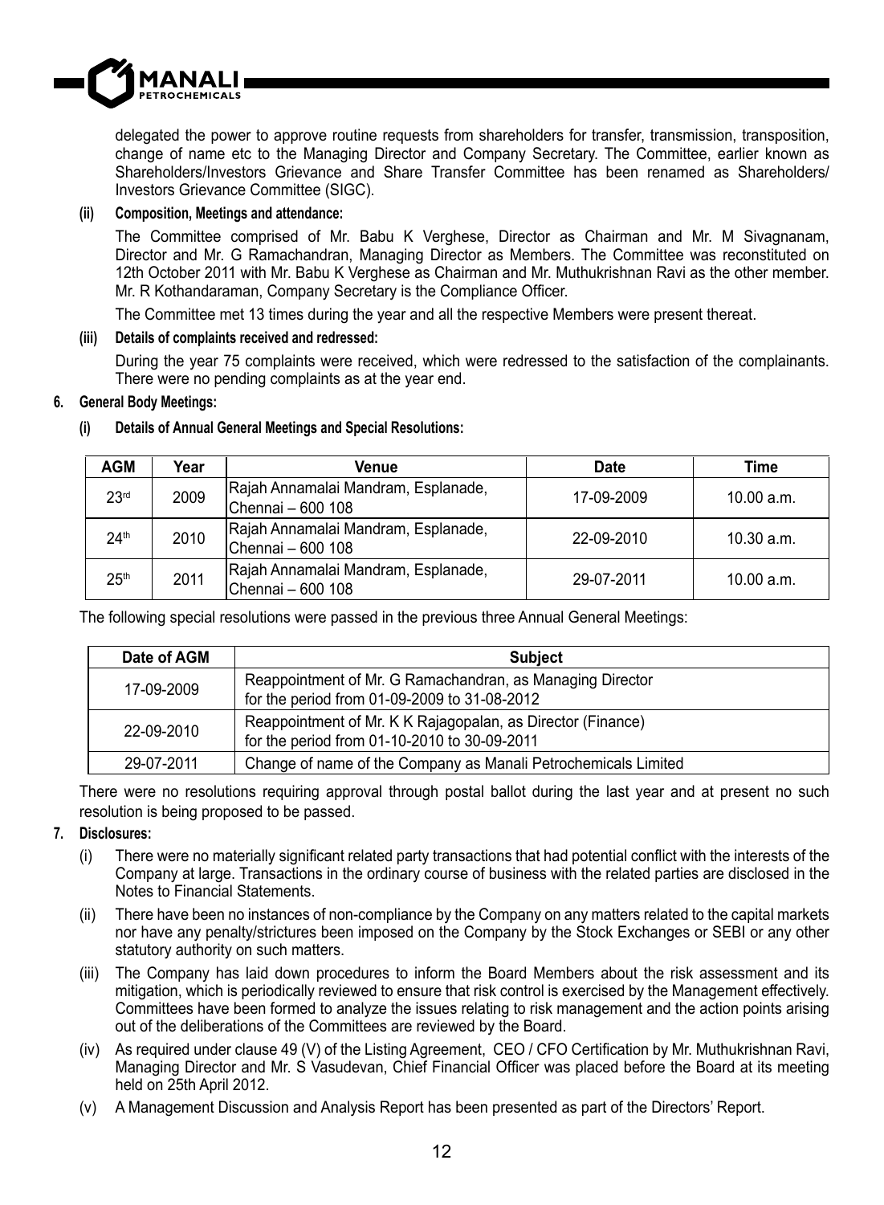delegated the power to approve routine requests from shareholders for transfer, transmission, transposition, change of name etc to the Managing Director and Company Secretary. The Committee, earlier known as Shareholders/Investors Grievance and Share Transfer Committee has been renamed as Shareholders/ Investors Grievance Committee (SIGC).

**(ii) Composition, Meetings and attendance:**

The Committee comprised of Mr. Babu K Verghese, Director as Chairman and Mr. M Sivagnanam, Director and Mr. G Ramachandran, Managing Director as Members. The Committee was reconstituted on 12th October 2011 with Mr. Babu K Verghese as Chairman and Mr. Muthukrishnan Ravi as the other member. Mr. R Kothandaraman, Company Secretary is the Compliance Officer.

The Committee met 13 times during the year and all the respective Members were present thereat.

**(iii) Details of complaints received and redressed:**

During the year 75 complaints were received, which were redressed to the satisfaction of the complainants. There were no pending complaints as at the year end.

**6. General Body Meetings:**

**(i) Details of Annual General Meetings and Special Resolutions:**

| AGM | Year | Venue | Date | Time |
|---|---|---|---|---|
| 23rd | 2009 | Rajah Annamalai Mandram, Esplanade, Chennai – 600 108 | 17-09-2009 | 10.00 a.m. |
| 24th | 2010 | Rajah Annamalai Mandram, Esplanade, Chennai – 600 108 | 22-09-2010 | 10.30 a.m. |
| 25th | 2011 | Rajah Annamalai Mandram, Esplanade, Chennai – 600 108 | 29-07-2011 | 10.00 a.m. |

The following special resolutions were passed in the previous three Annual General Meetings:

| Date of AGM | Subject |
|---|---|
| 17-09-2009 | Reappointment of Mr. G Ramachandran, as Managing Director for the period from 01-09-2009 to 31-08-2012 |
| 22-09-2010 | Reappointment of Mr. K K Rajagopalan, as Director (Finance) for the period from 01-10-2010 to 30-09-2011 |
| 29-07-2011 | Change of name of the Company as Manali Petrochemicals Limited |

There were no resolutions requiring approval through postal ballot during the last year and at present no such resolution is being proposed to be passed.

**7. Disclosures:**

(i) There were no materially significant related party transactions that had potential conflict with the interests of the Company at large. Transactions in the ordinary course of business with the related parties are disclosed in the Notes to Financial Statements.

(ii) There have been no instances of non-compliance by the Company on any matters related to the capital markets nor have any penalty/strictures been imposed on the Company by the Stock Exchanges or SEBI or any other statutory authority on such matters.

(iii) The Company has laid down procedures to inform the Board Members about the risk assessment and its mitigation, which is periodically reviewed to ensure that risk control is exercised by the Management effectively. Committees have been formed to analyze the issues relating to risk management and the action points arising out of the deliberations of the Committees are reviewed by the Board.

(iv) As required under clause 49 (V) of the Listing Agreement, CEO / CFO Certification by Mr. Muthukrishnan Ravi, Managing Director and Mr. S Vasudevan, Chief Financial Officer was placed before the Board at its meeting held on 25th April 2012.

(v) A Management Discussion and Analysis Report has been presented as part of the Directors' Report.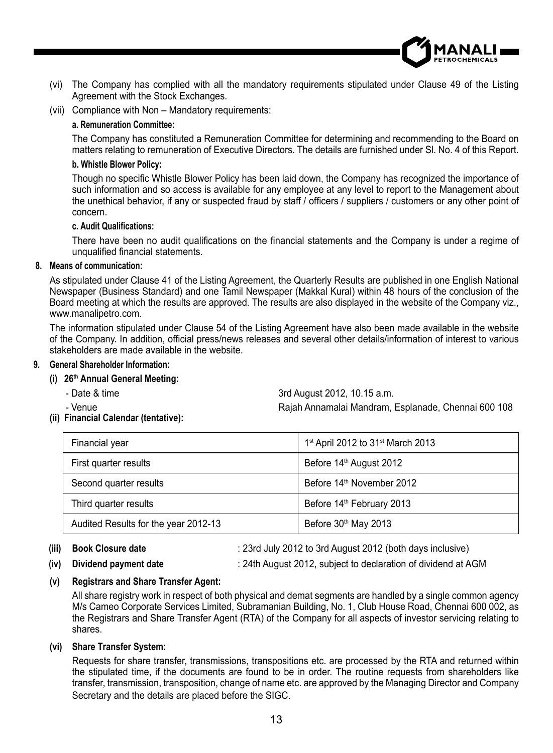(vi) The Company has complied with all the mandatory requirements stipulated under Clause 49 of the Listing Agreement with the Stock Exchanges.

(vii) Compliance with Non – Mandatory requirements:

**a. Remuneration Committee:**

The Company has constituted a Remuneration Committee for determining and recommending to the Board on matters relating to remuneration of Executive Directors. The details are furnished under Sl. No. 4 of this Report.

**b. Whistle Blower Policy:**

Though no specific Whistle Blower Policy has been laid down, the Company has recognized the importance of such information and so access is available for any employee at any level to report to the Management about the unethical behavior, if any or suspected fraud by staff / officers / suppliers / customers or any other point of concern.

**c. Audit Qualifications:**

There have been no audit qualifications on the financial statements and the Company is under a regime of unqualified financial statements.

## 8. Means of communication:

As stipulated under Clause 41 of the Listing Agreement, the Quarterly Results are published in one English National Newspaper (Business Standard) and one Tamil Newspaper (Makkal Kural) within 48 hours of the conclusion of the Board meeting at which the results are approved. The results are also displayed in the website of the Company viz., www.manalipetro.com.

The information stipulated under Clause 54 of the Listing Agreement have also been made available in the website of the Company. In addition, official press/news releases and several other details/information of interest to various stakeholders are made available in the website.

## 9. General Shareholder Information:

**(i) 26th Annual General Meeting:**

- Date & time: 3rd August 2012, 10.15 a.m.
- Venue: Rajah Annamalai Mandram, Esplanade, Chennai 600 108

**(ii) Financial Calendar (tentative):**

| Financial year | 1st April 2012 to 31st March 2013 |
|---|---|
| First quarter results | Before 14th August 2012 |
| Second quarter results | Before 14th November 2012 |
| Third quarter results | Before 14th February 2013 |
| Audited Results for the year 2012-13 | Before 30th May 2013 |

**(iii) Book Closure date** : 23rd July 2012 to 3rd August 2012 (both days inclusive)

**(iv) Dividend payment date** : 24th August 2012, subject to declaration of dividend at AGM

**(v) Registrars and Share Transfer Agent:**

All share registry work in respect of both physical and demat segments are handled by a single common agency M/s Cameo Corporate Services Limited, Subramanian Building, No. 1, Club House Road, Chennai 600 002, as the Registrars and Share Transfer Agent (RTA) of the Company for all aspects of investor servicing relating to shares.

**(vi) Share Transfer System:**

Requests for share transfer, transmissions, transpositions etc. are processed by the RTA and returned within the stipulated time, if the documents are found to be in order. The routine requests from shareholders like transfer, transmission, transposition, change of name etc. are approved by the Managing Director and Company Secretary and the details are placed before the SIGC.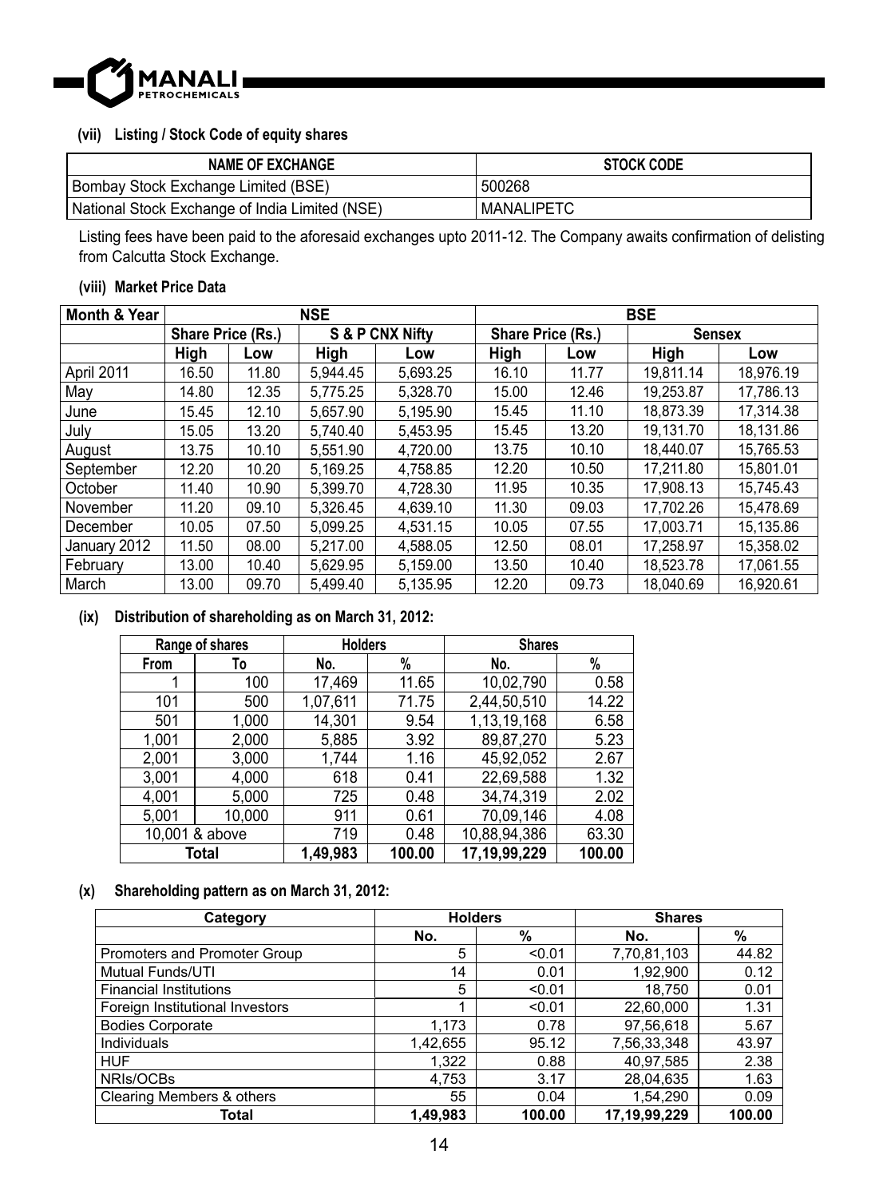### (vii) Listing / Stock Code of equity shares

| NAME OF EXCHANGE | STOCK CODE |
|---|---|
| Bombay Stock Exchange Limited (BSE) | 500268 |
| National Stock Exchange of India Limited (NSE) | MANALIPETC |

Listing fees have been paid to the aforesaid exchanges upto 2011-12. The Company awaits confirmation of delisting from Calcutta Stock Exchange.

### (viii) Market Price Data

| Month & Year | NSE | | | | BSE | | | |
|---|---|---|---|---|---|---|---|---|
| | Share Price (Rs.) | | S & P CNX Nifty | | Share Price (Rs.) | | Sensex | |
| | High | Low | High | Low | High | Low | High | Low |
| April 2011 | 16.50 | 11.80 | 5,944.45 | 5,693.25 | 16.10 | 11.77 | 19,811.14 | 18,976.19 |
| May | 14.80 | 12.35 | 5,775.25 | 5,328.70 | 15.00 | 12.46 | 19,253.87 | 17,786.13 |
| June | 15.45 | 12.10 | 5,657.90 | 5,195.90 | 15.45 | 11.10 | 18,873.39 | 17,314.38 |
| July | 15.05 | 13.20 | 5,740.40 | 5,453.95 | 15.45 | 13.20 | 19,131.70 | 18,131.86 |
| August | 13.75 | 10.10 | 5,551.90 | 4,720.00 | 13.75 | 10.10 | 18,440.07 | 15,765.53 |
| September | 12.20 | 10.20 | 5,169.25 | 4,758.85 | 12.20 | 10.50 | 17,211.80 | 15,801.01 |
| October | 11.40 | 10.90 | 5,399.70 | 4,728.30 | 11.95 | 10.35 | 17,908.13 | 15,745.43 |
| November | 11.20 | 09.10 | 5,326.45 | 4,639.10 | 11.30 | 09.03 | 17,702.26 | 15,478.69 |
| December | 10.05 | 07.50 | 5,099.25 | 4,531.15 | 10.05 | 07.55 | 17,003.71 | 15,135.86 |
| January 2012 | 11.50 | 08.00 | 5,217.00 | 4,588.05 | 12.50 | 08.01 | 17,258.97 | 15,358.02 |
| February | 13.00 | 10.40 | 5,629.95 | 5,159.00 | 13.50 | 10.40 | 18,523.78 | 17,061.55 |
| March | 13.00 | 09.70 | 5,499.40 | 5,135.95 | 12.20 | 09.73 | 18,040.69 | 16,920.61 |

### (ix) Distribution of shareholding as on March 31, 2012:

| Range of shares | | Holders | | Shares | |
|---|---|---|---|---|---|
| From | To | No. | % | No. | % |
| 1 | 100 | 17,469 | 11.65 | 10,02,790 | 0.58 |
| 101 | 500 | 1,07,611 | 71.75 | 2,44,50,510 | 14.22 |
| 501 | 1,000 | 14,301 | 9.54 | 1,13,19,168 | 6.58 |
| 1,001 | 2,000 | 5,885 | 3.92 | 89,87,270 | 5.23 |
| 2,001 | 3,000 | 1,744 | 1.16 | 45,92,052 | 2.67 |
| 3,001 | 4,000 | 618 | 0.41 | 22,69,588 | 1.32 |
| 4,001 | 5,000 | 725 | 0.48 | 34,74,319 | 2.02 |
| 5,001 | 10,000 | 911 | 0.61 | 70,09,146 | 4.08 |
| 10,001 & above | | 719 | 0.48 | 10,88,94,386 | 63.30 |
| Total | | 1,49,983 | 100.00 | 17,19,99,229 | 100.00 |

### (x) Shareholding pattern as on March 31, 2012:

| Category | Holders | | Shares | |
|---|---|---|---|---|
| | No. | % | No. | % |
| Promoters and Promoter Group | 5 | <0.01 | 7,70,81,103 | 44.82 |
| Mutual Funds/UTI | 14 | 0.01 | 1,92,900 | 0.12 |
| Financial Institutions | 5 | <0.01 | 18,750 | 0.01 |
| Foreign Institutional Investors | 1 | <0.01 | 22,60,000 | 1.31 |
| Bodies Corporate | 1,173 | 0.78 | 97,56,618 | 5.67 |
| Individuals | 1,42,655 | 95.12 | 7,56,33,348 | 43.97 |
| HUF | 1,322 | 0.88 | 40,97,585 | 2.38 |
| NRIs/OCBs | 4,753 | 3.17 | 28,04,635 | 1.63 |
| Clearing Members & others | 55 | 0.04 | 1,54,290 | 0.09 |
| Total | 1,49,983 | 100.00 | 17,19,99,229 | 100.00 |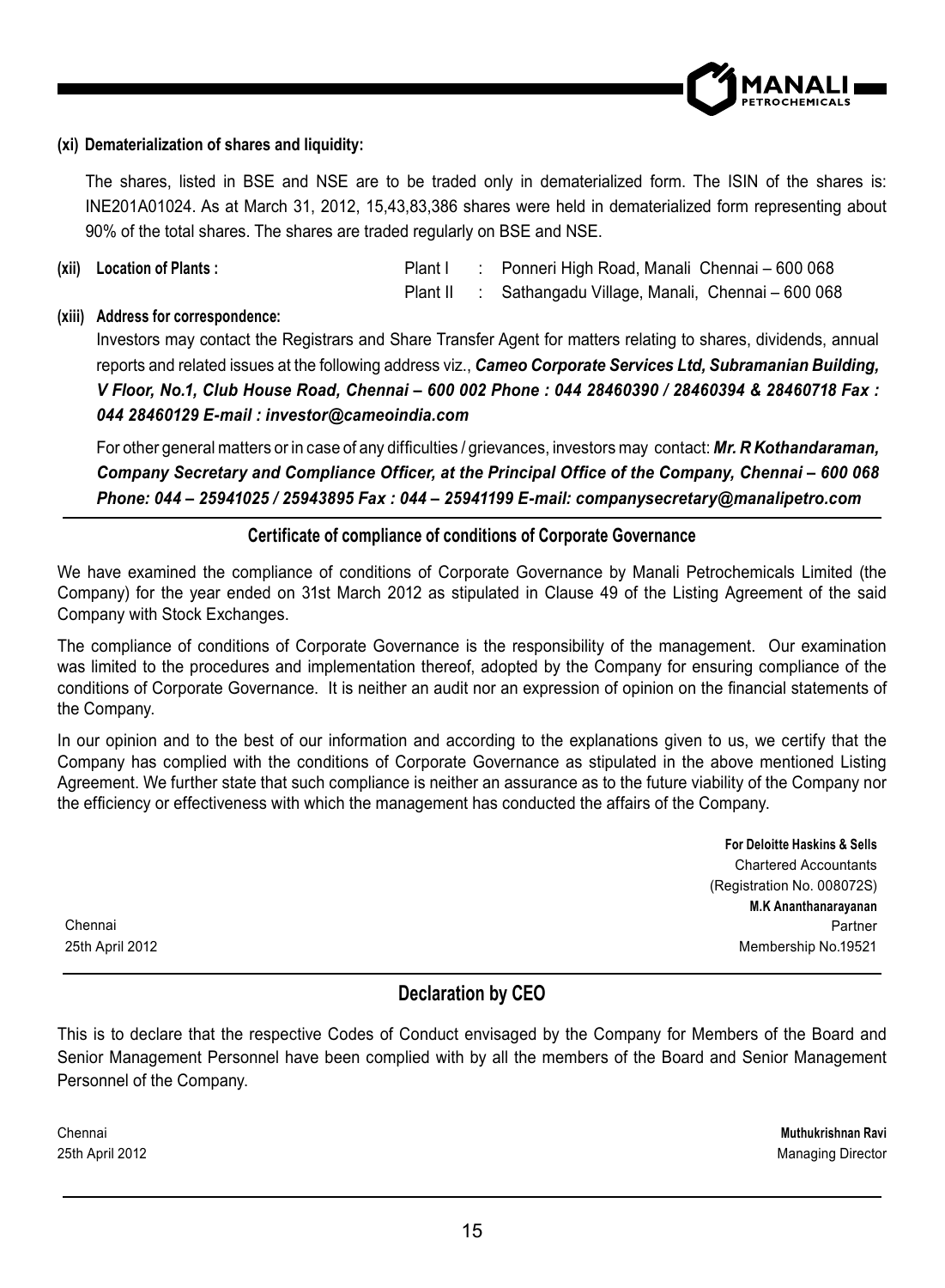**(xi) Dematerialization of shares and liquidity:**

The shares, listed in BSE and NSE are to be traded only in dematerialized form. The ISIN of the shares is: INE201A01024. As at March 31, 2012, 15,43,83,386 shares were held in dematerialized form representing about 90% of the total shares. The shares are traded regularly on BSE and NSE.

**(xii) Location of Plants :**

Plant I : Ponneri High Road, Manali Chennai – 600 068
Plant II : Sathangadu Village, Manali, Chennai – 600 068

**(xiii) Address for correspondence:**

Investors may contact the Registrars and Share Transfer Agent for matters relating to shares, dividends, annual reports and related issues at the following address viz., ***Cameo Corporate Services Ltd, Subramanian Building, V Floor, No.1, Club House Road, Chennai – 600 002 Phone : 044 28460390 / 28460394 & 28460718 Fax : 044 28460129 E-mail : investor@cameoindia.com***

For other general matters or in case of any difficulties / grievances, investors may contact: ***Mr. R Kothandaraman, Company Secretary and Compliance Officer, at the Principal Office of the Company, Chennai – 600 068 Phone: 044 – 25941025 / 25943895 Fax : 044 – 25941199 E-mail: companysecretary@manalipetro.com***

## Certificate of compliance of conditions of Corporate Governance

We have examined the compliance of conditions of Corporate Governance by Manali Petrochemicals Limited (the Company) for the year ended on 31st March 2012 as stipulated in Clause 49 of the Listing Agreement of the said Company with Stock Exchanges.

The compliance of conditions of Corporate Governance is the responsibility of the management. Our examination was limited to the procedures and implementation thereof, adopted by the Company for ensuring compliance of the conditions of Corporate Governance. It is neither an audit nor an expression of opinion on the financial statements of the Company.

In our opinion and to the best of our information and according to the explanations given to us, we certify that the Company has complied with the conditions of Corporate Governance as stipulated in the above mentioned Listing Agreement. We further state that such compliance is neither an assurance as to the future viability of the Company nor the efficiency or effectiveness with which the management has conducted the affairs of the Company.

**For Deloitte Haskins & Sells**
Chartered Accountants
(Registration No. 008072S)
**M.K Ananthanarayanan**
Partner
Membership No.19521

Chennai
25th April 2012

## Declaration by CEO

This is to declare that the respective Codes of Conduct envisaged by the Company for Members of the Board and Senior Management Personnel have been complied with by all the members of the Board and Senior Management Personnel of the Company.

Chennai
25th April 2012

**Muthukrishnan Ravi**
Managing Director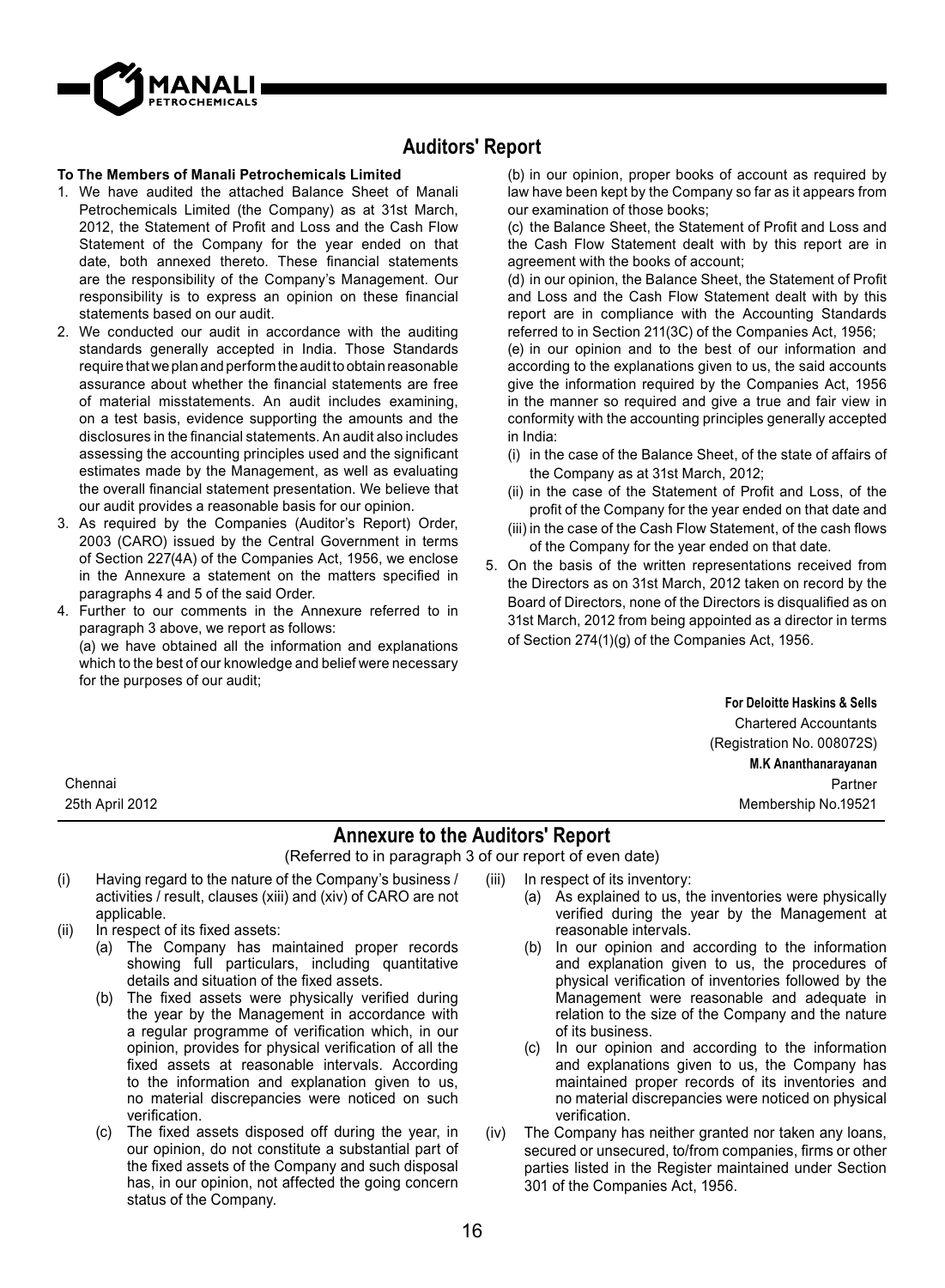# Auditors' Report

**To The Members of Manali Petrochemicals Limited**

1. We have audited the attached Balance Sheet of Manali Petrochemicals Limited (the Company) as at 31st March, 2012, the Statement of Profit and Loss and the Cash Flow Statement of the Company for the year ended on that date, both annexed thereto. These financial statements are the responsibility of the Company's Management. Our responsibility is to express an opinion on these financial statements based on our audit.
2. We conducted our audit in accordance with the auditing standards generally accepted in India. Those Standards require that we plan and perform the audit to obtain reasonable assurance about whether the financial statements are free of material misstatements. An audit includes examining, on a test basis, evidence supporting the amounts and the disclosures in the financial statements. An audit also includes assessing the accounting principles used and the significant estimates made by the Management, as well as evaluating the overall financial statement presentation. We believe that our audit provides a reasonable basis for our opinion.
3. As required by the Companies (Auditor's Report) Order, 2003 (CARO) issued by the Central Government in terms of Section 227(4A) of the Companies Act, 1956, we enclose in the Annexure a statement on the matters specified in paragraphs 4 and 5 of the said Order.
4. Further to our comments in the Annexure referred to in paragraph 3 above, we report as follows:

   (a) we have obtained all the information and explanations which to the best of our knowledge and belief were necessary for the purposes of our audit;

   (b) in our opinion, proper books of account as required by law have been kept by the Company so far as it appears from our examination of those books;

   (c) the Balance Sheet, the Statement of Profit and Loss and the Cash Flow Statement dealt with by this report are in agreement with the books of account;

   (d) in our opinion, the Balance Sheet, the Statement of Profit and Loss and the Cash Flow Statement dealt with by this report are in compliance with the Accounting Standards referred to in Section 211(3C) of the Companies Act, 1956;

   (e) in our opinion and to the best of our information and according to the explanations given to us, the said accounts give the information required by the Companies Act, 1956 in the manner so required and give a true and fair view in conformity with the accounting principles generally accepted in India:

   (i) in the case of the Balance Sheet, of the state of affairs of the Company as at 31st March, 2012;

   (ii) in the case of the Statement of Profit and Loss, of the profit of the Company for the year ended on that date and

   (iii) in the case of the Cash Flow Statement, of the cash flows of the Company for the year ended on that date.
5. On the basis of the written representations received from the Directors as on 31st March, 2012 taken on record by the Board of Directors, none of the Directors is disqualified as on 31st March, 2012 from being appointed as a director in terms of Section 274(1)(g) of the Companies Act, 1956.

**For Deloitte Haskins & Sells**
Chartered Accountants
(Registration No. 008072S)
**M.K Ananthanarayanan**
Partner
Membership No.19521

Chennai
25th April 2012

# Annexure to the Auditors' Report

(Referred to in paragraph 3 of our report of even date)

(i) Having regard to the nature of the Company's business / activities / result, clauses (xiii) and (xiv) of CARO are not applicable.

(ii) In respect of its fixed assets:

   (a) The Company has maintained proper records showing full particulars, including quantitative details and situation of the fixed assets.

   (b) The fixed assets were physically verified during the year by the Management in accordance with a regular programme of verification which, in our opinion, provides for physical verification of all the fixed assets at reasonable intervals. According to the information and explanation given to us, no material discrepancies were noticed on such verification.

   (c) The fixed assets disposed off during the year, in our opinion, do not constitute a substantial part of the fixed assets of the Company and such disposal has, in our opinion, not affected the going concern status of the Company.

(iii) In respect of its inventory:

   (a) As explained to us, the inventories were physically verified during the year by the Management at reasonable intervals.

   (b) In our opinion and according to the information and explanation given to us, the procedures of physical verification of inventories followed by the Management were reasonable and adequate in relation to the size of the Company and the nature of its business.

   (c) In our opinion and according to the information and explanations given to us, the Company has maintained proper records of its inventories and no material discrepancies were noticed on physical verification.

(iv) The Company has neither granted nor taken any loans, secured or unsecured, to/from companies, firms or other parties listed in the Register maintained under Section 301 of the Companies Act, 1956.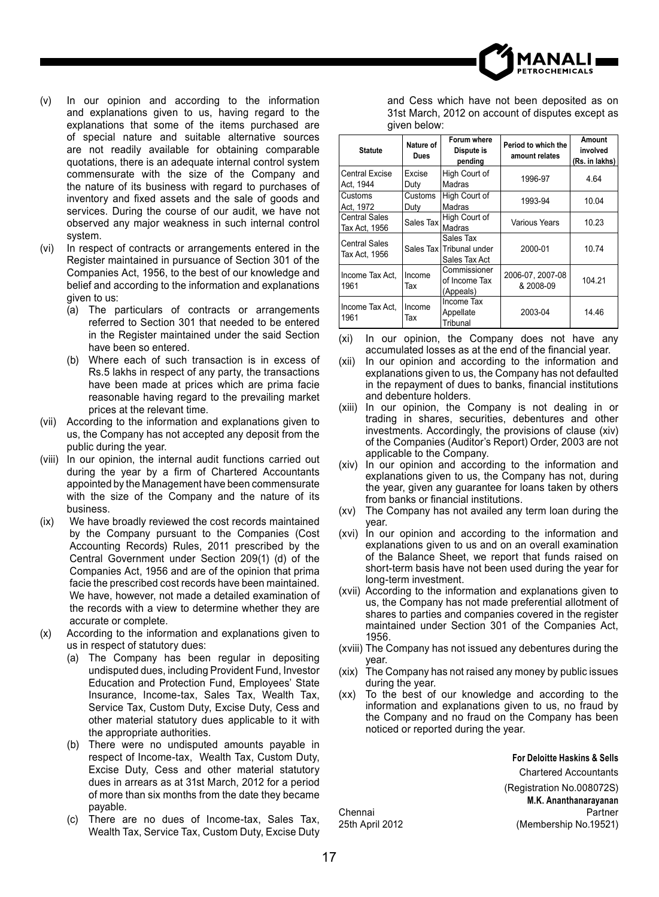(v) In our opinion and according to the information and explanations given to us, having regard to the explanations that some of the items purchased are of special nature and suitable alternative sources are not readily available for obtaining comparable quotations, there is an adequate internal control system commensurate with the size of the Company and the nature of its business with regard to purchases of inventory and fixed assets and the sale of goods and services. During the course of our audit, we have not observed any major weakness in such internal control system.

(vi) In respect of contracts or arrangements entered in the Register maintained in pursuance of Section 301 of the Companies Act, 1956, to the best of our knowledge and belief and according to the information and explanations given to us:

  (a) The particulars of contracts or arrangements referred to Section 301 that needed to be entered in the Register maintained under the said Section have been so entered.

  (b) Where each of such transaction is in excess of Rs.5 lakhs in respect of any party, the transactions have been made at prices which are prima facie reasonable having regard to the prevailing market prices at the relevant time.

(vii) According to the information and explanations given to us, the Company has not accepted any deposit from the public during the year.

(viii) In our opinion, the internal audit functions carried out during the year by a firm of Chartered Accountants appointed by the Management have been commensurate with the size of the Company and the nature of its business.

(ix) We have broadly reviewed the cost records maintained by the Company pursuant to the Companies (Cost Accounting Records) Rules, 2011 prescribed by the Central Government under Section 209(1) (d) of the Companies Act, 1956 and are of the opinion that prima facie the prescribed cost records have been maintained. We have, however, not made a detailed examination of the records with a view to determine whether they are accurate or complete.

(x) According to the information and explanations given to us in respect of statutory dues:

  (a) The Company has been regular in depositing undisputed dues, including Provident Fund, Investor Education and Protection Fund, Employees' State Insurance, Income-tax, Sales Tax, Wealth Tax, Service Tax, Custom Duty, Excise Duty, Cess and other material statutory dues applicable to it with the appropriate authorities.

  (b) There were no undisputed amounts payable in respect of Income-tax, Wealth Tax, Custom Duty, Excise Duty, Cess and other material statutory dues in arrears as at 31st March, 2012 for a period of more than six months from the date they became payable.

  (c) There are no dues of Income-tax, Sales Tax, Wealth Tax, Service Tax, Custom Duty, Excise Duty and Cess which have not been deposited as on 31st March, 2012 on account of disputes except as given below:

| Statute | Nature of Dues | Forum where Dispute is pending | Period to which the amount relates | Amount involved (Rs. in lakhs) |
|---|---|---|---|---|
| Central Excise Act, 1944 | Excise Duty | High Court of Madras | 1996-97 | 4.64 |
| Customs Act, 1972 | Customs Duty | High Court of Madras | 1993-94 | 10.04 |
| Central Sales Tax Act, 1956 | Sales Tax | High Court of Madras | Various Years | 10.23 |
| Central Sales Tax Act, 1956 | Sales Tax | Sales Tax Tribunal under Sales Tax Act | 2000-01 | 10.74 |
| Income Tax Act, 1961 | Income Tax | Commissioner of Income Tax (Appeals) | 2006-07, 2007-08 & 2008-09 | 104.21 |
| Income Tax Act, 1961 | Income Tax | Income Tax Appellate Tribunal | 2003-04 | 14.46 |

(xi) In our opinion, the Company does not have any accumulated losses as at the end of the financial year.

(xii) In our opinion and according to the information and explanations given to us, the Company has not defaulted in the repayment of dues to banks, financial institutions and debenture holders.

(xiii) In our opinion, the Company is not dealing in or trading in shares, securities, debentures and other investments. Accordingly, the provisions of clause (xiv) of the Companies (Auditor's Report) Order, 2003 are not applicable to the Company.

(xiv) In our opinion and according to the information and explanations given to us, the Company has not, during the year, given any guarantee for loans taken by others from banks or financial institutions.

(xv) The Company has not availed any term loan during the year.

(xvi) In our opinion and according to the information and explanations given to us and on an overall examination of the Balance Sheet, we report that funds raised on short-term basis have not been used during the year for long-term investment.

(xvii) According to the information and explanations given to us, the Company has not made preferential allotment of shares to parties and companies covered in the register maintained under Section 301 of the Companies Act, 1956.

(xviii) The Company has not issued any debentures during the year.

(xix) The Company has not raised any money by public issues during the year.

(xx) To the best of our knowledge and according to the information and explanations given to us, no fraud by the Company and no fraud on the Company has been noticed or reported during the year.

**For Deloitte Haskins & Sells**
Chartered Accountants
(Registration No.008072S)

**M.K. Ananthanarayanan**
Partner
(Membership No.19521)

Chennai
25th April 2012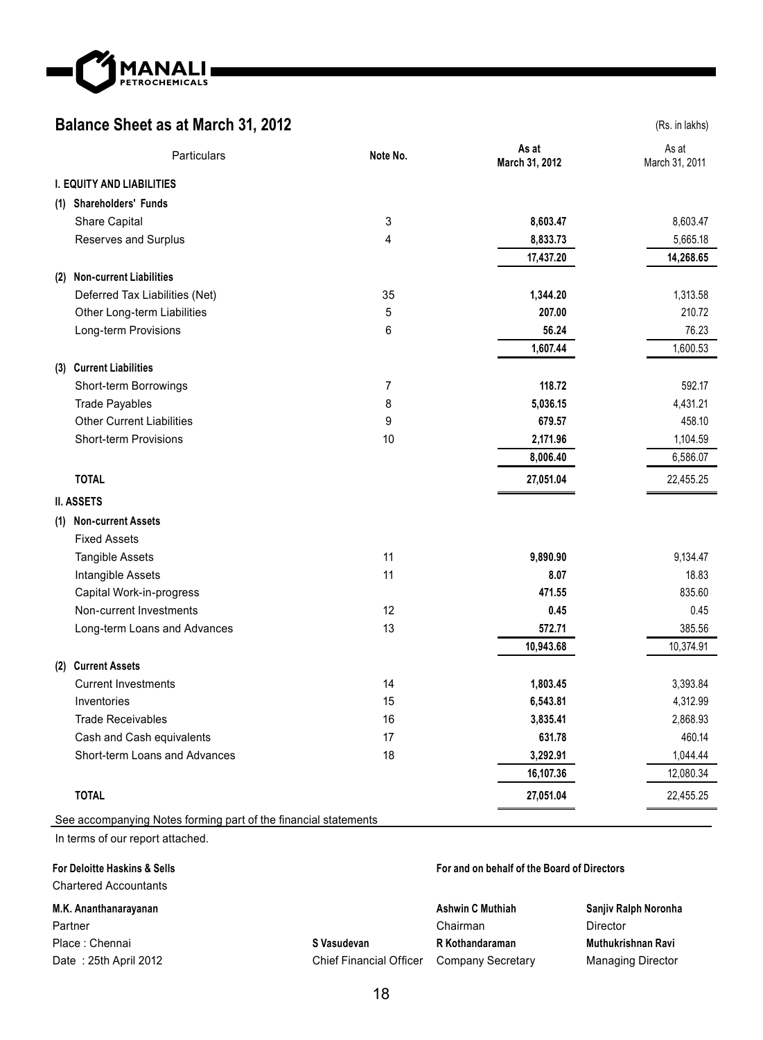## Balance Sheet as at March 31, 2012

(Rs. in lakhs)

| Particulars | Note No. | As at March 31, 2012 | As at March 31, 2011 |
|---|---|---|---|
| **I. EQUITY AND LIABILITIES** | | | |
| **(1) Shareholders' Funds** | | | |
| Share Capital | 3 | **8,603.47** | 8,603.47 |
| Reserves and Surplus | 4 | **8,833.73** | 5,665.18 |
| | | **17,437.20** | **14,268.65** |
| **(2) Non-current Liabilities** | | | |
| Deferred Tax Liabilities (Net) | 35 | **1,344.20** | 1,313.58 |
| Other Long-term Liabilities | 5 | **207.00** | 210.72 |
| Long-term Provisions | 6 | **56.24** | 76.23 |
| | | **1,607.44** | 1,600.53 |
| **(3) Current Liabilities** | | | |
| Short-term Borrowings | 7 | **118.72** | 592.17 |
| Trade Payables | 8 | **5,036.15** | 4,431.21 |
| Other Current Liabilities | 9 | **679.57** | 458.10 |
| Short-term Provisions | 10 | **2,171.96** | 1,104.59 |
| | | **8,006.40** | 6,586.07 |
| **TOTAL** | | **27,051.04** | 22,455.25 |
| **II. ASSETS** | | | |
| **(1) Non-current Assets** | | | |
| Fixed Assets | | | |
| Tangible Assets | 11 | **9,890.90** | 9,134.47 |
| Intangible Assets | 11 | **8.07** | 18.83 |
| Capital Work-in-progress | | **471.55** | 835.60 |
| Non-current Investments | 12 | **0.45** | 0.45 |
| Long-term Loans and Advances | 13 | **572.71** | 385.56 |
| | | **10,943.68** | 10,374.91 |
| **(2) Current Assets** | | | |
| Current Investments | 14 | **1,803.45** | 3,393.84 |
| Inventories | 15 | **6,543.81** | 4,312.99 |
| Trade Receivables | 16 | **3,835.41** | 2,868.93 |
| Cash and Cash equivalents | 17 | **631.78** | 460.14 |
| Short-term Loans and Advances | 18 | **3,292.91** | 1,044.44 |
| | | **16,107.36** | 12,080.34 |
| **TOTAL** | | **27,051.04** | 22,455.25 |

See accompanying Notes forming part of the financial statements

In terms of our report attached.

**For Deloitte Haskins & Sells**
Chartered Accountants

**M.K. Ananthanarayanan**
Partner
Place : Chennai
Date : 25th April 2012

**S Vasudevan**
Chief Financial Officer

**For and on behalf of the Board of Directors**

**Ashwin C Muthiah**
Chairman

**R Kothandaraman**
Company Secretary

**Sanjiv Ralph Noronha**
Director

**Muthukrishnan Ravi**
Managing Director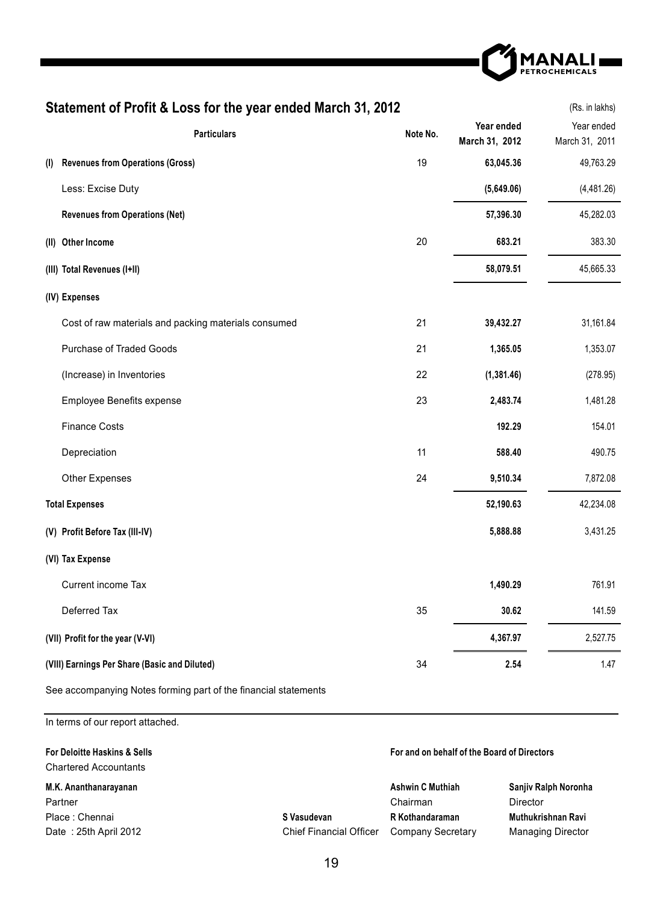## Statement of Profit & Loss for the year ended March 31, 2012

(Rs. in lakhs)

| Particulars | Note No. | Year ended March 31, 2012 | Year ended March 31, 2011 |
|---|---|---|---|
| **(I) Revenues from Operations (Gross)** | 19 | **63,045.36** | 49,763.29 |
| Less: Excise Duty | | **(5,649.06)** | (4,481.26) |
| **Revenues from Operations (Net)** | | **57,396.30** | 45,282.03 |
| **(II) Other Income** | 20 | **683.21** | 383.30 |
| **(III) Total Revenues (I+II)** | | **58,079.51** | 45,665.33 |
| **(IV) Expenses** | | | |
| Cost of raw materials and packing materials consumed | 21 | **39,432.27** | 31,161.84 |
| Purchase of Traded Goods | 21 | **1,365.05** | 1,353.07 |
| (Increase) in Inventories | 22 | **(1,381.46)** | (278.95) |
| Employee Benefits expense | 23 | **2,483.74** | 1,481.28 |
| Finance Costs | | **192.29** | 154.01 |
| Depreciation | 11 | **588.40** | 490.75 |
| Other Expenses | 24 | **9,510.34** | 7,872.08 |
| **Total Expenses** | | **52,190.63** | 42,234.08 |
| **(V) Profit Before Tax (III-IV)** | | **5,888.88** | 3,431.25 |
| **(VI) Tax Expense** | | | |
| Current income Tax | | **1,490.29** | 761.91 |
| Deferred Tax | 35 | **30.62** | 141.59 |
| **(VII) Profit for the year (V-VI)** | | **4,367.97** | 2,527.75 |
| **(VIII) Earnings Per Share (Basic and Diluted)** | 34 | **2.54** | 1.47 |

See accompanying Notes forming part of the financial statements

In terms of our report attached.

**For Deloitte Haskins & Sells**
Chartered Accountants

**M.K. Ananthanarayanan**
Partner
Place : Chennai
Date : 25th April 2012

**S Vasudevan**
Chief Financial Officer

**For and on behalf of the Board of Directors**

**Ashwin C Muthiah**
Chairman

**R Kothandaraman**
Company Secretary

**Sanjiv Ralph Noronha**
Director

**Muthukrishnan Ravi**
Managing Director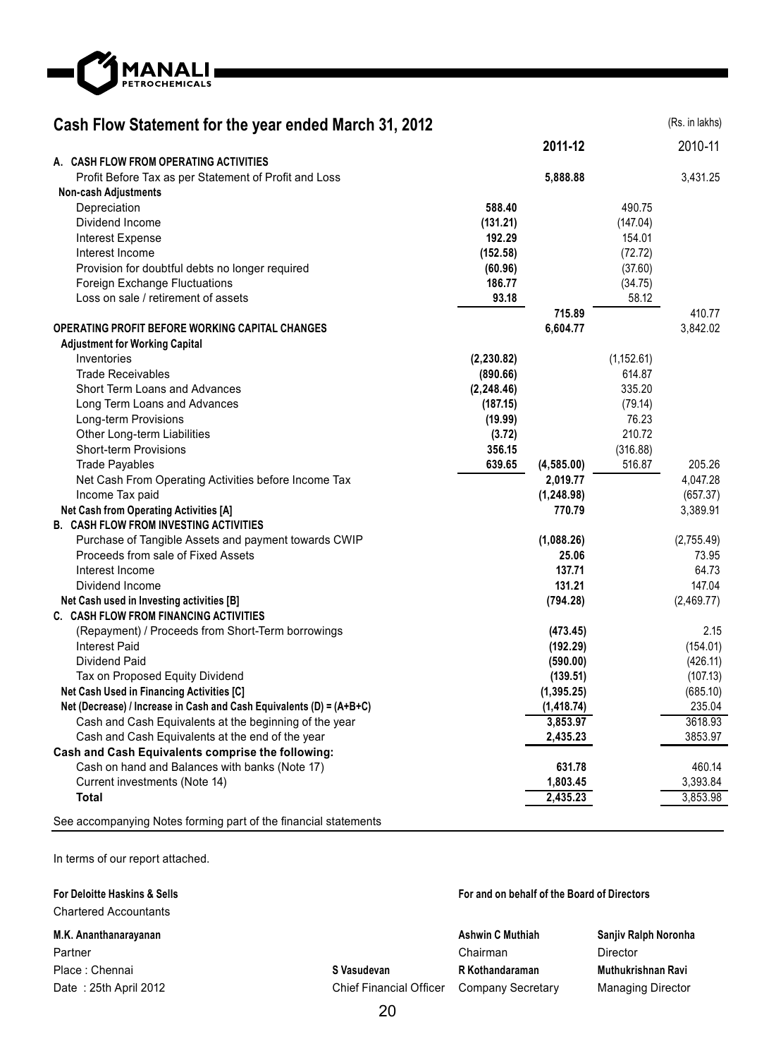# Cash Flow Statement for the year ended March 31, 2012

(Rs. in lakhs)

| | | 2011-12 | | 2010-11 |
|---|---|---|---|---|
| **A. CASH FLOW FROM OPERATING ACTIVITIES** | | | | |
| Profit Before Tax as per Statement of Profit and Loss | | **5,888.88** | | 3,431.25 |
| **Non-cash Adjustments** | | | | |
| Depreciation | **588.40** | | 490.75 | |
| Dividend Income | **(131.21)** | | (147.04) | |
| Interest Expense | **192.29** | | 154.01 | |
| Interest Income | **(152.58)** | | (72.72) | |
| Provision for doubtful debts no longer required | **(60.96)** | | (37.60) | |
| Foreign Exchange Fluctuations | **186.77** | | (34.75) | |
| Loss on sale / retirement of assets | **93.18** | | 58.12 | |
| | | **715.89** | | 410.77 |
| **OPERATING PROFIT BEFORE WORKING CAPITAL CHANGES** | | **6,604.77** | | 3,842.02 |
| **Adjustment for Working Capital** | | | | |
| Inventories | **(2,230.82)** | | (1,152.61) | |
| Trade Receivables | **(890.66)** | | 614.87 | |
| Short Term Loans and Advances | **(2,248.46)** | | 335.20 | |
| Long Term Loans and Advances | **(187.15)** | | (79.14) | |
| Long-term Provisions | **(19.99)** | | 76.23 | |
| Other Long-term Liabilities | **(3.72)** | | 210.72 | |
| Short-term Provisions | **356.15** | | (316.88) | |
| Trade Payables | **639.65** | **(4,585.00)** | 516.87 | 205.26 |
| Net Cash From Operating Activities before Income Tax | | **2,019.77** | | 4,047.28 |
| Income Tax paid | | **(1,248.98)** | | (657.37) |
| **Net Cash from Operating Activities [A]** | | **770.79** | | 3,389.91 |
| **B. CASH FLOW FROM INVESTING ACTIVITIES** | | | | |
| Purchase of Tangible Assets and payment towards CWIP | | **(1,088.26)** | | (2,755.49) |
| Proceeds from sale of Fixed Assets | | **25.06** | | 73.95 |
| Interest Income | | **137.71** | | 64.73 |
| Dividend Income | | **131.21** | | 147.04 |
| **Net Cash used in Investing activities [B]** | | **(794.28)** | | (2,469.77) |
| **C. CASH FLOW FROM FINANCING ACTIVITIES** | | | | |
| (Repayment) / Proceeds from Short-Term borrowings | | **(473.45)** | | 2.15 |
| Interest Paid | | **(192.29)** | | (154.01) |
| Dividend Paid | | **(590.00)** | | (426.11) |
| Tax on Proposed Equity Dividend | | **(139.51)** | | (107.13) |
| **Net Cash Used in Financing Activities [C]** | | **(1,395.25)** | | (685.10) |
| **Net (Decrease) / Increase in Cash and Cash Equivalents (D) = (A+B+C)** | | **(1,418.74)** | | 235.04 |
| Cash and Cash Equivalents at the beginning of the year | | **3,853.97** | | 3618.93 |
| Cash and Cash Equivalents at the end of the year | | **2,435.23** | | 3853.97 |
| **Cash and Cash Equivalents comprise the following:** | | | | |
| Cash on hand and Balances with banks (Note 17) | | **631.78** | | 460.14 |
| Current investments (Note 14) | | **1,803.45** | | 3,393.84 |
| **Total** | | **2,435.23** | | 3,853.98 |

See accompanying Notes forming part of the financial statements

In terms of our report attached.

**For Deloitte Haskins & Sells**
Chartered Accountants

**M.K. Ananthanarayanan**
Partner
Place : Chennai
Date : 25th April 2012

**For and on behalf of the Board of Directors**

**Ashwin C Muthiah**
Chairman

**Sanjiv Ralph Noronha**
Director

**S Vasudevan**
Chief Financial Officer

**R Kothandaraman**
Company Secretary

**Muthukrishnan Ravi**
Managing Director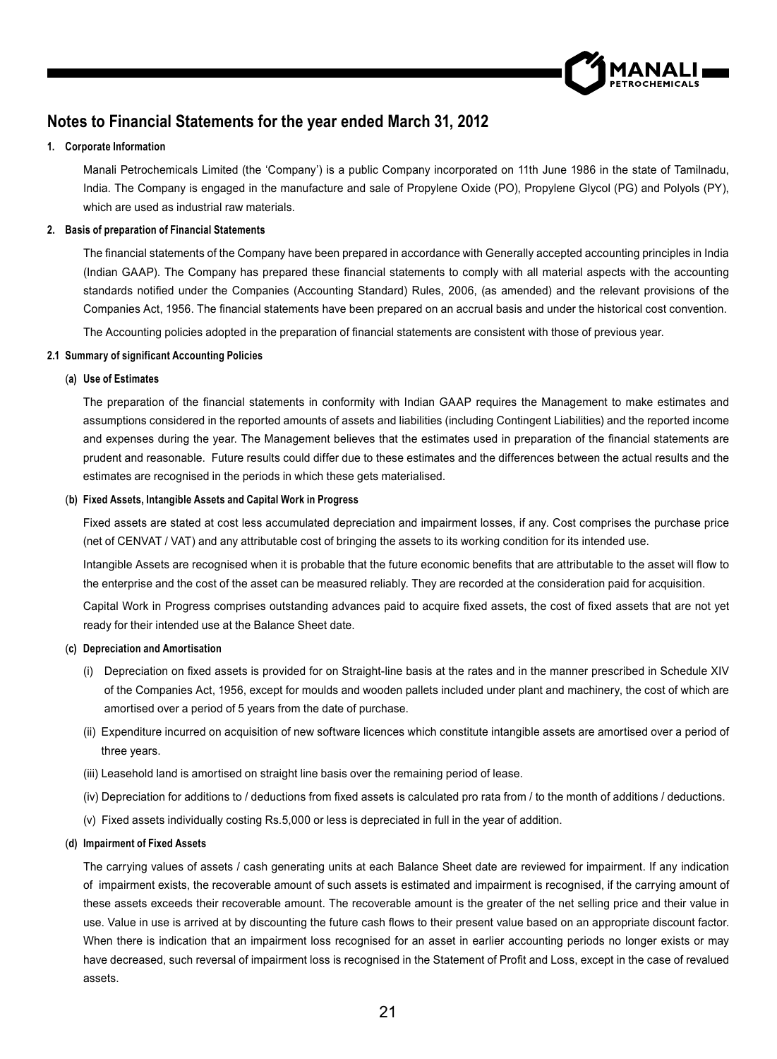## Notes to Financial Statements for the year ended March 31, 2012

### 1. Corporate Information

Manali Petrochemicals Limited (the 'Company') is a public Company incorporated on 11th June 1986 in the state of Tamilnadu, India. The Company is engaged in the manufacture and sale of Propylene Oxide (PO), Propylene Glycol (PG) and Polyols (PY), which are used as industrial raw materials.

### 2. Basis of preparation of Financial Statements

The financial statements of the Company have been prepared in accordance with Generally accepted accounting principles in India (Indian GAAP). The Company has prepared these financial statements to comply with all material aspects with the accounting standards notified under the Companies (Accounting Standard) Rules, 2006, (as amended) and the relevant provisions of the Companies Act, 1956. The financial statements have been prepared on an accrual basis and under the historical cost convention.

The Accounting policies adopted in the preparation of financial statements are consistent with those of previous year.

### 2.1 Summary of significant Accounting Policies

#### (a) Use of Estimates

The preparation of the financial statements in conformity with Indian GAAP requires the Management to make estimates and assumptions considered in the reported amounts of assets and liabilities (including Contingent Liabilities) and the reported income and expenses during the year. The Management believes that the estimates used in preparation of the financial statements are prudent and reasonable. Future results could differ due to these estimates and the differences between the actual results and the estimates are recognised in the periods in which these gets materialised.

#### (b) Fixed Assets, Intangible Assets and Capital Work in Progress

Fixed assets are stated at cost less accumulated depreciation and impairment losses, if any. Cost comprises the purchase price (net of CENVAT / VAT) and any attributable cost of bringing the assets to its working condition for its intended use.

Intangible Assets are recognised when it is probable that the future economic benefits that are attributable to the asset will flow to the enterprise and the cost of the asset can be measured reliably. They are recorded at the consideration paid for acquisition.

Capital Work in Progress comprises outstanding advances paid to acquire fixed assets, the cost of fixed assets that are not yet ready for their intended use at the Balance Sheet date.

#### (c) Depreciation and Amortisation

(i) Depreciation on fixed assets is provided for on Straight-line basis at the rates and in the manner prescribed in Schedule XIV of the Companies Act, 1956, except for moulds and wooden pallets included under plant and machinery, the cost of which are amortised over a period of 5 years from the date of purchase.

(ii) Expenditure incurred on acquisition of new software licences which constitute intangible assets are amortised over a period of three years.

(iii) Leasehold land is amortised on straight line basis over the remaining period of lease.

(iv) Depreciation for additions to / deductions from fixed assets is calculated pro rata from / to the month of additions / deductions.

(v) Fixed assets individually costing Rs.5,000 or less is depreciated in full in the year of addition.

#### (d) Impairment of Fixed Assets

The carrying values of assets / cash generating units at each Balance Sheet date are reviewed for impairment. If any indication of impairment exists, the recoverable amount of such assets is estimated and impairment is recognised, if the carrying amount of these assets exceeds their recoverable amount. The recoverable amount is the greater of the net selling price and their value in use. Value in use is arrived at by discounting the future cash flows to their present value based on an appropriate discount factor. When there is indication that an impairment loss recognised for an asset in earlier accounting periods no longer exists or may have decreased, such reversal of impairment loss is recognised in the Statement of Profit and Loss, except in the case of revalued assets.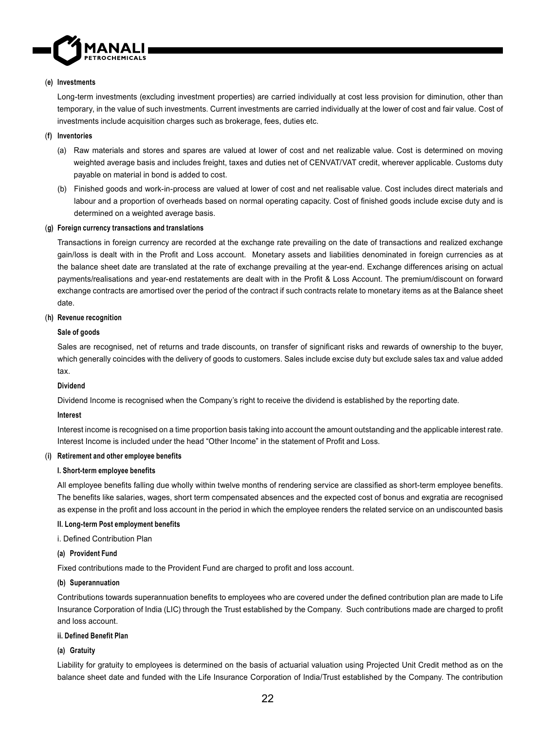**(e) Investments**

Long-term investments (excluding investment properties) are carried individually at cost less provision for diminution, other than temporary, in the value of such investments. Current investments are carried individually at the lower of cost and fair value. Cost of investments include acquisition charges such as brokerage, fees, duties etc.

**(f) Inventories**

(a) Raw materials and stores and spares are valued at lower of cost and net realizable value. Cost is determined on moving weighted average basis and includes freight, taxes and duties net of CENVAT/VAT credit, wherever applicable. Customs duty payable on material in bond is added to cost.

(b) Finished goods and work-in-process are valued at lower of cost and net realisable value. Cost includes direct materials and labour and a proportion of overheads based on normal operating capacity. Cost of finished goods include excise duty and is determined on a weighted average basis.

**(g) Foreign currency transactions and translations**

Transactions in foreign currency are recorded at the exchange rate prevailing on the date of transactions and realized exchange gain/loss is dealt with in the Profit and Loss account. Monetary assets and liabilities denominated in foreign currencies as at the balance sheet date are translated at the rate of exchange prevailing at the year-end. Exchange differences arising on actual payments/realisations and year-end restatements are dealt with in the Profit & Loss Account. The premium/discount on forward exchange contracts are amortised over the period of the contract if such contracts relate to monetary items as at the Balance sheet date.

**(h) Revenue recognition**

**Sale of goods**

Sales are recognised, net of returns and trade discounts, on transfer of significant risks and rewards of ownership to the buyer, which generally coincides with the delivery of goods to customers. Sales include excise duty but exclude sales tax and value added tax.

**Dividend**

Dividend Income is recognised when the Company's right to receive the dividend is established by the reporting date.

**Interest**

Interest income is recognised on a time proportion basis taking into account the amount outstanding and the applicable interest rate. Interest Income is included under the head "Other Income" in the statement of Profit and Loss.

**(i) Retirement and other employee benefits**

**I. Short-term employee benefits**

All employee benefits falling due wholly within twelve months of rendering service are classified as short-term employee benefits. The benefits like salaries, wages, short term compensated absences and the expected cost of bonus and exgratia are recognised as expense in the profit and loss account in the period in which the employee renders the related service on an undiscounted basis

**II. Long-term Post employment benefits**

i. Defined Contribution Plan

**(a) Provident Fund**

Fixed contributions made to the Provident Fund are charged to profit and loss account.

**(b) Superannuation**

Contributions towards superannuation benefits to employees who are covered under the defined contribution plan are made to Life Insurance Corporation of India (LIC) through the Trust established by the Company. Such contributions made are charged to profit and loss account.

**ii. Defined Benefit Plan**

**(a) Gratuity**

Liability for gratuity to employees is determined on the basis of actuarial valuation using Projected Unit Credit method as on the balance sheet date and funded with the Life Insurance Corporation of India/Trust established by the Company. The contribution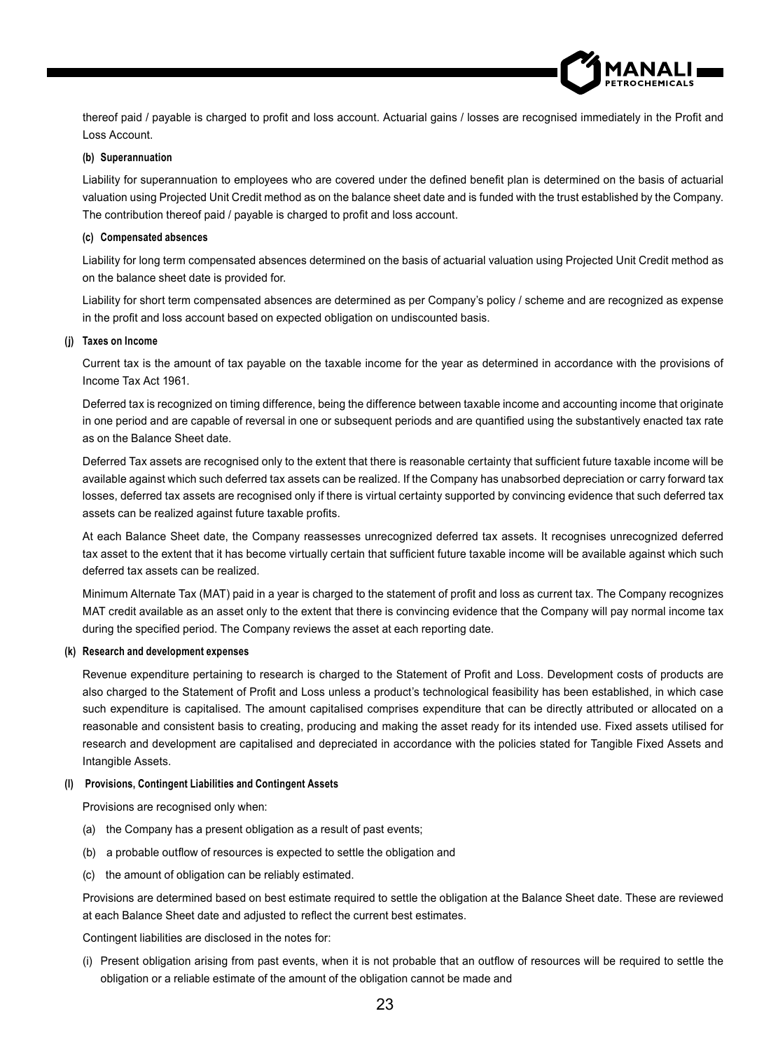thereof paid / payable is charged to profit and loss account. Actuarial gains / losses are recognised immediately in the Profit and Loss Account.

**(b) Superannuation**

Liability for superannuation to employees who are covered under the defined benefit plan is determined on the basis of actuarial valuation using Projected Unit Credit method as on the balance sheet date and is funded with the trust established by the Company. The contribution thereof paid / payable is charged to profit and loss account.

**(c) Compensated absences**

Liability for long term compensated absences determined on the basis of actuarial valuation using Projected Unit Credit method as on the balance sheet date is provided for.

Liability for short term compensated absences are determined as per Company's policy / scheme and are recognized as expense in the profit and loss account based on expected obligation on undiscounted basis.

**(j) Taxes on Income**

Current tax is the amount of tax payable on the taxable income for the year as determined in accordance with the provisions of Income Tax Act 1961.

Deferred tax is recognized on timing difference, being the difference between taxable income and accounting income that originate in one period and are capable of reversal in one or subsequent periods and are quantified using the substantively enacted tax rate as on the Balance Sheet date.

Deferred Tax assets are recognised only to the extent that there is reasonable certainty that sufficient future taxable income will be available against which such deferred tax assets can be realized. If the Company has unabsorbed depreciation or carry forward tax losses, deferred tax assets are recognised only if there is virtual certainty supported by convincing evidence that such deferred tax assets can be realized against future taxable profits.

At each Balance Sheet date, the Company reassesses unrecognized deferred tax assets. It recognises unrecognized deferred tax asset to the extent that it has become virtually certain that sufficient future taxable income will be available against which such deferred tax assets can be realized.

Minimum Alternate Tax (MAT) paid in a year is charged to the statement of profit and loss as current tax. The Company recognizes MAT credit available as an asset only to the extent that there is convincing evidence that the Company will pay normal income tax during the specified period. The Company reviews the asset at each reporting date.

**(k) Research and development expenses**

Revenue expenditure pertaining to research is charged to the Statement of Profit and Loss. Development costs of products are also charged to the Statement of Profit and Loss unless a product's technological feasibility has been established, in which case such expenditure is capitalised. The amount capitalised comprises expenditure that can be directly attributed or allocated on a reasonable and consistent basis to creating, producing and making the asset ready for its intended use. Fixed assets utilised for research and development are capitalised and depreciated in accordance with the policies stated for Tangible Fixed Assets and Intangible Assets.

**(l) Provisions, Contingent Liabilities and Contingent Assets**

Provisions are recognised only when:

(a) the Company has a present obligation as a result of past events;

(b) a probable outflow of resources is expected to settle the obligation and

(c) the amount of obligation can be reliably estimated.

Provisions are determined based on best estimate required to settle the obligation at the Balance Sheet date. These are reviewed at each Balance Sheet date and adjusted to reflect the current best estimates.

Contingent liabilities are disclosed in the notes for:

(i) Present obligation arising from past events, when it is not probable that an outflow of resources will be required to settle the obligation or a reliable estimate of the amount of the obligation cannot be made and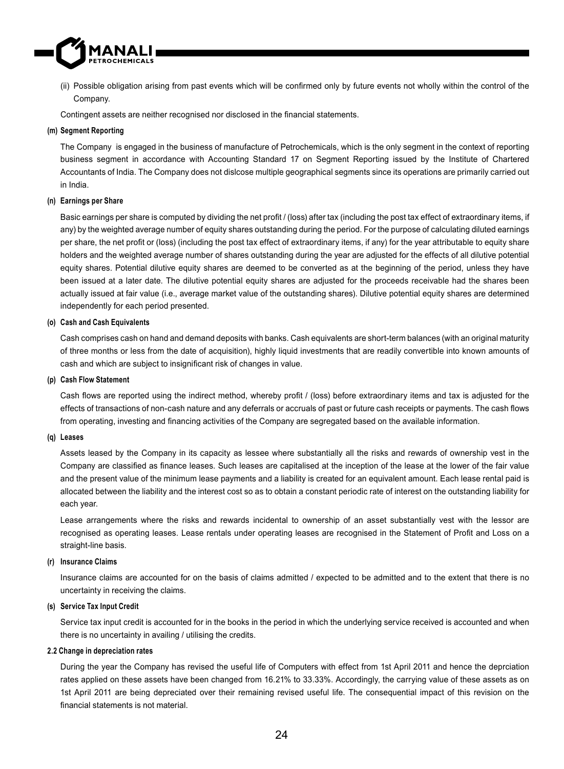(ii) Possible obligation arising from past events which will be confirmed only by future events not wholly within the control of the Company.

Contingent assets are neither recognised nor disclosed in the financial statements.

**(m) Segment Reporting**

The Company is engaged in the business of manufacture of Petrochemicals, which is the only segment in the context of reporting business segment in accordance with Accounting Standard 17 on Segment Reporting issued by the Institute of Chartered Accountants of India. The Company does not dislcose multiple geographical segments since its operations are primarily carried out in India.

**(n) Earnings per Share**

Basic earnings per share is computed by dividing the net profit / (loss) after tax (including the post tax effect of extraordinary items, if any) by the weighted average number of equity shares outstanding during the period. For the purpose of calculating diluted earnings per share, the net profit or (loss) (including the post tax effect of extraordinary items, if any) for the year attributable to equity share holders and the weighted average number of shares outstanding during the year are adjusted for the effects of all dilutive potential equity shares. Potential dilutive equity shares are deemed to be converted as at the beginning of the period, unless they have been issued at a later date. The dilutive potential equity shares are adjusted for the proceeds receivable had the shares been actually issued at fair value (i.e., average market value of the outstanding shares). Dilutive potential equity shares are determined independently for each period presented.

**(o) Cash and Cash Equivalents**

Cash comprises cash on hand and demand deposits with banks. Cash equivalents are short-term balances (with an original maturity of three months or less from the date of acquisition), highly liquid investments that are readily convertible into known amounts of cash and which are subject to insignificant risk of changes in value.

**(p) Cash Flow Statement**

Cash flows are reported using the indirect method, whereby profit / (loss) before extraordinary items and tax is adjusted for the effects of transactions of non-cash nature and any deferrals or accruals of past or future cash receipts or payments. The cash flows from operating, investing and financing activities of the Company are segregated based on the available information.

**(q) Leases**

Assets leased by the Company in its capacity as lessee where substantially all the risks and rewards of ownership vest in the Company are classified as finance leases. Such leases are capitalised at the inception of the lease at the lower of the fair value and the present value of the minimum lease payments and a liability is created for an equivalent amount. Each lease rental paid is allocated between the liability and the interest cost so as to obtain a constant periodic rate of interest on the outstanding liability for each year.

Lease arrangements where the risks and rewards incidental to ownership of an asset substantially vest with the lessor are recognised as operating leases. Lease rentals under operating leases are recognised in the Statement of Profit and Loss on a straight-line basis.

**(r) Insurance Claims**

Insurance claims are accounted for on the basis of claims admitted / expected to be admitted and to the extent that there is no uncertainty in receiving the claims.

**(s) Service Tax Input Credit**

Service tax input credit is accounted for in the books in the period in which the underlying service received is accounted and when there is no uncertainty in availing / utilising the credits.

**2.2 Change in depreciation rates**

During the year the Company has revised the useful life of Computers with effect from 1st April 2011 and hence the deprciation rates applied on these assets have been changed from 16.21% to 33.33%. Accordingly, the carrying value of these assets as on 1st April 2011 are being depreciated over their remaining revised useful life. The consequential impact of this revision on the financial statements is not material.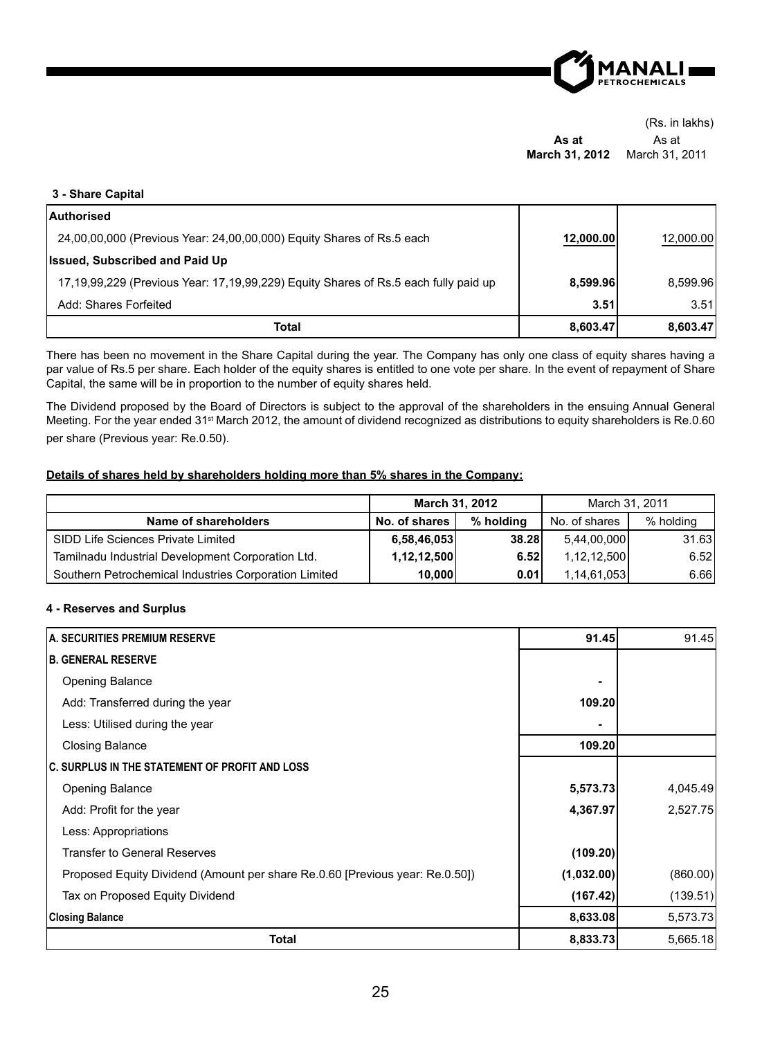(Rs. in lakhs)

### 3 - Share Capital

| | As at March 31, 2012 | As at March 31, 2011 |
|---|---|---|
| **Authorised** | | |
| 24,00,00,000 (Previous Year: 24,00,00,000) Equity Shares of Rs.5 each | **12,000.00** | 12,000.00 |
| **Issued, Subscribed and Paid Up** | | |
| 17,19,99,229 (Previous Year: 17,19,99,229) Equity Shares of Rs.5 each fully paid up | **8,599.96** | 8,599.96 |
| Add: Shares Forfeited | **3.51** | 3.51 |
| **Total** | **8,603.47** | **8,603.47** |

There has been no movement in the Share Capital during the year. The Company has only one class of equity shares having a par value of Rs.5 per share. Each holder of the equity shares is entitled to one vote per share. In the event of repayment of Share Capital, the same will be in proportion to the number of equity shares held.

The Dividend proposed by the Board of Directors is subject to the approval of the shareholders in the ensuing Annual General Meeting. For the year ended 31st March 2012, the amount of dividend recognized as distributions to equity shareholders is Re.0.60 per share (Previous year: Re.0.50).

**Details of shares held by shareholders holding more than 5% shares in the Company:**

| | March 31, 2012 | | March 31, 2011 | |
|---|---|---|---|---|
| **Name of shareholders** | **No. of shares** | **% holding** | No. of shares | % holding |
| SIDD Life Sciences Private Limited | **6,58,46,053** | **38.28** | 5,44,00,000 | 31.63 |
| Tamilnadu Industrial Development Corporation Ltd. | **1,12,12,500** | **6.52** | 1,12,12,500 | 6.52 |
| Southern Petrochemical Industries Corporation Limited | **10,000** | **0.01** | 1,14,61,053 | 6.66 |

### 4 - Reserves and Surplus

| | As at March 31, 2012 | As at March 31, 2011 |
|---|---|---|
| **A. SECURITIES PREMIUM RESERVE** | **91.45** | 91.45 |
| **B. GENERAL RESERVE** | | |
| Opening Balance | - | |
| Add: Transferred during the year | **109.20** | |
| Less: Utilised during the year | - | |
| Closing Balance | **109.20** | |
| **C. SURPLUS IN THE STATEMENT OF PROFIT AND LOSS** | | |
| Opening Balance | **5,573.73** | 4,045.49 |
| Add: Profit for the year | **4,367.97** | 2,527.75 |
| Less: Appropriations | | |
| Transfer to General Reserves | **(109.20)** | |
| Proposed Equity Dividend (Amount per share Re.0.60 [Previous year: Re.0.50]) | **(1,032.00)** | (860.00) |
| Tax on Proposed Equity Dividend | **(167.42)** | (139.51) |
| **Closing Balance** | **8,633.08** | 5,573.73 |
| **Total** | **8,833.73** | 5,665.18 |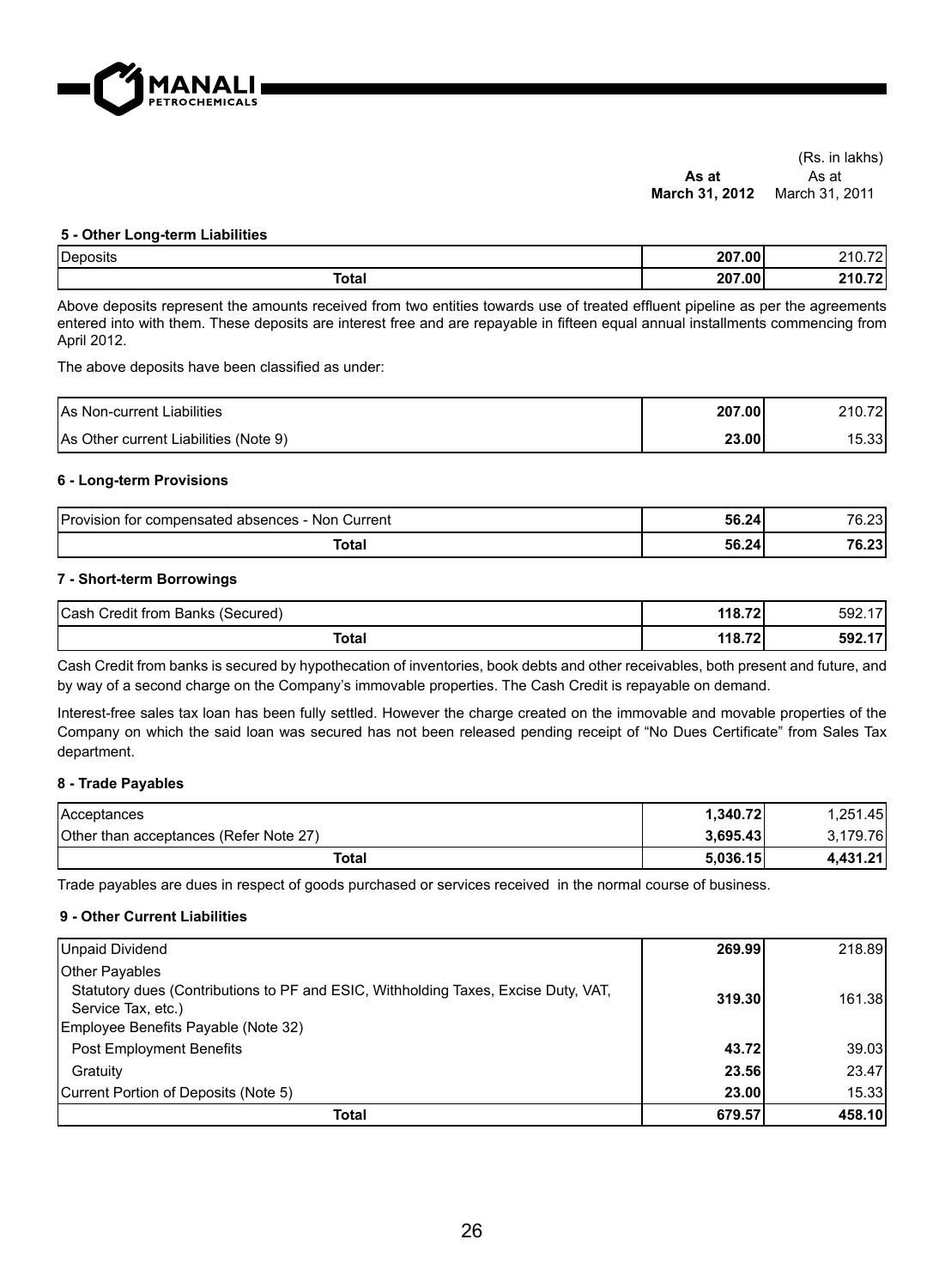(Rs. in lakhs)

| | As at March 31, 2012 | As at March 31, 2011 |
|---|---|---|

### 5 - Other Long-term Liabilities

| | | |
|---|---|---|
| Deposits | **207.00** | 210.72 |
| **Total** | **207.00** | **210.72** |

Above deposits represent the amounts received from two entities towards use of treated effluent pipeline as per the agreements entered into with them. These deposits are interest free and are repayable in fifteen equal annual installments commencing from April 2012.

The above deposits have been classified as under:

| | | |
|---|---|---|
| As Non-current Liabilities | **207.00** | 210.72 |
| As Other current Liabilities (Note 9) | **23.00** | 15.33 |

### 6 - Long-term Provisions

| | | |
|---|---|---|
| Provision for compensated absences - Non Current | **56.24** | 76.23 |
| **Total** | **56.24** | **76.23** |

### 7 - Short-term Borrowings

| | | |
|---|---|---|
| Cash Credit from Banks (Secured) | **118.72** | 592.17 |
| **Total** | **118.72** | **592.17** |

Cash Credit from banks is secured by hypothecation of inventories, book debts and other receivables, both present and future, and by way of a second charge on the Company's immovable properties. The Cash Credit is repayable on demand.

Interest-free sales tax loan has been fully settled. However the charge created on the immovable and movable properties of the Company on which the said loan was secured has not been released pending receipt of "No Dues Certificate" from Sales Tax department.

### 8 - Trade Payables

| | | |
|---|---|---|
| Acceptances | **1,340.72** | 1,251.45 |
| Other than acceptances (Refer Note 27) | **3,695.43** | 3,179.76 |
| **Total** | **5,036.15** | **4,431.21** |

Trade payables are dues in respect of goods purchased or services received in the normal course of business.

### 9 - Other Current Liabilities

| | | |
|---|---|---|
| Unpaid Dividend | **269.99** | 218.89 |
| Other Payables | | |
| Statutory dues (Contributions to PF and ESIC, Withholding Taxes, Excise Duty, VAT, Service Tax, etc.) | **319.30** | 161.38 |
| Employee Benefits Payable (Note 32) | | |
| Post Employment Benefits | **43.72** | 39.03 |
| Gratuity | **23.56** | 23.47 |
| Current Portion of Deposits (Note 5) | **23.00** | 15.33 |
| **Total** | **679.57** | **458.10** |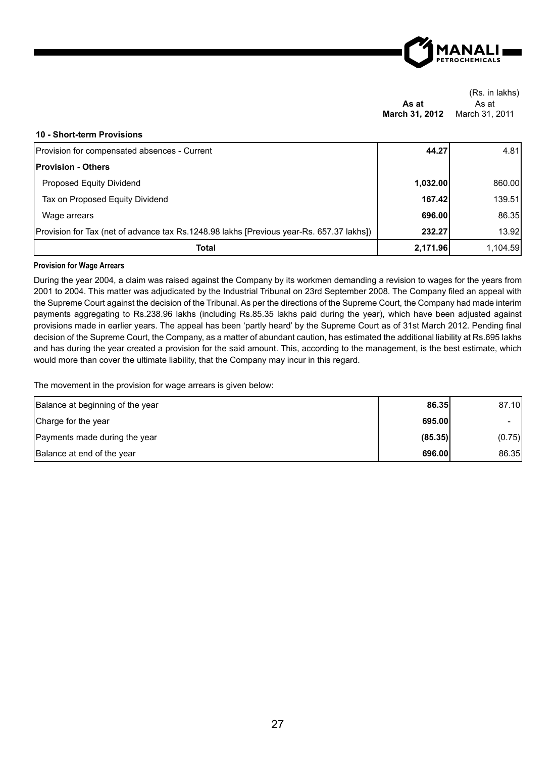(Rs. in lakhs)

| | As at March 31, 2012 | As at March 31, 2011 |
|---|---|---|
| **10 - Short-term Provisions** | | |
| Provision for compensated absences - Current | **44.27** | 4.81 |
| **Provision - Others** | | |
| Proposed Equity Dividend | **1,032.00** | 860.00 |
| Tax on Proposed Equity Dividend | **167.42** | 139.51 |
| Wage arrears | **696.00** | 86.35 |
| Provision for Tax (net of advance tax Rs.1248.98 lakhs [Previous year-Rs. 657.37 lakhs]) | **232.27** | 13.92 |
| **Total** | **2,171.96** | 1,104.59 |

**Provision for Wage Arrears**

During the year 2004, a claim was raised against the Company by its workmen demanding a revision to wages for the years from 2001 to 2004. This matter was adjudicated by the Industrial Tribunal on 23rd September 2008. The Company filed an appeal with the Supreme Court against the decision of the Tribunal. As per the directions of the Supreme Court, the Company had made interim payments aggregating to Rs.238.96 lakhs (including Rs.85.35 lakhs paid during the year), which have been adjusted against provisions made in earlier years. The appeal has been 'partly heard' by the Supreme Court as of 31st March 2012. Pending final decision of the Supreme Court, the Company, as a matter of abundant caution, has estimated the additional liability at Rs.695 lakhs and has during the year created a provision for the said amount. This, according to the management, is the best estimate, which would more than cover the ultimate liability, that the Company may incur in this regard.

The movement in the provision for wage arrears is given below:

| | As at March 31, 2012 | As at March 31, 2011 |
|---|---|---|
| Balance at beginning of the year | **86.35** | 87.10 |
| Charge for the year | **695.00** | - |
| Payments made during the year | **(85.35)** | (0.75) |
| Balance at end of the year | **696.00** | 86.35 |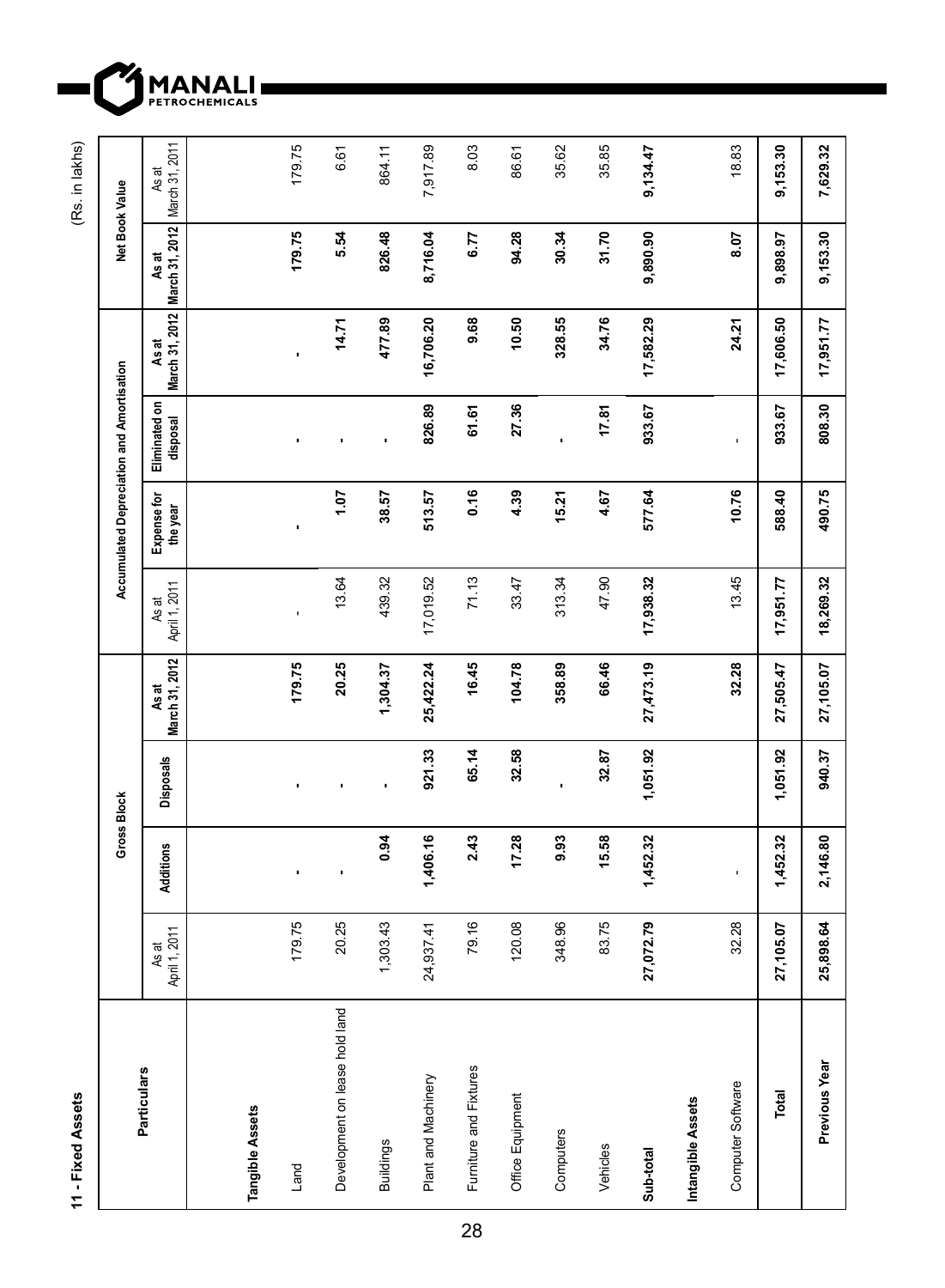## 11 - Fixed Assets

(Rs. in lakhs)

| Particulars | Gross Block | | | | Accumulated Depreciation and Amortisation | | | | Net Book Value | |
|---|---|---|---|---|---|---|---|---|---|---|
| | As at April 1, 2011 | Additions | Disposals | As at March 31, 2012 | As at April 1, 2011 | Expense for the year | Eliminated on disposal | As at March 31, 2012 | As at March 31, 2012 | As at March 31, 2011 |
| **Tangible Assets** | | | | | | | | | | |
| Land | 179.75 | - | - | **179.75** | - | - | - | - | **179.75** | 179.75 |
| Development on lease hold land | 20.25 | - | - | **20.25** | 13.64 | **1.07** | - | **14.71** | **5.54** | 6.61 |
| Buildings | 1,303.43 | **0.94** | - | **1,304.37** | 439.32 | **38.57** | - | **477.89** | **826.48** | 864.11 |
| Plant and Machinery | 24,937.41 | **1,406.16** | **921.33** | **25,422.24** | 17,019.52 | **513.57** | **826.89** | **16,706.20** | **8,716.04** | 7,917.89 |
| Furniture and Fixtures | 79.16 | **2.43** | **65.14** | **16.45** | 71.13 | **0.16** | **61.61** | **9.68** | **6.77** | 8.03 |
| Office Equipment | 120.08 | **17.28** | **32.58** | **104.78** | 33.47 | **4.39** | **27.36** | **10.50** | **94.28** | 86.61 |
| Computers | 348.96 | **9.93** | - | **358.89** | 313.34 | **15.21** | - | **328.55** | **30.34** | 35.62 |
| Vehicles | 83.75 | **15.58** | **32.87** | **66.46** | 47.90 | **4.67** | **17.81** | **34.76** | **31.70** | 35.85 |
| **Sub-total** | **27,072.79** | **1,452.32** | **1,051.92** | **27,473.19** | **17,938.32** | **577.64** | **933.67** | **17,582.29** | **9,890.90** | **9,134.47** |
| **Intangible Assets** | | | | | | | | | | |
| Computer Software | 32.28 | - | | **32.28** | 13.45 | **10.76** | - | **24.21** | **8.07** | 18.83 |
| **Total** | **27,105.07** | **1,452.32** | **1,051.92** | **27,505.47** | **17,951.77** | **588.40** | **933.67** | **17,606.50** | **9,898.97** | **9,153.30** |
| **Previous Year** | **25,898.64** | **2,146.80** | **940.37** | **27,105.07** | **18,269.32** | **490.75** | **808.30** | **17,951.77** | **9,153.30** | **7,629.32** |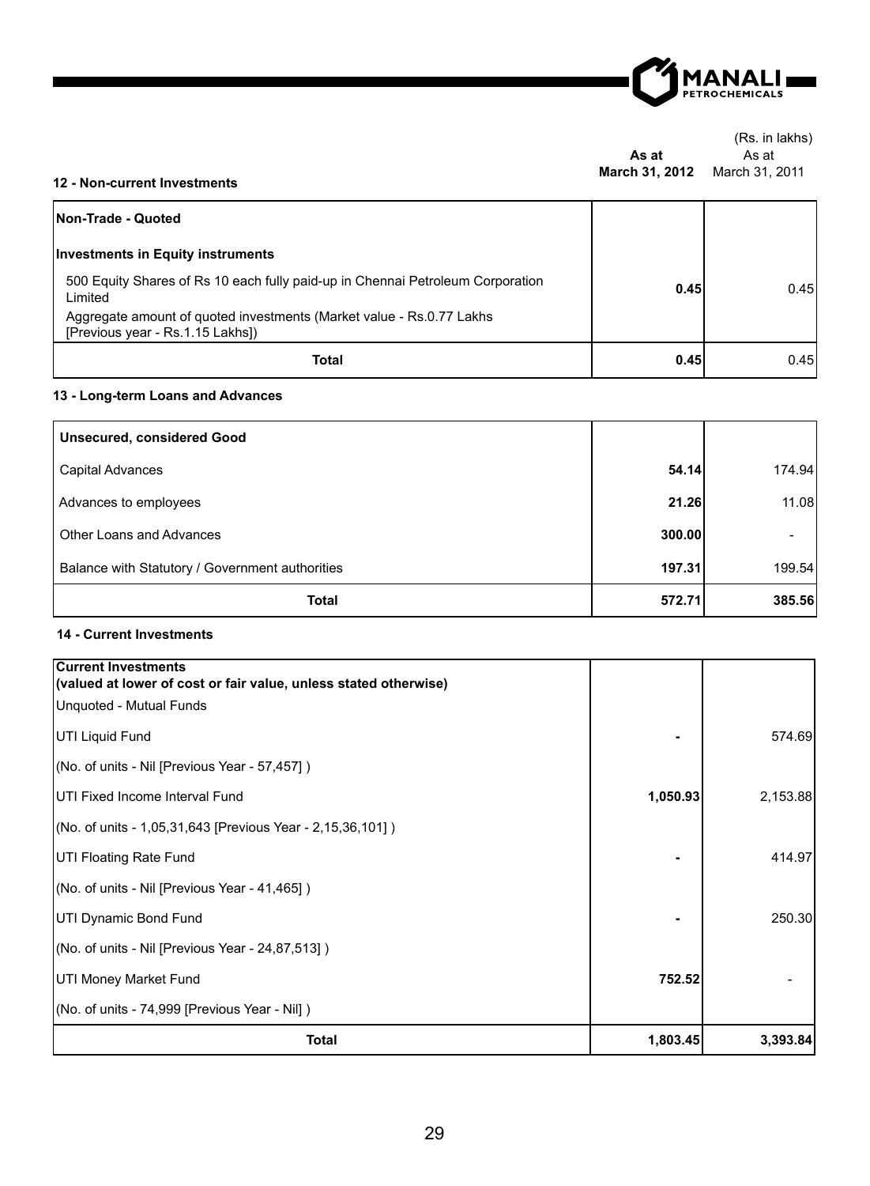(Rs. in lakhs)

### 12 - Non-current Investments

| | As at March 31, 2012 | As at March 31, 2011 |
|---|---|---|
| **Non-Trade - Quoted** | | |
| **Investments in Equity instruments** | | |
| 500 Equity Shares of Rs 10 each fully paid-up in Chennai Petroleum Corporation Limited | **0.45** | 0.45 |
| Aggregate amount of quoted investments (Market value - Rs.0.77 Lakhs [Previous year - Rs.1.15 Lakhs]) | | |
| **Total** | **0.45** | 0.45 |

### 13 - Long-term Loans and Advances

| | As at March 31, 2012 | As at March 31, 2011 |
|---|---|---|
| **Unsecured, considered Good** | | |
| Capital Advances | **54.14** | 174.94 |
| Advances to employees | **21.26** | 11.08 |
| Other Loans and Advances | **300.00** | - |
| Balance with Statutory / Government authorities | **197.31** | 199.54 |
| **Total** | **572.71** | **385.56** |

### 14 - Current Investments

| | As at March 31, 2012 | As at March 31, 2011 |
|---|---|---|
| **Current Investments (valued at lower of cost or fair value, unless stated otherwise)** | | |
| Unquoted - Mutual Funds | | |
| UTI Liquid Fund | **-** | 574.69 |
| (No. of units - Nil [Previous Year - 57,457] ) | | |
| UTI Fixed Income Interval Fund | **1,050.93** | 2,153.88 |
| (No. of units - 1,05,31,643 [Previous Year - 2,15,36,101] ) | | |
| UTI Floating Rate Fund | **-** | 414.97 |
| (No. of units - Nil [Previous Year - 41,465] ) | | |
| UTI Dynamic Bond Fund | **-** | 250.30 |
| (No. of units - Nil [Previous Year - 24,87,513] ) | | |
| UTI Money Market Fund | **752.52** | - |
| (No. of units - 74,999 [Previous Year - Nil] ) | | |
| **Total** | **1,803.45** | **3,393.84** |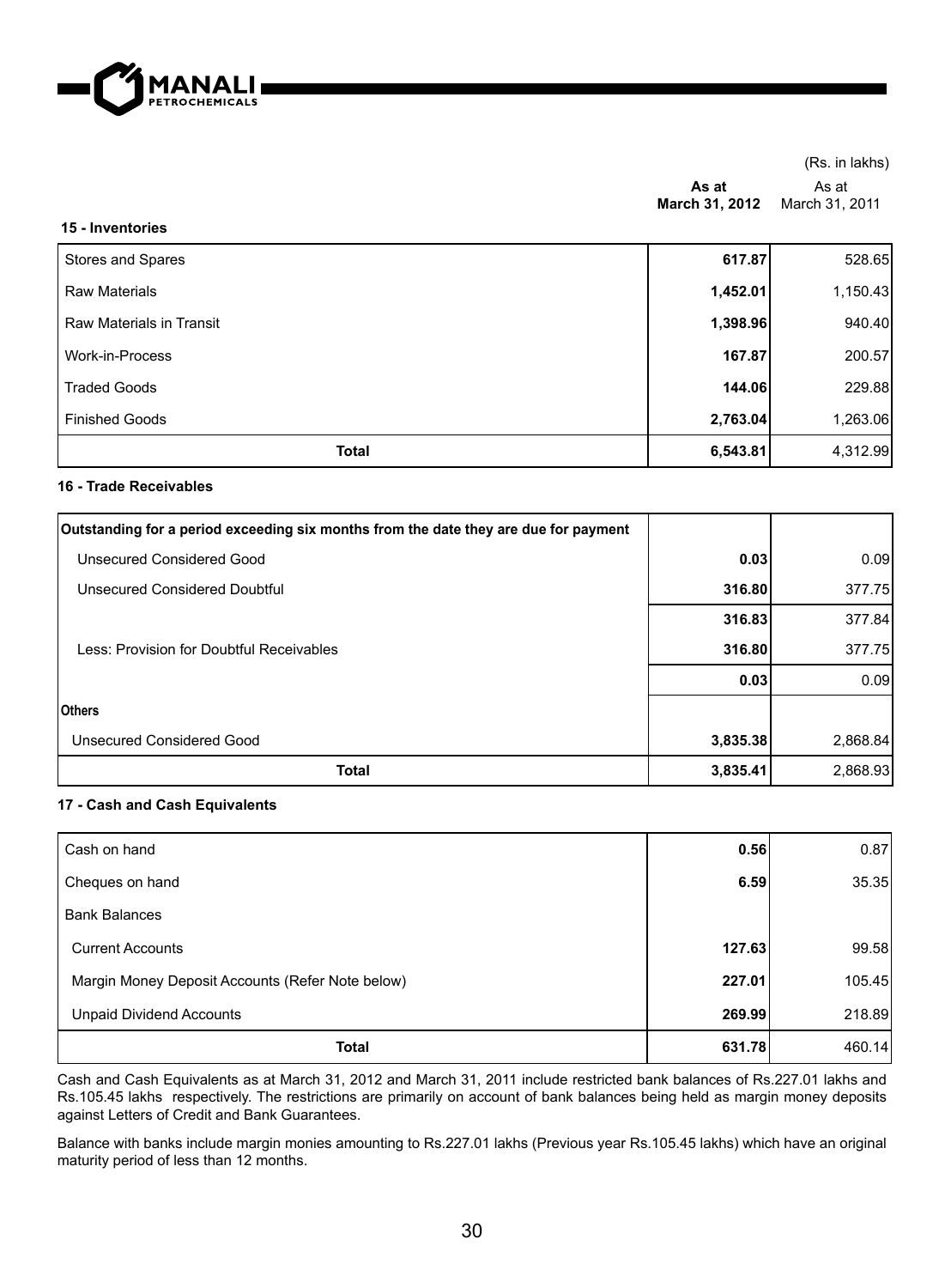(Rs. in lakhs)

### 15 - Inventories

| | As at March 31, 2012 | As at March 31, 2011 |
|---|---|---|
| Stores and Spares | **617.87** | 528.65 |
| Raw Materials | **1,452.01** | 1,150.43 |
| Raw Materials in Transit | **1,398.96** | 940.40 |
| Work-in-Process | **167.87** | 200.57 |
| Traded Goods | **144.06** | 229.88 |
| Finished Goods | **2,763.04** | 1,263.06 |
| **Total** | **6,543.81** | 4,312.99 |

### 16 - Trade Receivables

| | As at March 31, 2012 | As at March 31, 2011 |
|---|---|---|
| **Outstanding for a period exceeding six months from the date they are due for payment** | | |
| Unsecured Considered Good | **0.03** | 0.09 |
| Unsecured Considered Doubtful | **316.80** | 377.75 |
| | **316.83** | 377.84 |
| Less: Provision for Doubtful Receivables | **316.80** | 377.75 |
| | **0.03** | 0.09 |
| **Others** | | |
| Unsecured Considered Good | **3,835.38** | 2,868.84 |
| **Total** | **3,835.41** | 2,868.93 |

### 17 - Cash and Cash Equivalents

| | As at March 31, 2012 | As at March 31, 2011 |
|---|---|---|
| Cash on hand | **0.56** | 0.87 |
| Cheques on hand | **6.59** | 35.35 |
| Bank Balances | | |
| Current Accounts | **127.63** | 99.58 |
| Margin Money Deposit Accounts (Refer Note below) | **227.01** | 105.45 |
| Unpaid Dividend Accounts | **269.99** | 218.89 |
| **Total** | **631.78** | 460.14 |

Cash and Cash Equivalents as at March 31, 2012 and March 31, 2011 include restricted bank balances of Rs.227.01 lakhs and Rs.105.45 lakhs respectively. The restrictions are primarily on account of bank balances being held as margin money deposits against Letters of Credit and Bank Guarantees.

Balance with banks include margin monies amounting to Rs.227.01 lakhs (Previous year Rs.105.45 lakhs) which have an original maturity period of less than 12 months.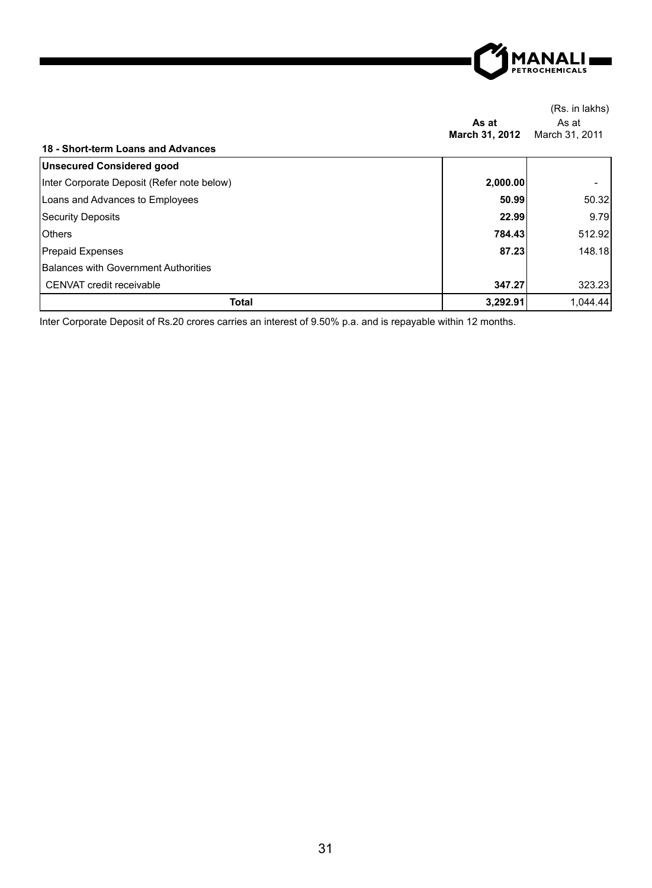(Rs. in lakhs)

### 18 - Short-term Loans and Advances

| | As at March 31, 2012 | As at March 31, 2011 |
|---|---|---|
| **Unsecured Considered good** | | |
| Inter Corporate Deposit (Refer note below) | **2,000.00** | - |
| Loans and Advances to Employees | **50.99** | 50.32 |
| Security Deposits | **22.99** | 9.79 |
| Others | **784.43** | 512.92 |
| Prepaid Expenses | **87.23** | 148.18 |
| Balances with Government Authorities | | |
| CENVAT credit receivable | **347.27** | 323.23 |
| **Total** | **3,292.91** | 1,044.44 |

Inter Corporate Deposit of Rs.20 crores carries an interest of 9.50% p.a. and is repayable within 12 months.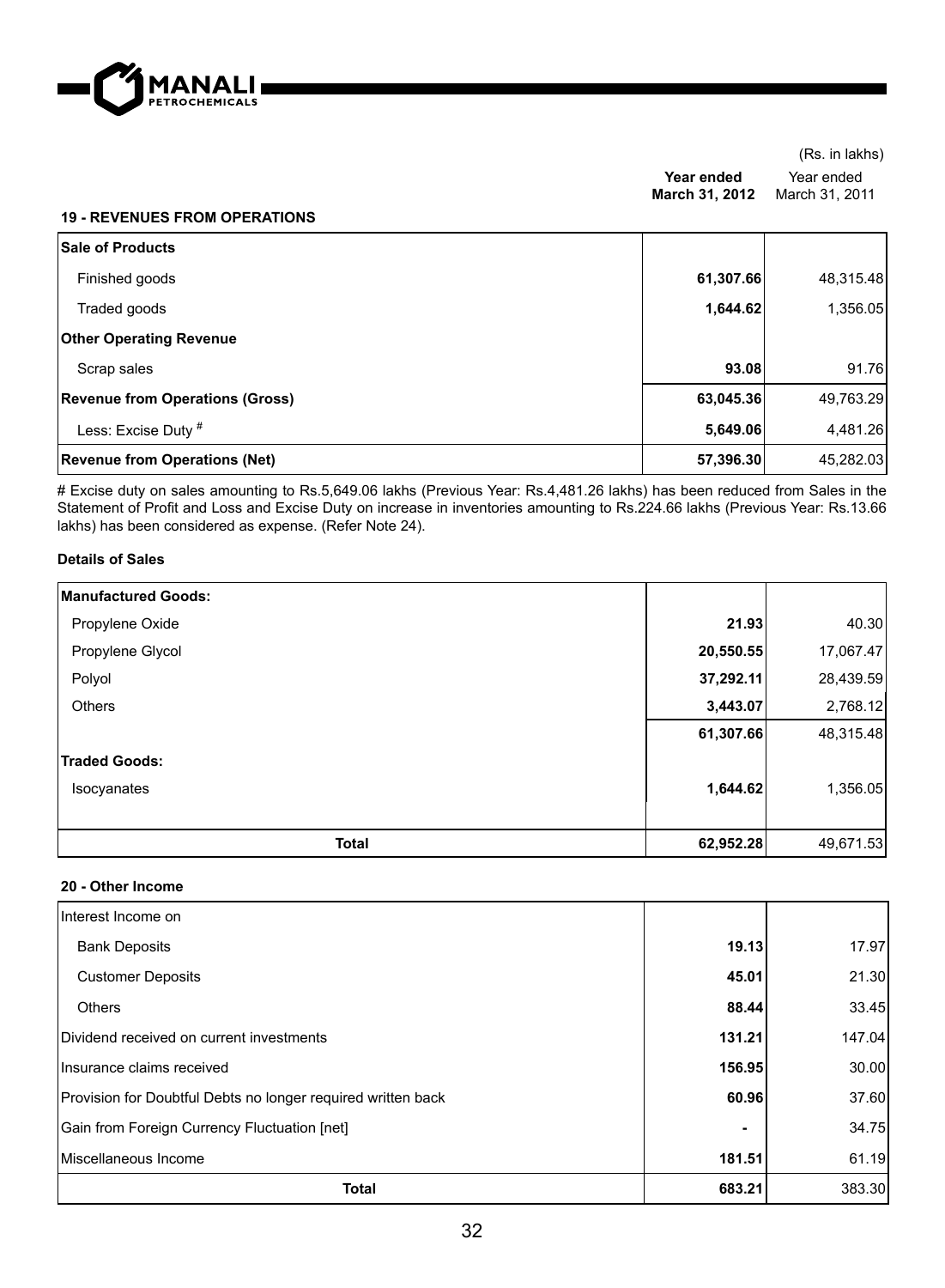(Rs. in lakhs)

## 19 - REVENUES FROM OPERATIONS

| | **Year ended March 31, 2012** | Year ended March 31, 2011 |
|---|---|---|
| **Sale of Products** | | |
| Finished goods | **61,307.66** | 48,315.48 |
| Traded goods | **1,644.62** | 1,356.05 |
| **Other Operating Revenue** | | |
| Scrap sales | **93.08** | 91.76 |
| **Revenue from Operations (Gross)** | **63,045.36** | 49,763.29 |
| Less: Excise Duty # | **5,649.06** | 4,481.26 |
| **Revenue from Operations (Net)** | **57,396.30** | 45,282.03 |

# Excise duty on sales amounting to Rs.5,649.06 lakhs (Previous Year: Rs.4,481.26 lakhs) has been reduced from Sales in the Statement of Profit and Loss and Excise Duty on increase in inventories amounting to Rs.224.66 lakhs (Previous Year: Rs.13.66 lakhs) has been considered as expense. (Refer Note 24).

### Details of Sales

| | **Year ended March 31, 2012** | Year ended March 31, 2011 |
|---|---|---|
| **Manufactured Goods:** | | |
| Propylene Oxide | **21.93** | 40.30 |
| Propylene Glycol | **20,550.55** | 17,067.47 |
| Polyol | **37,292.11** | 28,439.59 |
| Others | **3,443.07** | 2,768.12 |
| | **61,307.66** | 48,315.48 |
| **Traded Goods:** | | |
| Isocyanates | **1,644.62** | 1,356.05 |
| **Total** | **62,952.28** | 49,671.53 |

## 20 - Other Income

| | **Year ended March 31, 2012** | Year ended March 31, 2011 |
|---|---|---|
| Interest Income on | | |
| Bank Deposits | **19.13** | 17.97 |
| Customer Deposits | **45.01** | 21.30 |
| Others | **88.44** | 33.45 |
| Dividend received on current investments | **131.21** | 147.04 |
| Insurance claims received | **156.95** | 30.00 |
| Provision for Doubtful Debts no longer required written back | **60.96** | 37.60 |
| Gain from Foreign Currency Fluctuation [net] | **-** | 34.75 |
| Miscellaneous Income | **181.51** | 61.19 |
| **Total** | **683.21** | 383.30 |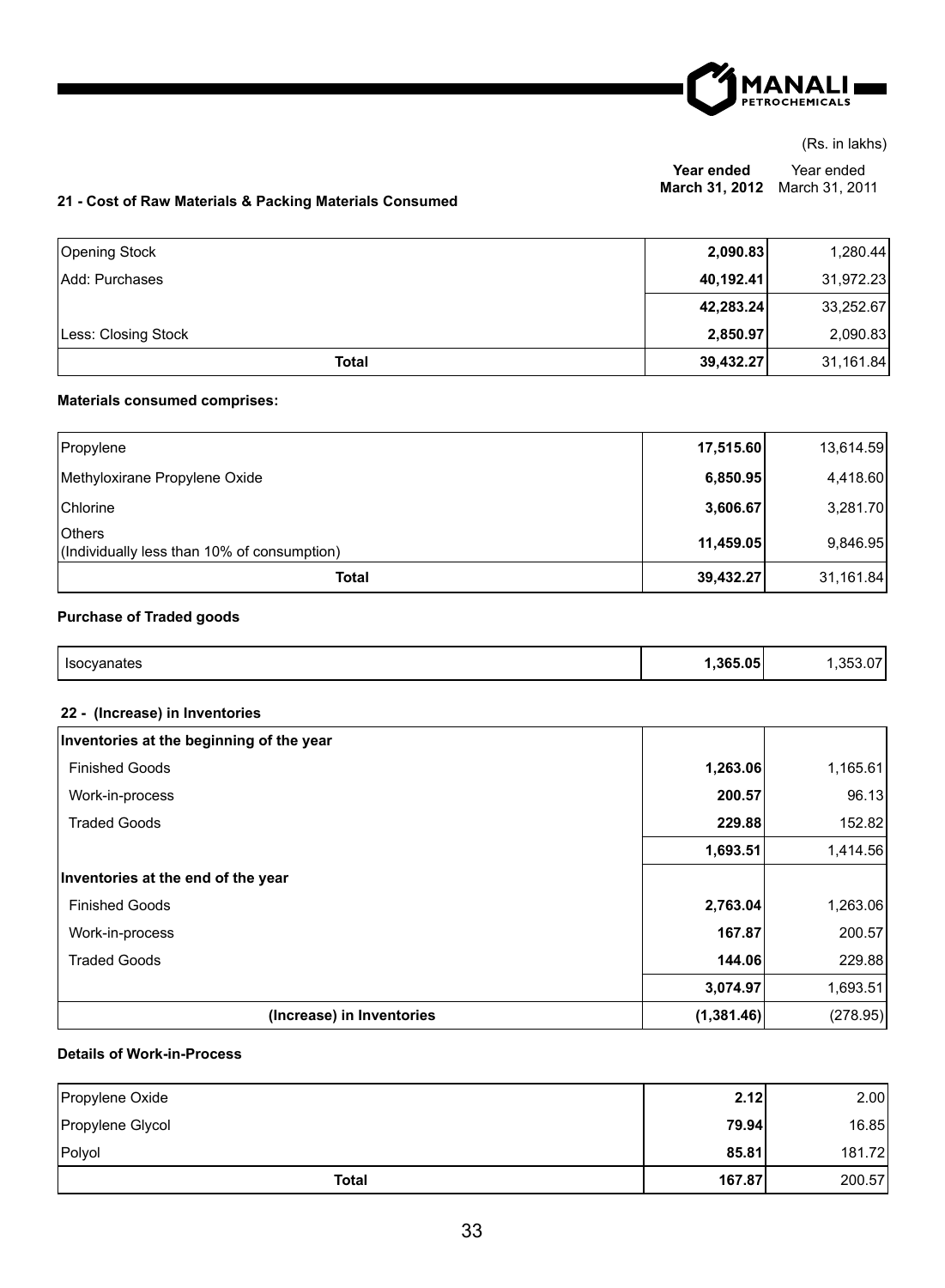(Rs. in lakhs)

### 21 - Cost of Raw Materials & Packing Materials Consumed

| | Year ended March 31, 2012 | Year ended March 31, 2011 |
|---|---|---|
| Opening Stock | **2,090.83** | 1,280.44 |
| Add: Purchases | **40,192.41** | 31,972.23 |
| | **42,283.24** | 33,252.67 |
| Less: Closing Stock | **2,850.97** | 2,090.83 |
| **Total** | **39,432.27** | 31,161.84 |

**Materials consumed comprises:**

| | Year ended March 31, 2012 | Year ended March 31, 2011 |
|---|---|---|
| Propylene | **17,515.60** | 13,614.59 |
| Methyloxirane Propylene Oxide | **6,850.95** | 4,418.60 |
| Chlorine | **3,606.67** | 3,281.70 |
| Others (Individually less than 10% of consumption) | **11,459.05** | 9,846.95 |
| **Total** | **39,432.27** | 31,161.84 |

**Purchase of Traded goods**

| | Year ended March 31, 2012 | Year ended March 31, 2011 |
|---|---|---|
| Isocyanates | **1,365.05** | 1,353.07 |

### 22 - (Increase) in Inventories

| | Year ended March 31, 2012 | Year ended March 31, 2011 |
|---|---|---|
| **Inventories at the beginning of the year** | | |
| Finished Goods | **1,263.06** | 1,165.61 |
| Work-in-process | **200.57** | 96.13 |
| Traded Goods | **229.88** | 152.82 |
| | **1,693.51** | 1,414.56 |
| **Inventories at the end of the year** | | |
| Finished Goods | **2,763.04** | 1,263.06 |
| Work-in-process | **167.87** | 200.57 |
| Traded Goods | **144.06** | 229.88 |
| | **3,074.97** | 1,693.51 |
| **(Increase) in Inventories** | **(1,381.46)** | (278.95) |

**Details of Work-in-Process**

| | Year ended March 31, 2012 | Year ended March 31, 2011 |
|---|---|---|
| Propylene Oxide | **2.12** | 2.00 |
| Propylene Glycol | **79.94** | 16.85 |
| Polyol | **85.81** | 181.72 |
| **Total** | **167.87** | 200.57 |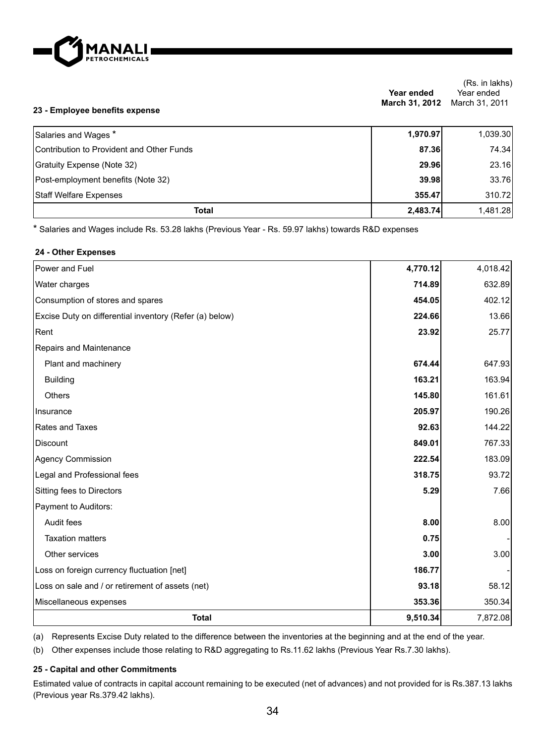(Rs. in lakhs)

### 23 - Employee benefits expense

| | Year ended March 31, 2012 | Year ended March 31, 2011 |
|---|---|---|
| Salaries and Wages * | **1,970.97** | 1,039.30 |
| Contribution to Provident and Other Funds | **87.36** | 74.34 |
| Gratuity Expense (Note 32) | **29.96** | 23.16 |
| Post-employment benefits (Note 32) | **39.98** | 33.76 |
| Staff Welfare Expenses | **355.47** | 310.72 |
| **Total** | **2,483.74** | 1,481.28 |

* Salaries and Wages include Rs. 53.28 lakhs (Previous Year - Rs. 59.97 lakhs) towards R&D expenses

### 24 - Other Expenses

| | Year ended March 31, 2012 | Year ended March 31, 2011 |
|---|---|---|
| Power and Fuel | **4,770.12** | 4,018.42 |
| Water charges | **714.89** | 632.89 |
| Consumption of stores and spares | **454.05** | 402.12 |
| Excise Duty on differential inventory (Refer (a) below) | **224.66** | 13.66 |
| Rent | **23.92** | 25.77 |
| Repairs and Maintenance | | |
| Plant and machinery | **674.44** | 647.93 |
| Building | **163.21** | 163.94 |
| Others | **145.80** | 161.61 |
| Insurance | **205.97** | 190.26 |
| Rates and Taxes | **92.63** | 144.22 |
| Discount | **849.01** | 767.33 |
| Agency Commission | **222.54** | 183.09 |
| Legal and Professional fees | **318.75** | 93.72 |
| Sitting fees to Directors | **5.29** | 7.66 |
| Payment to Auditors: | | |
| Audit fees | **8.00** | 8.00 |
| Taxation matters | **0.75** | - |
| Other services | **3.00** | 3.00 |
| Loss on foreign currency fluctuation [net] | **186.77** | - |
| Loss on sale and / or retirement of assets (net) | **93.18** | 58.12 |
| Miscellaneous expenses | **353.36** | 350.34 |
| **Total** | **9,510.34** | 7,872.08 |

(a) Represents Excise Duty related to the difference between the inventories at the beginning and at the end of the year.

(b) Other expenses include those relating to R&D aggregating to Rs.11.62 lakhs (Previous Year Rs.7.30 lakhs).

### 25 - Capital and other Commitments

Estimated value of contracts in capital account remaining to be executed (net of advances) and not provided for is Rs.387.13 lakhs (Previous year Rs.379.42 lakhs).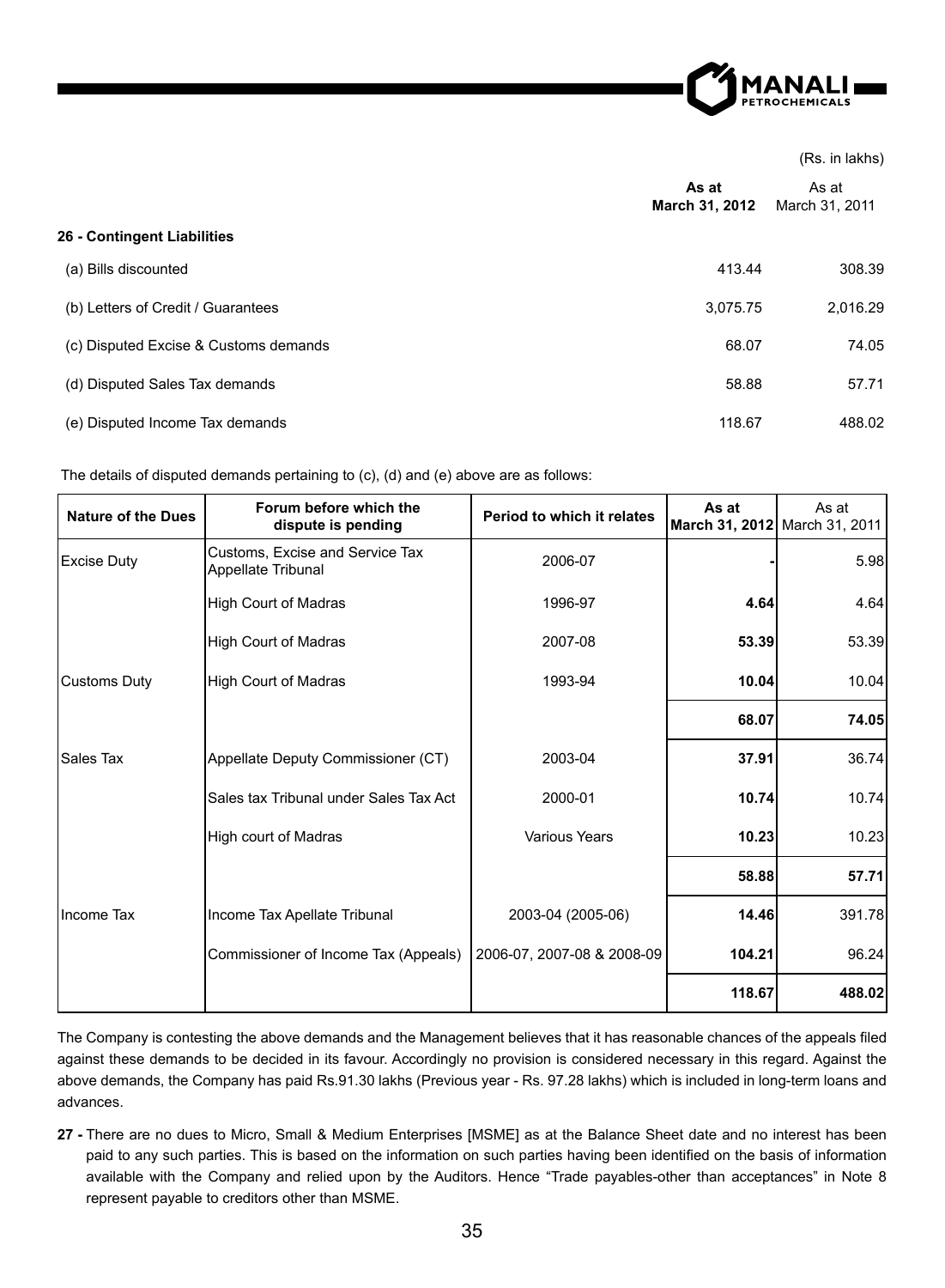(Rs. in lakhs)

| | As at March 31, 2012 | As at March 31, 2011 |
|---|---|---|
| **26 - Contingent Liabilities** | | |
| (a) Bills discounted | 413.44 | 308.39 |
| (b) Letters of Credit / Guarantees | 3,075.75 | 2,016.29 |
| (c) Disputed Excise & Customs demands | 68.07 | 74.05 |
| (d) Disputed Sales Tax demands | 58.88 | 57.71 |
| (e) Disputed Income Tax demands | 118.67 | 488.02 |

The details of disputed demands pertaining to (c), (d) and (e) above are as follows:

| Nature of the Dues | Forum before which the dispute is pending | Period to which it relates | As at March 31, 2012 | As at March 31, 2011 |
|---|---|---|---|---|
| Excise Duty | Customs, Excise and Service Tax Appellate Tribunal | 2006-07 | - | 5.98 |
| | High Court of Madras | 1996-97 | **4.64** | 4.64 |
| | High Court of Madras | 2007-08 | **53.39** | 53.39 |
| Customs Duty | High Court of Madras | 1993-94 | **10.04** | 10.04 |
| | | | **68.07** | **74.05** |
| Sales Tax | Appellate Deputy Commissioner (CT) | 2003-04 | **37.91** | 36.74 |
| | Sales tax Tribunal under Sales Tax Act | 2000-01 | **10.74** | 10.74 |
| | High court of Madras | Various Years | **10.23** | 10.23 |
| | | | **58.88** | **57.71** |
| Income Tax | Income Tax Apellate Tribunal | 2003-04 (2005-06) | **14.46** | 391.78 |
| | Commissioner of Income Tax (Appeals) | 2006-07, 2007-08 & 2008-09 | **104.21** | 96.24 |
| | | | **118.67** | **488.02** |

The Company is contesting the above demands and the Management believes that it has reasonable chances of the appeals filed against these demands to be decided in its favour. Accordingly no provision is considered necessary in this regard. Against the above demands, the Company has paid Rs.91.30 lakhs (Previous year - Rs. 97.28 lakhs) which is included in long-term loans and advances.

**27 -** There are no dues to Micro, Small & Medium Enterprises [MSME] as at the Balance Sheet date and no interest has been paid to any such parties. This is based on the information on such parties having been identified on the basis of information available with the Company and relied upon by the Auditors. Hence "Trade payables-other than acceptances" in Note 8 represent payable to creditors other than MSME.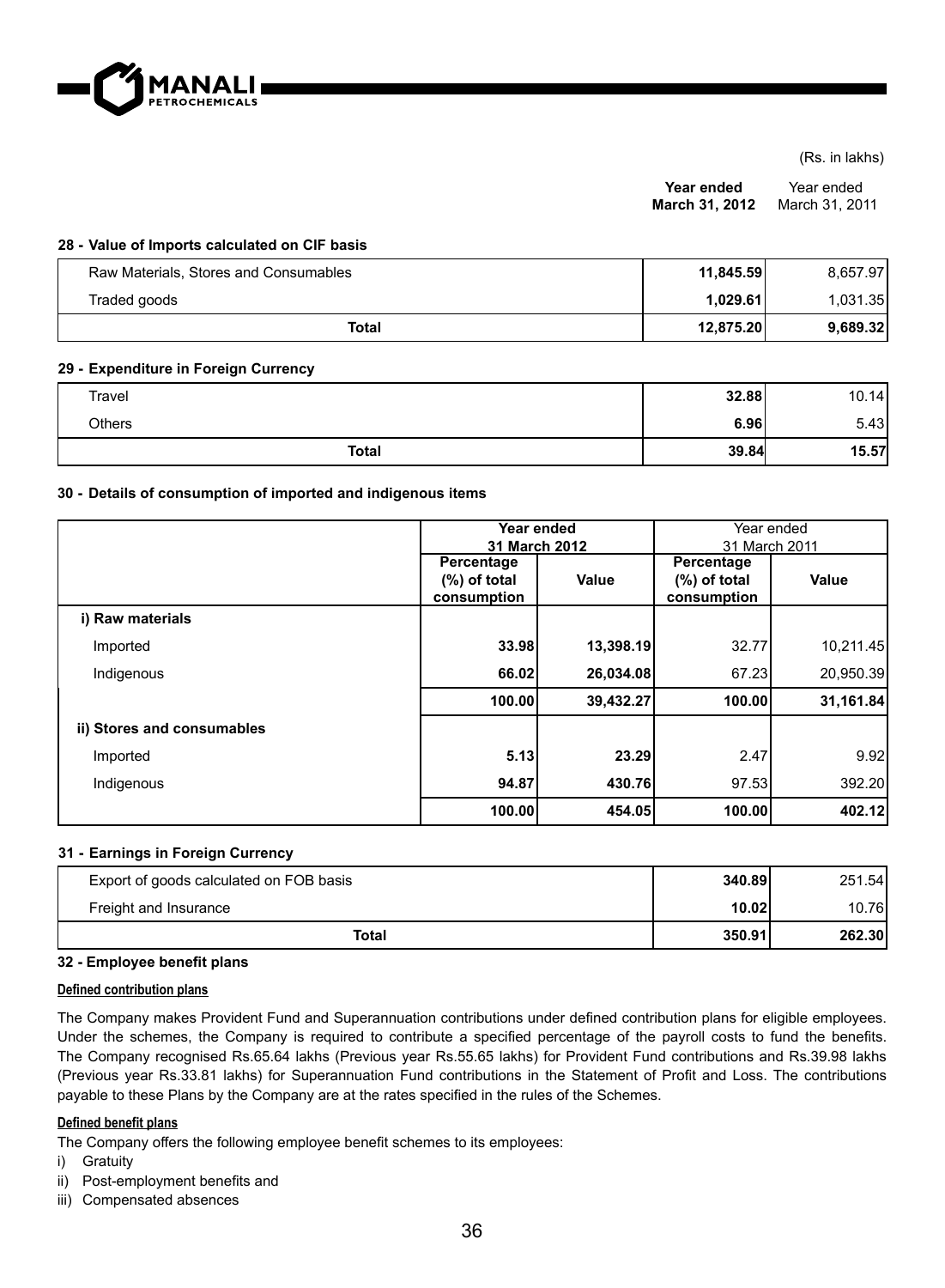(Rs. in lakhs)

| | Year ended March 31, 2012 | Year ended March 31, 2011 |
|---|---|---|

**28 - Value of Imports calculated on CIF basis**

| | Year ended March 31, 2012 | Year ended March 31, 2011 |
|---|---|---|
| Raw Materials, Stores and Consumables | **11,845.59** | 8,657.97 |
| Traded goods | **1,029.61** | 1,031.35 |
| **Total** | **12,875.20** | **9,689.32** |

**29 - Expenditure in Foreign Currency**

| | Year ended March 31, 2012 | Year ended March 31, 2011 |
|---|---|---|
| Travel | **32.88** | 10.14 |
| Others | **6.96** | 5.43 |
| **Total** | **39.84** | **15.57** |

**30 - Details of consumption of imported and indigenous items**

| | **Year ended 31 March 2012** | | Year ended 31 March 2011 | |
|---|---|---|---|---|
| | **Percentage (%) of total consumption** | **Value** | **Percentage (%) of total consumption** | **Value** |
| **i) Raw materials** | | | | |
| Imported | **33.98** | **13,398.19** | 32.77 | 10,211.45 |
| Indigenous | **66.02** | **26,034.08** | 67.23 | 20,950.39 |
| | **100.00** | **39,432.27** | **100.00** | **31,161.84** |
| **ii) Stores and consumables** | | | | |
| Imported | **5.13** | **23.29** | 2.47 | 9.92 |
| Indigenous | **94.87** | **430.76** | 97.53 | 392.20 |
| | **100.00** | **454.05** | **100.00** | **402.12** |

**31 - Earnings in Foreign Currency**

| | Year ended March 31, 2012 | Year ended March 31, 2011 |
|---|---|---|
| Export of goods calculated on FOB basis | **340.89** | 251.54 |
| Freight and Insurance | **10.02** | 10.76 |
| **Total** | **350.91** | **262.30** |

**32 - Employee benefit plans**

**Defined contribution plans**

The Company makes Provident Fund and Superannuation contributions under defined contribution plans for eligible employees. Under the schemes, the Company is required to contribute a specified percentage of the payroll costs to fund the benefits. The Company recognised Rs.65.64 lakhs (Previous year Rs.55.65 lakhs) for Provident Fund contributions and Rs.39.98 lakhs (Previous year Rs.33.81 lakhs) for Superannuation Fund contributions in the Statement of Profit and Loss. The contributions payable to these Plans by the Company are at the rates specified in the rules of the Schemes.

**Defined benefit plans**

The Company offers the following employee benefit schemes to its employees:

i) Gratuity
ii) Post-employment benefits and
iii) Compensated absences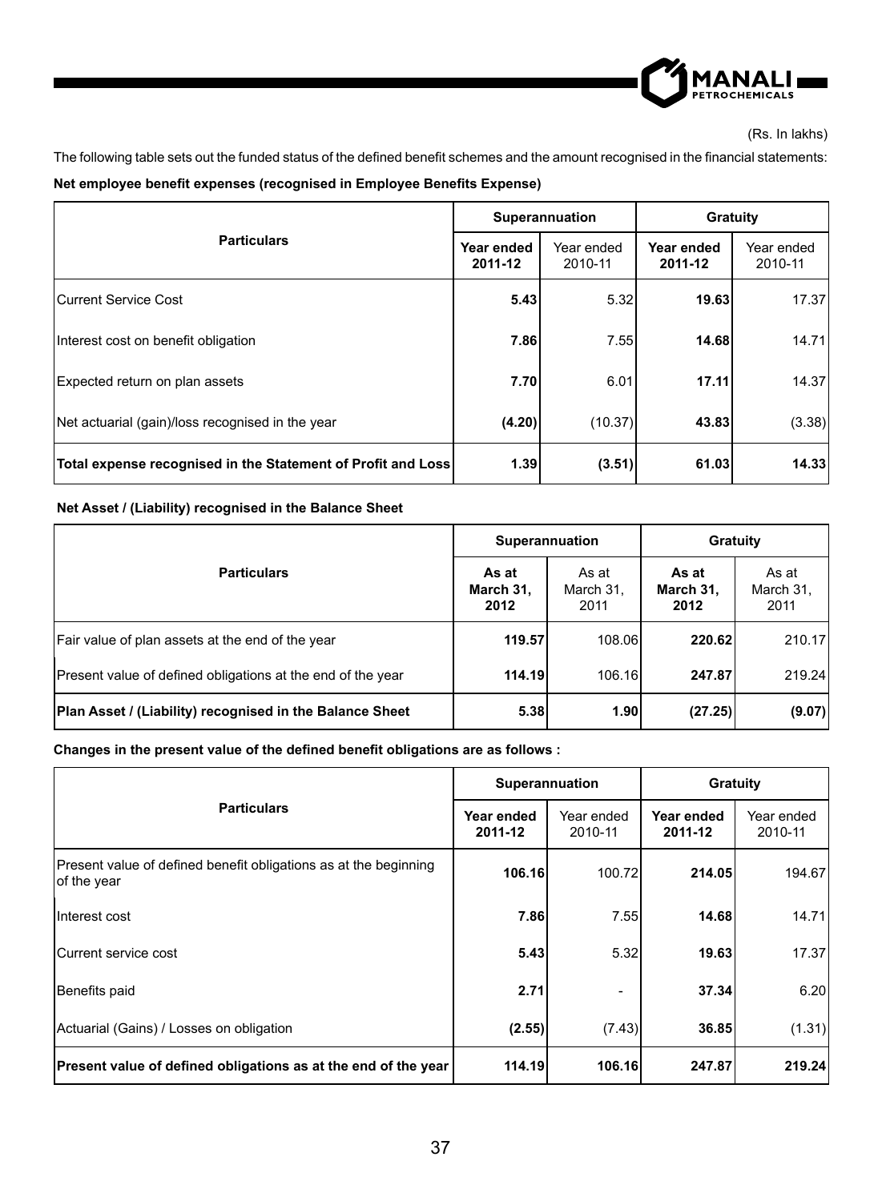(Rs. In lakhs)

The following table sets out the funded status of the defined benefit schemes and the amount recognised in the financial statements:

**Net employee benefit expenses (recognised in Employee Benefits Expense)**

| Particulars | Superannuation | | Gratuity | |
|---|---|---|---|---|
| | **Year ended 2011-12** | Year ended 2010-11 | **Year ended 2011-12** | Year ended 2010-11 |
| Current Service Cost | **5.43** | 5.32 | **19.63** | 17.37 |
| Interest cost on benefit obligation | **7.86** | 7.55 | **14.68** | 14.71 |
| Expected return on plan assets | **7.70** | 6.01 | **17.11** | 14.37 |
| Net actuarial (gain)/loss recognised in the year | **(4.20)** | (10.37) | **43.83** | (3.38) |
| **Total expense recognised in the Statement of Profit and Loss** | **1.39** | **(3.51)** | **61.03** | **14.33** |

**Net Asset / (Liability) recognised in the Balance Sheet**

| Particulars | Superannuation | | Gratuity | |
|---|---|---|---|---|
| | **As at March 31, 2012** | As at March 31, 2011 | **As at March 31, 2012** | As at March 31, 2011 |
| Fair value of plan assets at the end of the year | **119.57** | 108.06 | **220.62** | 210.17 |
| Present value of defined obligations at the end of the year | **114.19** | 106.16 | **247.87** | 219.24 |
| **Plan Asset / (Liability) recognised in the Balance Sheet** | **5.38** | **1.90** | **(27.25)** | **(9.07)** |

**Changes in the present value of the defined benefit obligations are as follows :**

| Particulars | Superannuation | | Gratuity | |
|---|---|---|---|---|
| | **Year ended 2011-12** | Year ended 2010-11 | **Year ended 2011-12** | Year ended 2010-11 |
| Present value of defined benefit obligations as at the beginning of the year | **106.16** | 100.72 | **214.05** | 194.67 |
| Interest cost | **7.86** | 7.55 | **14.68** | 14.71 |
| Current service cost | **5.43** | 5.32 | **19.63** | 17.37 |
| Benefits paid | **2.71** | - | **37.34** | 6.20 |
| Actuarial (Gains) / Losses on obligation | **(2.55)** | (7.43) | **36.85** | (1.31) |
| **Present value of defined obligations as at the end of the year** | **114.19** | **106.16** | **247.87** | **219.24** |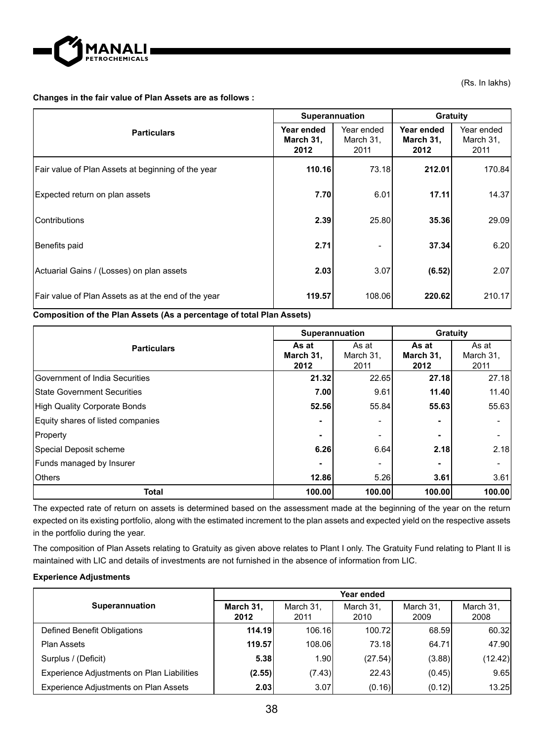(Rs. In lakhs)

**Changes in the fair value of Plan Assets are as follows :**

| Particulars | Superannuation | | Gratuity | |
|---|---|---|---|---|
| | **Year ended March 31, 2012** | Year ended March 31, 2011 | **Year ended March 31, 2012** | Year ended March 31, 2011 |
| Fair value of Plan Assets at beginning of the year | **110.16** | 73.18 | **212.01** | 170.84 |
| Expected return on plan assets | **7.70** | 6.01 | **17.11** | 14.37 |
| Contributions | **2.39** | 25.80 | **35.36** | 29.09 |
| Benefits paid | **2.71** | - | **37.34** | 6.20 |
| Actuarial Gains / (Losses) on plan assets | **2.03** | 3.07 | **(6.52)** | 2.07 |
| Fair value of Plan Assets as at the end of the year | **119.57** | 108.06 | **220.62** | 210.17 |

**Composition of the Plan Assets (As a percentage of total Plan Assets)**

| Particulars | Superannuation | | Gratuity | |
|---|---|---|---|---|
| | **As at March 31, 2012** | As at March 31, 2011 | **As at March 31, 2012** | As at March 31, 2011 |
| Government of India Securities | **21.32** | 22.65 | **27.18** | 27.18 |
| State Government Securities | **7.00** | 9.61 | **11.40** | 11.40 |
| High Quality Corporate Bonds | **52.56** | 55.84 | **55.63** | 55.63 |
| Equity shares of listed companies | **-** | - | **-** | - |
| Property | **-** | - | **-** | - |
| Special Deposit scheme | **6.26** | 6.64 | **2.18** | 2.18 |
| Funds managed by Insurer | **-** | - | **-** | - |
| Others | **12.86** | 5.26 | **3.61** | 3.61 |
| **Total** | **100.00** | **100.00** | **100.00** | **100.00** |

The expected rate of return on assets is determined based on the assessment made at the beginning of the year on the return expected on its existing portfolio, along with the estimated increment to the plan assets and expected yield on the respective assets in the portfolio during the year.

The composition of Plan Assets relating to Gratuity as given above relates to Plant I only. The Gratuity Fund relating to Plant II is maintained with LIC and details of investments are not furnished in the absence of information from LIC.

**Experience Adjustments**

| Superannuation | Year ended | | | | |
|---|---|---|---|---|---|
| | **March 31, 2012** | March 31, 2011 | March 31, 2010 | March 31, 2009 | March 31, 2008 |
| Defined Benefit Obligations | **114.19** | 106.16 | 100.72 | 68.59 | 60.32 |
| Plan Assets | **119.57** | 108.06 | 73.18 | 64.71 | 47.90 |
| Surplus / (Deficit) | **5.38** | 1.90 | (27.54) | (3.88) | (12.42) |
| Experience Adjustments on Plan Liabilities | **(2.55)** | (7.43) | 22.43 | (0.45) | 9.65 |
| Experience Adjustments on Plan Assets | **2.03** | 3.07 | (0.16) | (0.12) | 13.25 |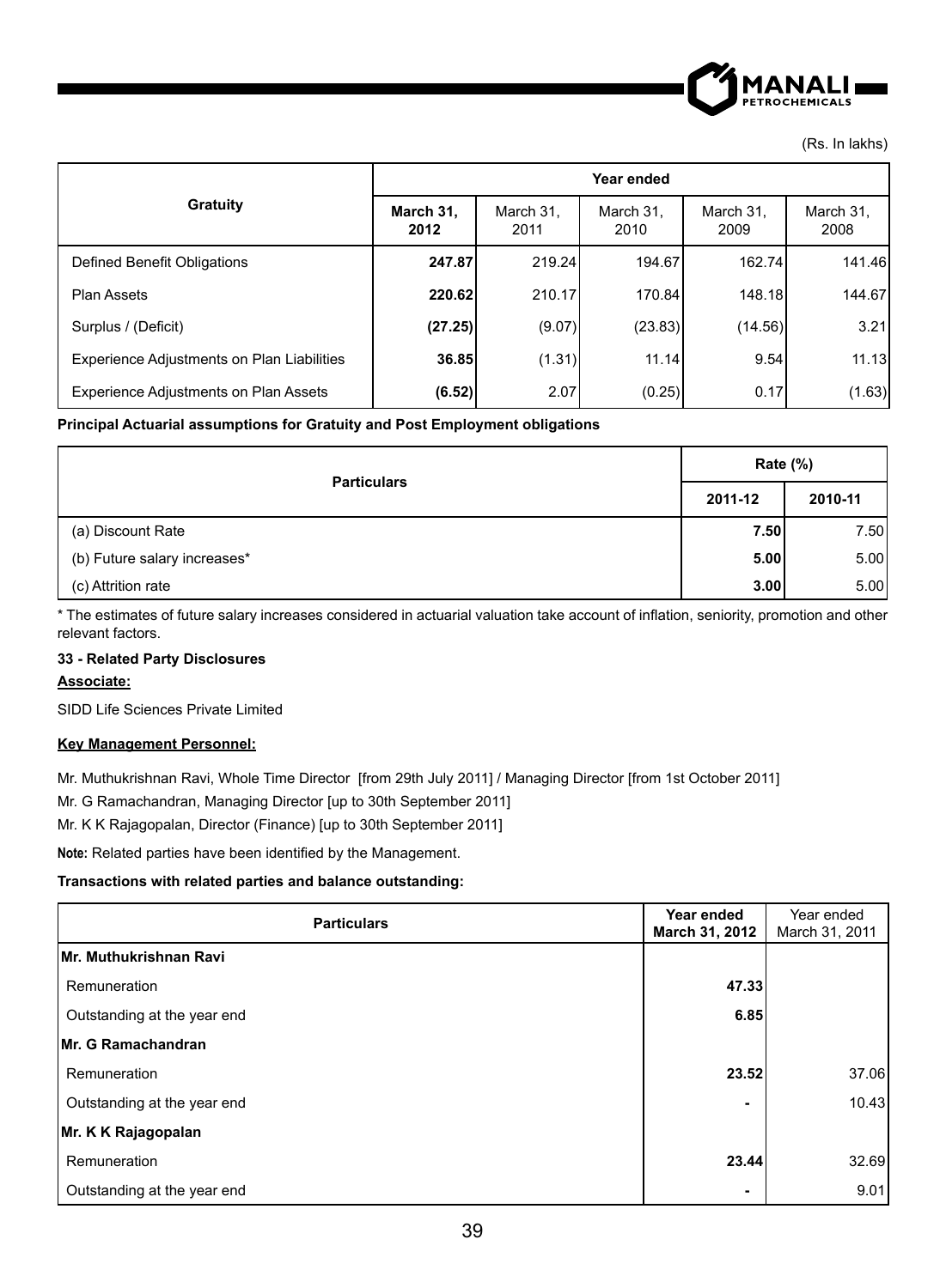(Rs. In lakhs)

| Gratuity | Year ended | | | | |
|---|---|---|---|---|---|
| | **March 31, 2012** | March 31, 2011 | March 31, 2010 | March 31, 2009 | March 31, 2008 |
| Defined Benefit Obligations | **247.87** | 219.24 | 194.67 | 162.74 | 141.46 |
| Plan Assets | **220.62** | 210.17 | 170.84 | 148.18 | 144.67 |
| Surplus / (Deficit) | **(27.25)** | (9.07) | (23.83) | (14.56) | 3.21 |
| Experience Adjustments on Plan Liabilities | **36.85** | (1.31) | 11.14 | 9.54 | 11.13 |
| Experience Adjustments on Plan Assets | **(6.52)** | 2.07 | (0.25) | 0.17 | (1.63) |

**Principal Actuarial assumptions for Gratuity and Post Employment obligations**

| Particulars | Rate (%) | |
|---|---|---|
| | **2011-12** | **2010-11** |
| (a) Discount Rate | **7.50** | 7.50 |
| (b) Future salary increases* | **5.00** | 5.00 |
| (c) Attrition rate | **3.00** | 5.00 |

* The estimates of future salary increases considered in actuarial valuation take account of inflation, seniority, promotion and other relevant factors.

### 33 - Related Party Disclosures

**Associate:**

SIDD Life Sciences Private Limited

**Key Management Personnel:**

Mr. Muthukrishnan Ravi, Whole Time Director [from 29th July 2011] / Managing Director [from 1st October 2011]

Mr. G Ramachandran, Managing Director [up to 30th September 2011]

Mr. K K Rajagopalan, Director (Finance) [up to 30th September 2011]

**Note:** Related parties have been identified by the Management.

**Transactions with related parties and balance outstanding:**

| Particulars | **Year ended March 31, 2012** | Year ended March 31, 2011 |
|---|---|---|
| **Mr. Muthukrishnan Ravi** | | |
| Remuneration | **47.33** | |
| Outstanding at the year end | **6.85** | |
| **Mr. G Ramachandran** | | |
| Remuneration | **23.52** | 37.06 |
| Outstanding at the year end | **-** | 10.43 |
| **Mr. K K Rajagopalan** | | |
| Remuneration | **23.44** | 32.69 |
| Outstanding at the year end | **-** | 9.01 |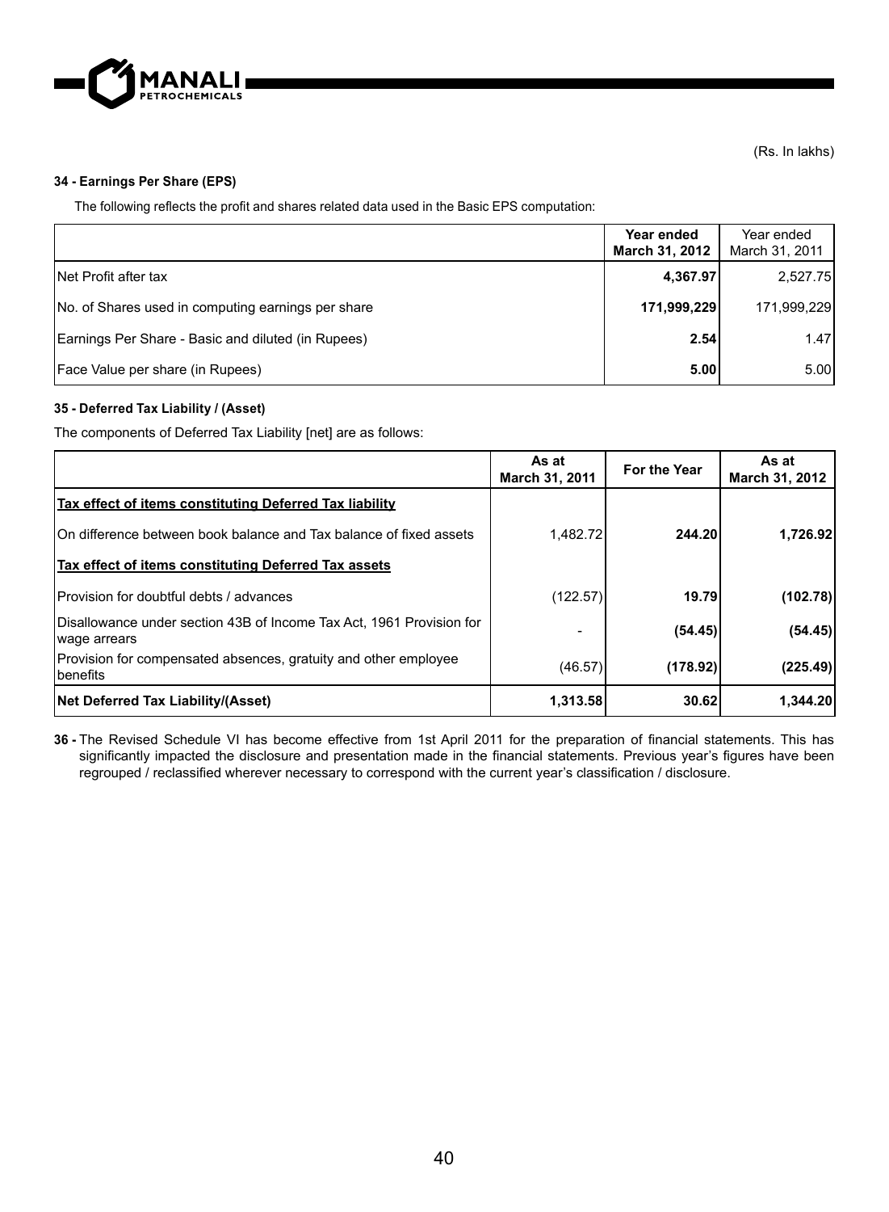(Rs. In lakhs)

#### 34 - Earnings Per Share (EPS)

The following reflects the profit and shares related data used in the Basic EPS computation:

| | **Year ended March 31, 2012** | Year ended March 31, 2011 |
|---|---|---|
| Net Profit after tax | **4,367.97** | 2,527.75 |
| No. of Shares used in computing earnings per share | **171,999,229** | 171,999,229 |
| Earnings Per Share - Basic and diluted (in Rupees) | **2.54** | 1.47 |
| Face Value per share (in Rupees) | **5.00** | 5.00 |

#### 35 - Deferred Tax Liability / (Asset)

The components of Deferred Tax Liability [net] are as follows:

| | **As at March 31, 2011** | **For the Year** | **As at March 31, 2012** |
|---|---|---|---|
| **Tax effect of items constituting Deferred Tax liability** | | | |
| On difference between book balance and Tax balance of fixed assets | 1,482.72 | **244.20** | **1,726.92** |
| **Tax effect of items constituting Deferred Tax assets** | | | |
| Provision for doubtful debts / advances | (122.57) | **19.79** | **(102.78)** |
| Disallowance under section 43B of Income Tax Act, 1961 Provision for wage arrears | - | **(54.45)** | **(54.45)** |
| Provision for compensated absences, gratuity and other employee benefits | (46.57) | **(178.92)** | **(225.49)** |
| **Net Deferred Tax Liability/(Asset)** | **1,313.58** | **30.62** | **1,344.20** |

**36 -** The Revised Schedule VI has become effective from 1st April 2011 for the preparation of financial statements. This has significantly impacted the disclosure and presentation made in the financial statements. Previous year's figures have been regrouped / reclassified wherever necessary to correspond with the current year's classification / disclosure.